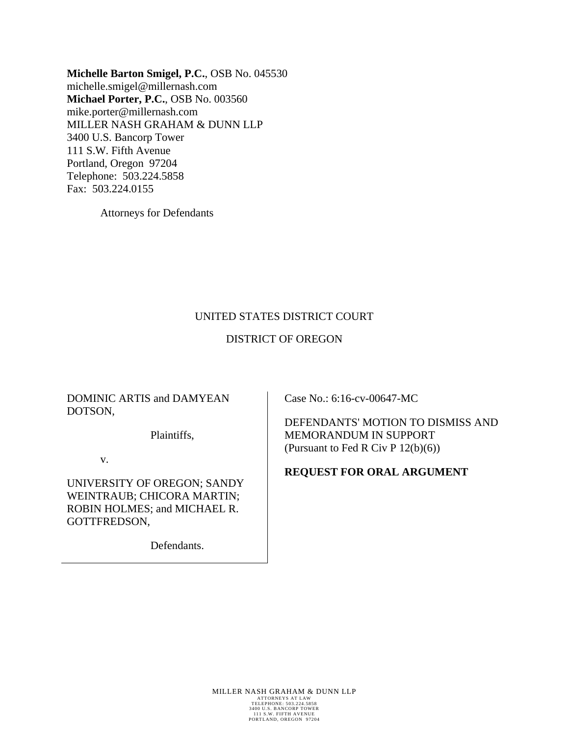**Michelle Barton Smigel, P.C.**, OSB No. 045530
michelle.smigel@millernash.com
**Michael Porter, P.C.**, OSB No. 003560
mike.porter@millernash.com
MILLER NASH GRAHAM & DUNN LLP
3400 U.S. Bancorp Tower
111 S.W. Fifth Avenue
Portland, Oregon 97204
Telephone: 503.224.5858
Fax: 503.224.0155

Attorneys for Defendants

UNITED STATES DISTRICT COURT

DISTRICT OF OREGON

DOMINIC ARTIS and DAMYEAN DOTSON,

Plaintiffs,

v.

UNIVERSITY OF OREGON; SANDY WEINTRAUB; CHICORA MARTIN; ROBIN HOLMES; and MICHAEL R. GOTTFREDSON,

Defendants.

Case No.: 6:16-cv-00647-MC

DEFENDANTS' MOTION TO DISMISS AND MEMORANDUM IN SUPPORT
(Pursuant to Fed R Civ P 12(b)(6))

**REQUEST FOR ORAL ARGUMENT**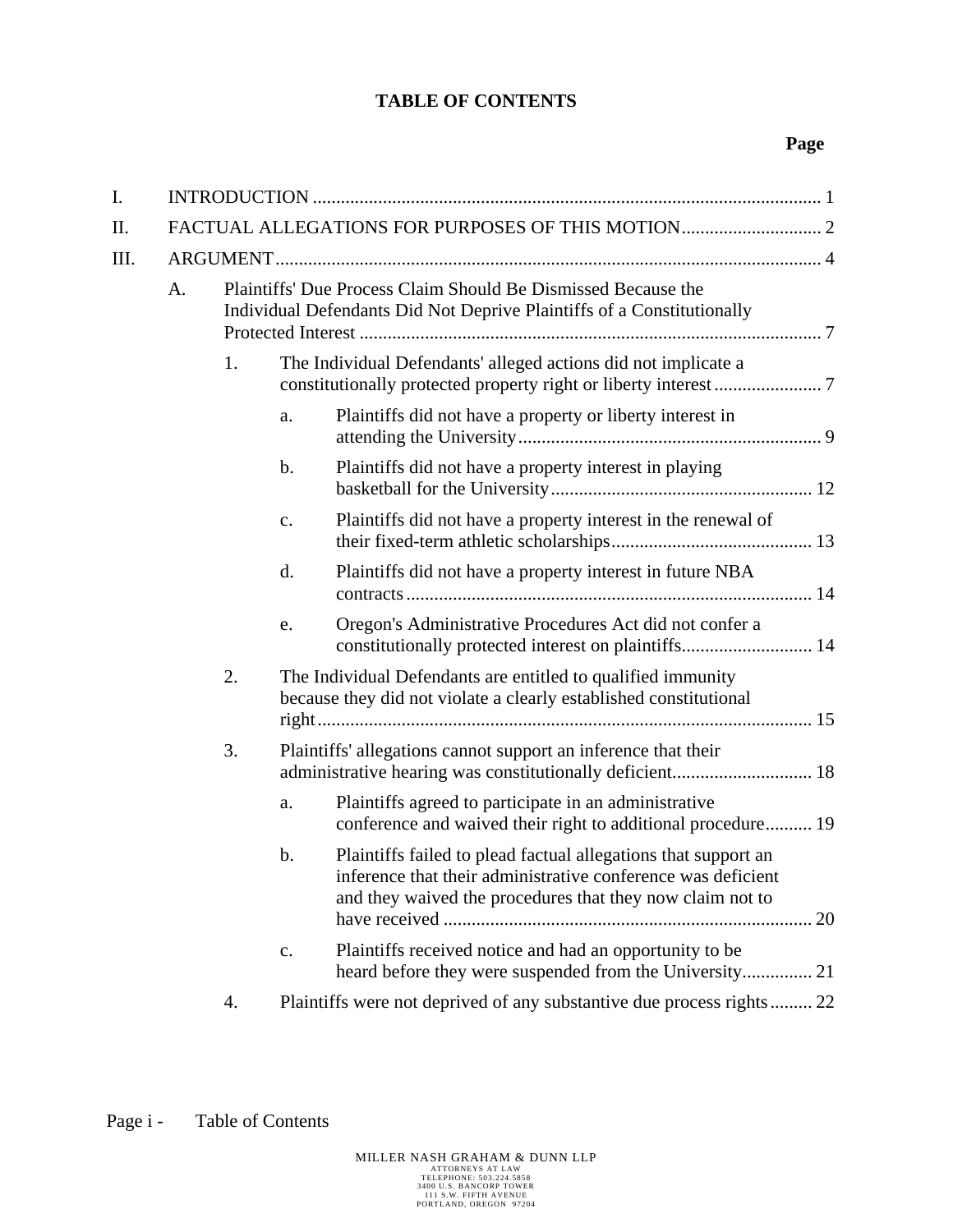# TABLE OF CONTENTS

**Page**

- I. INTRODUCTION ............................................................ 1
- II. FACTUAL ALLEGATIONS FOR PURPOSES OF THIS MOTION ............................ 2
- III. ARGUMENT ............................................................ 4
  - A. Plaintiffs' Due Process Claim Should Be Dismissed Because the Individual Defendants Did Not Deprive Plaintiffs of a Constitutionally Protected Interest ............................................................ 7
    - 1. The Individual Defendants' alleged actions did not implicate a constitutionally protected property right or liberty interest ............................ 7
      - a. Plaintiffs did not have a property or liberty interest in attending the University ............................................................ 9
      - b. Plaintiffs did not have a property interest in playing basketball for the University ............................................................ 12
      - c. Plaintiffs did not have a property interest in the renewal of their fixed-term athletic scholarships ............................................................ 13
      - d. Plaintiffs did not have a property interest in future NBA contracts ............................................................ 14
      - e. Oregon's Administrative Procedures Act did not confer a constitutionally protected interest on plaintiffs ............................................................ 14
    - 2. The Individual Defendants are entitled to qualified immunity because they did not violate a clearly established constitutional right ............................................................ 15
    - 3. Plaintiffs' allegations cannot support an inference that their administrative hearing was constitutionally deficient ............................................................ 18
      - a. Plaintiffs agreed to participate in an administrative conference and waived their right to additional procedure .......... 19
      - b. Plaintiffs failed to plead factual allegations that support an inference that their administrative conference was deficient and they waived the procedures that they now claim not to have received ............................................................ 20
      - c. Plaintiffs received notice and had an opportunity to be heard before they were suspended from the University ............... 21
    - 4. Plaintiffs were not deprived of any substantive due process rights ......... 22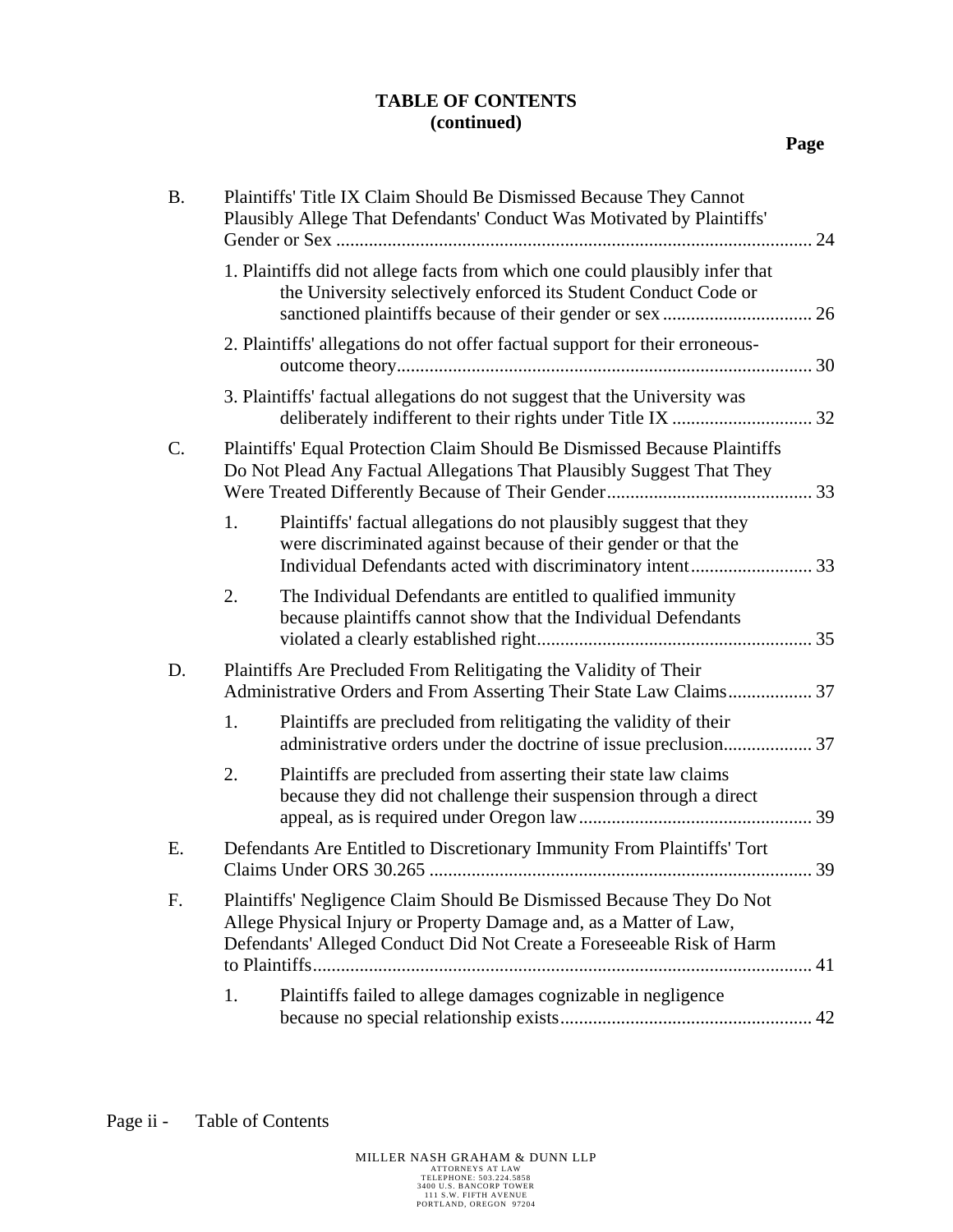**TABLE OF CONTENTS (continued)**

| | | Page |
|---|---|---|
| B. | Plaintiffs' Title IX Claim Should Be Dismissed Because They Cannot Plausibly Allege That Defendants' Conduct Was Motivated by Plaintiffs' Gender or Sex | 24 |
| | 1. Plaintiffs did not allege facts from which one could plausibly infer that the University selectively enforced its Student Conduct Code or sanctioned plaintiffs because of their gender or sex | 26 |
| | 2. Plaintiffs' allegations do not offer factual support for their erroneous-outcome theory | 30 |
| | 3. Plaintiffs' factual allegations do not suggest that the University was deliberately indifferent to their rights under Title IX | 32 |
| C. | Plaintiffs' Equal Protection Claim Should Be Dismissed Because Plaintiffs Do Not Plead Any Factual Allegations That Plausibly Suggest That They Were Treated Differently Because of Their Gender | 33 |
| | 1. Plaintiffs' factual allegations do not plausibly suggest that they were discriminated against because of their gender or that the Individual Defendants acted with discriminatory intent | 33 |
| | 2. The Individual Defendants are entitled to qualified immunity because plaintiffs cannot show that the Individual Defendants violated a clearly established right | 35 |
| D. | Plaintiffs Are Precluded From Relitigating the Validity of Their Administrative Orders and From Asserting Their State Law Claims | 37 |
| | 1. Plaintiffs are precluded from relitigating the validity of their administrative orders under the doctrine of issue preclusion | 37 |
| | 2. Plaintiffs are precluded from asserting their state law claims because they did not challenge their suspension through a direct appeal, as is required under Oregon law | 39 |
| E. | Defendants Are Entitled to Discretionary Immunity From Plaintiffs' Tort Claims Under ORS 30.265 | 39 |
| F. | Plaintiffs' Negligence Claim Should Be Dismissed Because They Do Not Allege Physical Injury or Property Damage and, as a Matter of Law, Defendants' Alleged Conduct Did Not Create a Foreseeable Risk of Harm to Plaintiffs | 41 |
| | 1. Plaintiffs failed to allege damages cognizable in negligence because no special relationship exists | 42 |

Page ii - Table of Contents

MILLER NASH GRAHAM & DUNN LLP
ATTORNEYS AT LAW
TELEPHONE: 503.224.5858
3400 U.S. BANCORP TOWER
111 S.W. FIFTH AVENUE
PORTLAND, OREGON 97204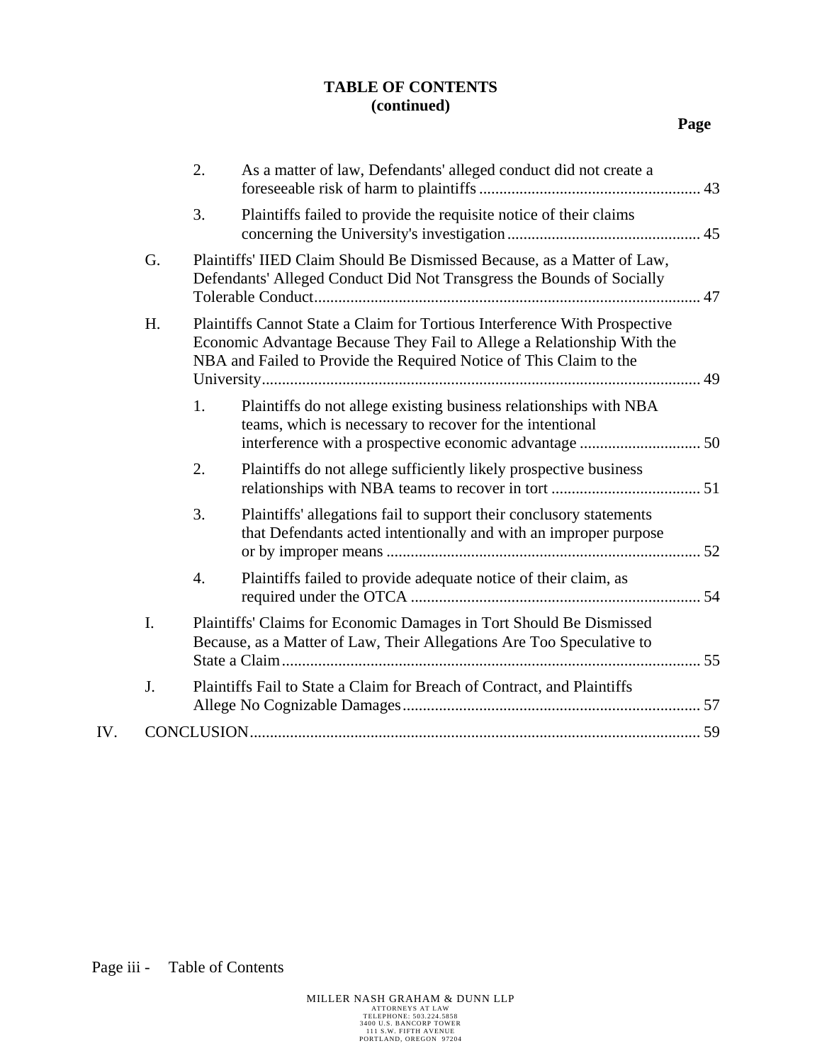**TABLE OF CONTENTS**
**(continued)**

**Page**

2. As a matter of law, Defendants' alleged conduct did not create a foreseeable risk of harm to plaintiffs ....................................................... 43

3. Plaintiffs failed to provide the requisite notice of their claims concerning the University's investigation ................................................ 45

G. Plaintiffs' IIED Claim Should Be Dismissed Because, as a Matter of Law, Defendants' Alleged Conduct Did Not Transgress the Bounds of Socially Tolerable Conduct................................................................................................ 47

H. Plaintiffs Cannot State a Claim for Tortious Interference With Prospective Economic Advantage Because They Fail to Allege a Relationship With the NBA and Failed to Provide the Required Notice of This Claim to the University............................................................................................................ 49

1. Plaintiffs do not allege existing business relationships with NBA teams, which is necessary to recover for the intentional interference with a prospective economic advantage .............................. 50

2. Plaintiffs do not allege sufficiently likely prospective business relationships with NBA teams to recover in tort ..................................... 51

3. Plaintiffs' allegations fail to support their conclusory statements that Defendants acted intentionally and with an improper purpose or by improper means .............................................................................. 52

4. Plaintiffs failed to provide adequate notice of their claim, as required under the OTCA ........................................................................ 54

I. Plaintiffs' Claims for Economic Damages in Tort Should Be Dismissed Because, as a Matter of Law, Their Allegations Are Too Speculative to State a Claim......................................................................................................... 55

J. Plaintiffs Fail to State a Claim for Breach of Contract, and Plaintiffs Allege No Cognizable Damages.......................................................................... 57

IV. CONCLUSION............................................................................................................... 59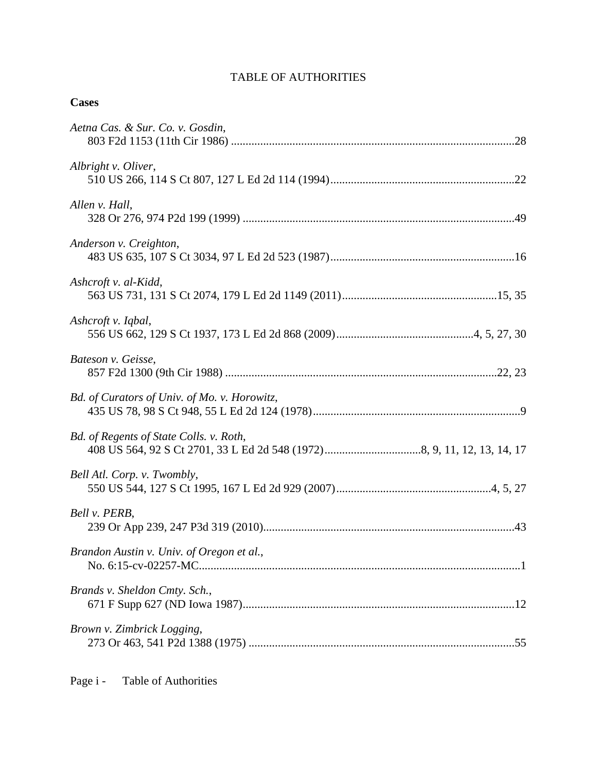# TABLE OF AUTHORITIES

**Cases**

*Aetna Cas. & Sur. Co. v. Gosdin*,
803 F2d 1153 (11th Cir 1986) ....................................................................................................28

*Albright v. Oliver*,
510 US 266, 114 S Ct 807, 127 L Ed 2d 114 (1994)...............................................................22

*Allen v. Hall*,
328 Or 276, 974 P2d 199 (1999) ............................................................................................49

*Anderson v. Creighton*,
483 US 635, 107 S Ct 3034, 97 L Ed 2d 523 (1987)...............................................................16

*Ashcroft v. al-Kidd*,
563 US 731, 131 S Ct 2074, 179 L Ed 2d 1149 (2011).....................................................15, 35

*Ashcroft v. Iqbal*,
556 US 662, 129 S Ct 1937, 173 L Ed 2d 868 (2009)..............................................4, 5, 27, 30

*Bateson v. Geisse*,
857 F2d 1300 (9th Cir 1988) ............................................................................................22, 23

*Bd. of Curators of Univ. of Mo. v. Horowitz*,
435 US 78, 98 S Ct 948, 55 L Ed 2d 124 (1978).......................................................................9

*Bd. of Regents of State Colls. v. Roth*,
408 US 564, 92 S Ct 2701, 33 L Ed 2d 548 (1972)................................8, 9, 11, 12, 13, 14, 17

*Bell Atl. Corp. v. Twombly*,
550 US 544, 127 S Ct 1995, 167 L Ed 2d 929 (2007)....................................................4, 5, 27

*Bell v. PERB*,
239 Or App 239, 247 P3d 319 (2010)....................................................................................43

*Brandon Austin v. Univ. of Oregon et al.*,
No. 6:15-cv-02257-MC.............................................................................................................1

*Brands v. Sheldon Cmty. Sch.*,
671 F Supp 627 (ND Iowa 1987)............................................................................................12

*Brown v. Zimbrick Logging*,
273 Or 463, 541 P2d 1388 (1975) ..........................................................................................55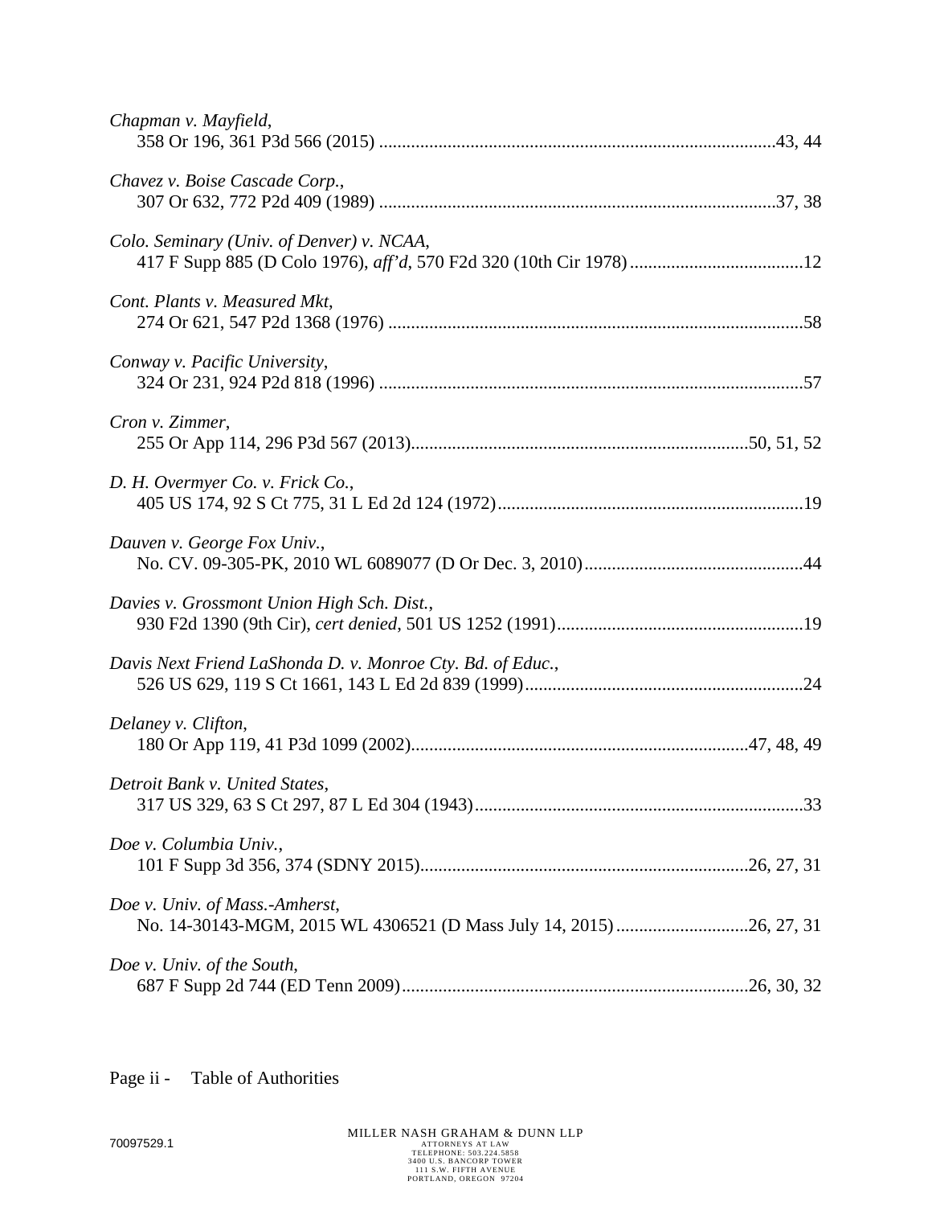*Chapman v. Mayfield*,
358 Or 196, 361 P3d 566 (2015) ......................................................................................43, 44

*Chavez v. Boise Cascade Corp.*,
307 Or 632, 772 P2d 409 (1989) ......................................................................................37, 38

*Colo. Seminary (Univ. of Denver) v. NCAA*,
417 F Supp 885 (D Colo 1976), *aff'd*, 570 F2d 320 (10th Cir 1978)......................................12

*Cont. Plants v. Measured Mkt*,
274 Or 621, 547 P2d 1368 (1976) ..........................................................................................58

*Conway v. Pacific University*,
324 Or 231, 924 P2d 818 (1996) ............................................................................................57

*Cron v. Zimmer*,
255 Or App 114, 296 P3d 567 (2013).........................................................................50, 51, 52

*D. H. Overmyer Co. v. Frick Co.*,
405 US 174, 92 S Ct 775, 31 L Ed 2d 124 (1972)..................................................................19

*Dauven v. George Fox Univ.*,
No. CV. 09-305-PK, 2010 WL 6089077 (D Or Dec. 3, 2010)................................................44

*Davies v. Grossmont Union High Sch. Dist.*,
930 F2d 1390 (9th Cir), *cert denied*, 501 US 1252 (1991)......................................................19

*Davis Next Friend LaShonda D. v. Monroe Cty. Bd. of Educ.*,
526 US 629, 119 S Ct 1661, 143 L Ed 2d 839 (1999)............................................................24

*Delaney v. Clifton*,
180 Or App 119, 41 P3d 1099 (2002).........................................................................47, 48, 49

*Detroit Bank v. United States*,
317 US 329, 63 S Ct 297, 87 L Ed 304 (1943)........................................................................33

*Doe v. Columbia Univ.*,
101 F Supp 3d 356, 374 (SDNY 2015).......................................................................26, 27, 31

*Doe v. Univ. of Mass.-Amherst*,
No. 14-30143-MGM, 2015 WL 4306521 (D Mass July 14, 2015)............................26, 27, 31

*Doe v. Univ. of the South*,
687 F Supp 2d 744 (ED Tenn 2009)............................................................................26, 30, 32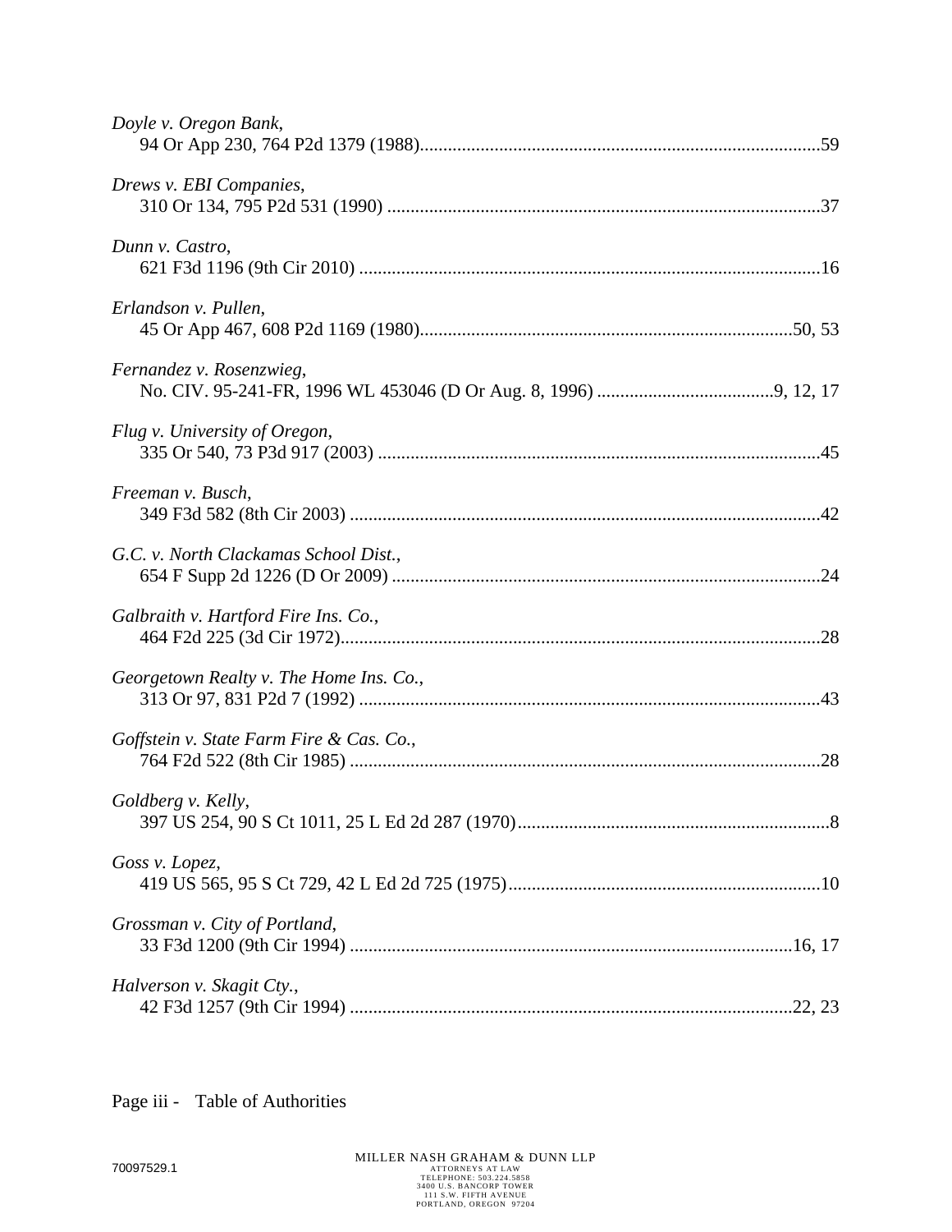*Doyle v. Oregon Bank*,
94 Or App 230, 764 P2d 1379 (1988)......................................................................................59

*Drews v. EBI Companies*,
310 Or 134, 795 P2d 531 (1990) .............................................................................................37

*Dunn v. Castro*,
621 F3d 1196 (9th Cir 2010) ...................................................................................................16

*Erlandson v. Pullen*,
45 Or App 467, 608 P2d 1169 (1980)................................................................................50, 53

*Fernandez v. Rosenzwieg*,
No. CIV. 95-241-FR, 1996 WL 453046 (D Or Aug. 8, 1996) ......................................9, 12, 17

*Flug v. University of Oregon*,
335 Or 540, 73 P3d 917 (2003) ...............................................................................................45

*Freeman v. Busch*,
349 F3d 582 (8th Cir 2003) .....................................................................................................42

*G.C. v. North Clackamas School Dist.*,
654 F Supp 2d 1226 (D Or 2009) ............................................................................................24

*Galbraith v. Hartford Fire Ins. Co.*,
464 F2d 225 (3d Cir 1972).......................................................................................................28

*Georgetown Realty v. The Home Ins. Co.*,
313 Or 97, 831 P2d 7 (1992) ..................................................................................................43

*Goffstein v. State Farm Fire & Cas. Co.*,
764 F2d 522 (8th Cir 1985) .....................................................................................................28

*Goldberg v. Kelly*,
397 US 254, 90 S Ct 1011, 25 L Ed 2d 287 (1970)...................................................................8

*Goss v. Lopez*,
419 US 565, 95 S Ct 729, 42 L Ed 2d 725 (1975)...................................................................10

*Grossman v. City of Portland*,
33 F3d 1200 (9th Cir 1994) ...............................................................................................16, 17

*Halverson v. Skagit Cty.*,
42 F3d 1257 (9th Cir 1994) ...............................................................................................22, 23

Page iii - Table of Authorities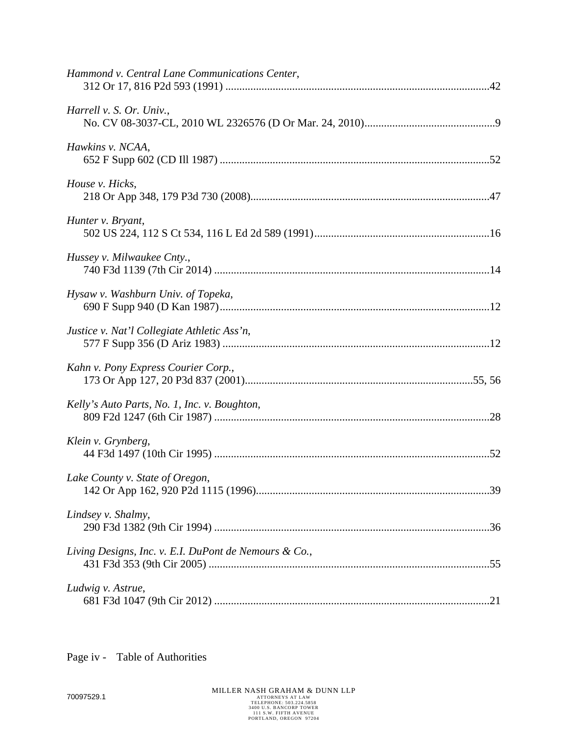*Hammond v. Central Lane Communications Center*,
312 Or 17, 816 P2d 593 (1991) ....................................................................................42

*Harrell v. S. Or. Univ.*,
No. CV 08-3037-CL, 2010 WL 2326576 (D Or Mar. 24, 2010)...............................................9

*Hawkins v. NCAA*,
652 F Supp 602 (CD Ill 1987) ....................................................................................52

*House v. Hicks*,
218 Or App 348, 179 P3d 730 (2008)............................................................................47

*Hunter v. Bryant*,
502 US 224, 112 S Ct 534, 116 L Ed 2d 589 (1991)..........................................................16

*Hussey v. Milwaukee Cnty.*,
740 F3d 1139 (7th Cir 2014) ....................................................................................14

*Hysaw v. Washburn Univ. of Topeka*,
690 F Supp 940 (D Kan 1987)....................................................................................12

*Justice v. Nat'l Collegiate Athletic Ass'n*,
577 F Supp 356 (D Ariz 1983) ..................................................................................12

*Kahn v. Pony Express Courier Corp.*,
173 Or App 127, 20 P3d 837 (2001).......................................................................55, 56

*Kelly's Auto Parts, No. 1, Inc. v. Boughton*,
809 F2d 1247 (6th Cir 1987) ....................................................................................28

*Klein v. Grynberg*,
44 F3d 1497 (10th Cir 1995) ....................................................................................52

*Lake County v. State of Oregon*,
142 Or App 162, 920 P2d 1115 (1996)...........................................................................39

*Lindsey v. Shalmy*,
290 F3d 1382 (9th Cir 1994) ....................................................................................36

*Living Designs, Inc. v. E.I. DuPont de Nemours & Co.*,
431 F3d 353 (9th Cir 2005) .....................................................................................55

*Ludwig v. Astrue*,
681 F3d 1047 (9th Cir 2012) ....................................................................................21

Page iv - Table of Authorities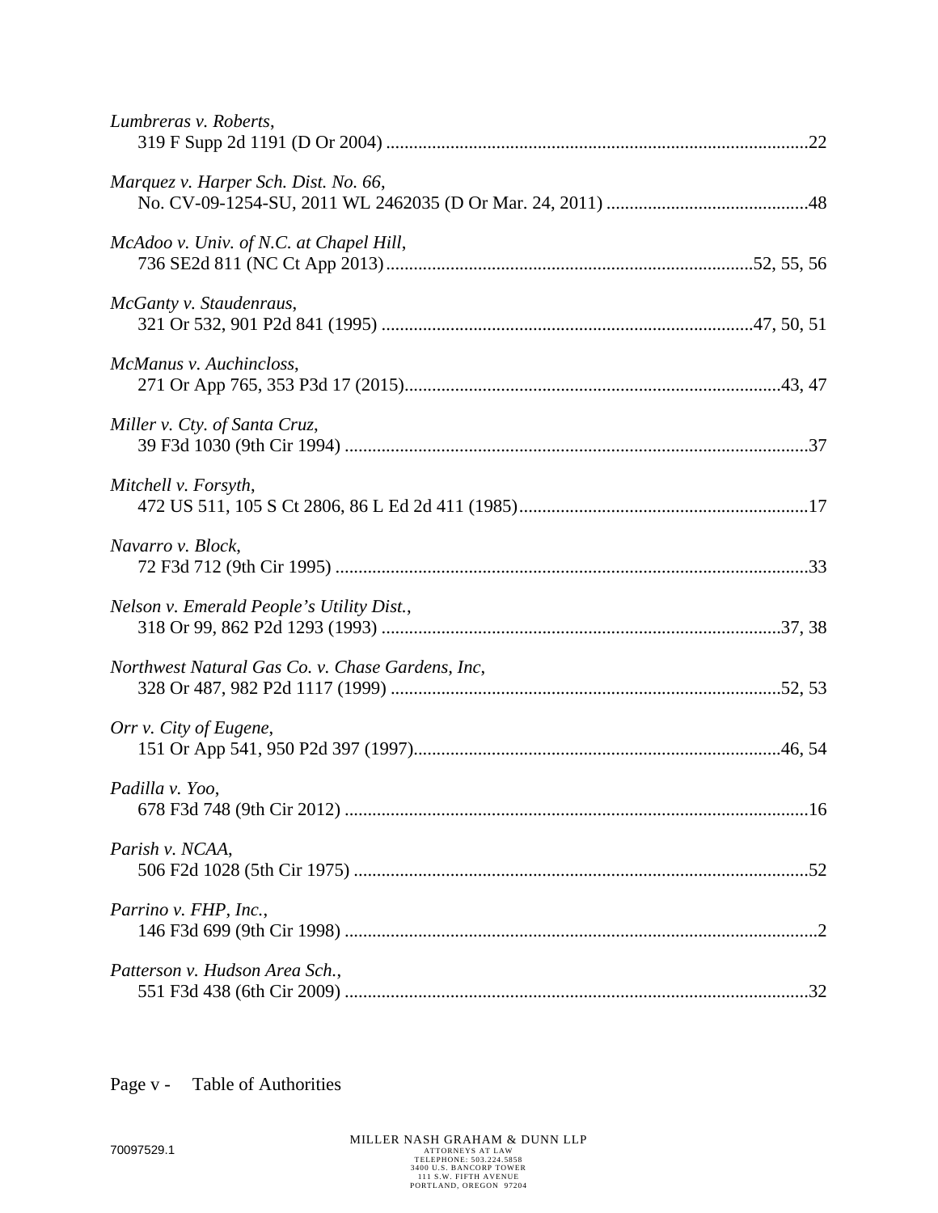*Lumbreras v. Roberts*,
319 F Supp 2d 1191 (D Or 2004) ....................................................................................22

*Marquez v. Harper Sch. Dist. No. 66*,
No. CV-09-1254-SU, 2011 WL 2462035 (D Or Mar. 24, 2011) ...........................................48

*McAdoo v. Univ. of N.C. at Chapel Hill*,
736 SE2d 811 (NC Ct App 2013)...............................................................................52, 55, 56

*McGanty v. Staudenraus*,
321 Or 532, 901 P2d 841 (1995) ................................................................................47, 50, 51

*McManus v. Auchincloss*,
271 Or App 765, 353 P3d 17 (2015).......................................................................................43, 47

*Miller v. Cty. of Santa Cruz*,
39 F3d 1030 (9th Cir 1994) ....................................................................................................37

*Mitchell v. Forsyth*,
472 US 511, 105 S Ct 2806, 86 L Ed 2d 411 (1985)..............................................................17

*Navarro v. Block*,
72 F3d 712 (9th Cir 1995) ......................................................................................................33

*Nelson v. Emerald People's Utility Dist.*,
318 Or 99, 862 P2d 1293 (1993) ......................................................................................37, 38

*Northwest Natural Gas Co. v. Chase Gardens, Inc*,
328 Or 487, 982 P2d 1117 (1999) ....................................................................................52, 53

*Orr v. City of Eugene*,
151 Or App 541, 950 P2d 397 (1997)...............................................................................46, 54

*Padilla v. Yoo*,
678 F3d 748 (9th Cir 2012) ....................................................................................................16

*Parish v. NCAA*,
506 F2d 1028 (5th Cir 1975) ..................................................................................................52

*Parrino v. FHP, Inc.*,
146 F3d 699 (9th Cir 1998) ......................................................................................................2

*Patterson v. Hudson Area Sch.*,
551 F3d 438 (6th Cir 2009) .....................................................................................................32

Page v - Table of Authorities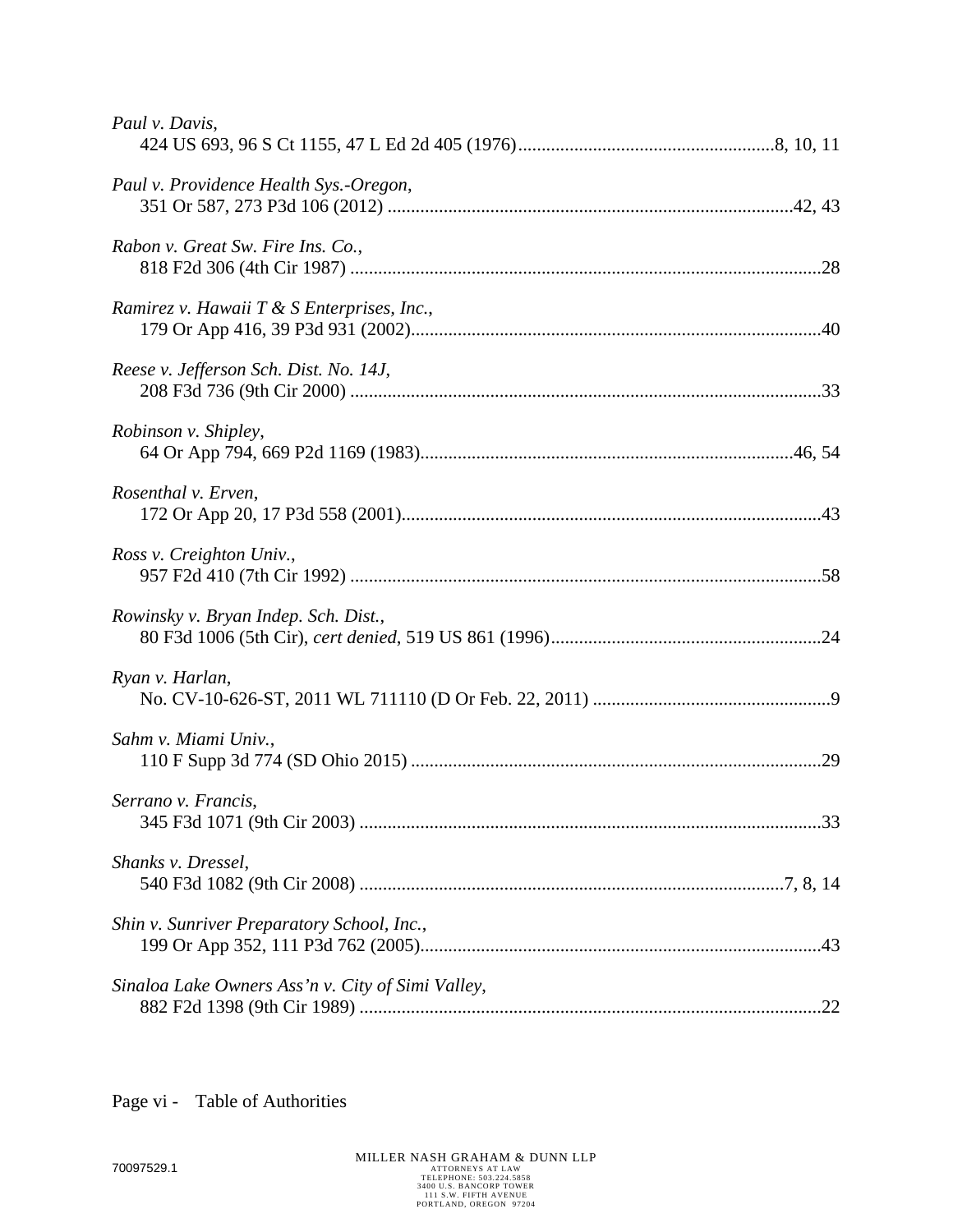*Paul v. Davis*,
424 US 693, 96 S Ct 1155, 47 L Ed 2d 405 (1976).......................................................8, 10, 11

*Paul v. Providence Health Sys.-Oregon*,
351 Or 587, 273 P3d 106 (2012) .......................................................................................42, 43

*Rabon v. Great Sw. Fire Ins. Co.*,
818 F2d 306 (4th Cir 1987) .....................................................................................................28

*Ramirez v. Hawaii T & S Enterprises, Inc.*,
179 Or App 416, 39 P3d 931 (2002)........................................................................................40

*Reese v. Jefferson Sch. Dist. No. 14J*,
208 F3d 736 (9th Cir 2000) .....................................................................................................33

*Robinson v. Shipley*,
64 Or App 794, 669 P2d 1169 (1983)................................................................................46, 54

*Rosenthal v. Erven*,
172 Or App 20, 17 P3d 558 (2001).........................................................................................43

*Ross v. Creighton Univ.*,
957 F2d 410 (7th Cir 1992) .....................................................................................................58

*Rowinsky v. Bryan Indep. Sch. Dist.*,
80 F3d 1006 (5th Cir), *cert denied*, 519 US 861 (1996)..........................................................24

*Ryan v. Harlan*,
No. CV-10-626-ST, 2011 WL 711110 (D Or Feb. 22, 2011) ...................................................9

*Sahm v. Miami Univ.*,
110 F Supp 3d 774 (SD Ohio 2015) ........................................................................................29

*Serrano v. Francis*,
345 F3d 1071 (9th Cir 2003) ...................................................................................................33

*Shanks v. Dressel*,
540 F3d 1082 (9th Cir 2008) ..........................................................................................7, 8, 14

*Shin v. Sunriver Preparatory School, Inc.*,
199 Or App 352, 111 P3d 762 (2005).....................................................................................43

*Sinaloa Lake Owners Ass'n v. City of Simi Valley*,
882 F2d 1398 (9th Cir 1989) ...................................................................................................22

Page vi - Table of Authorities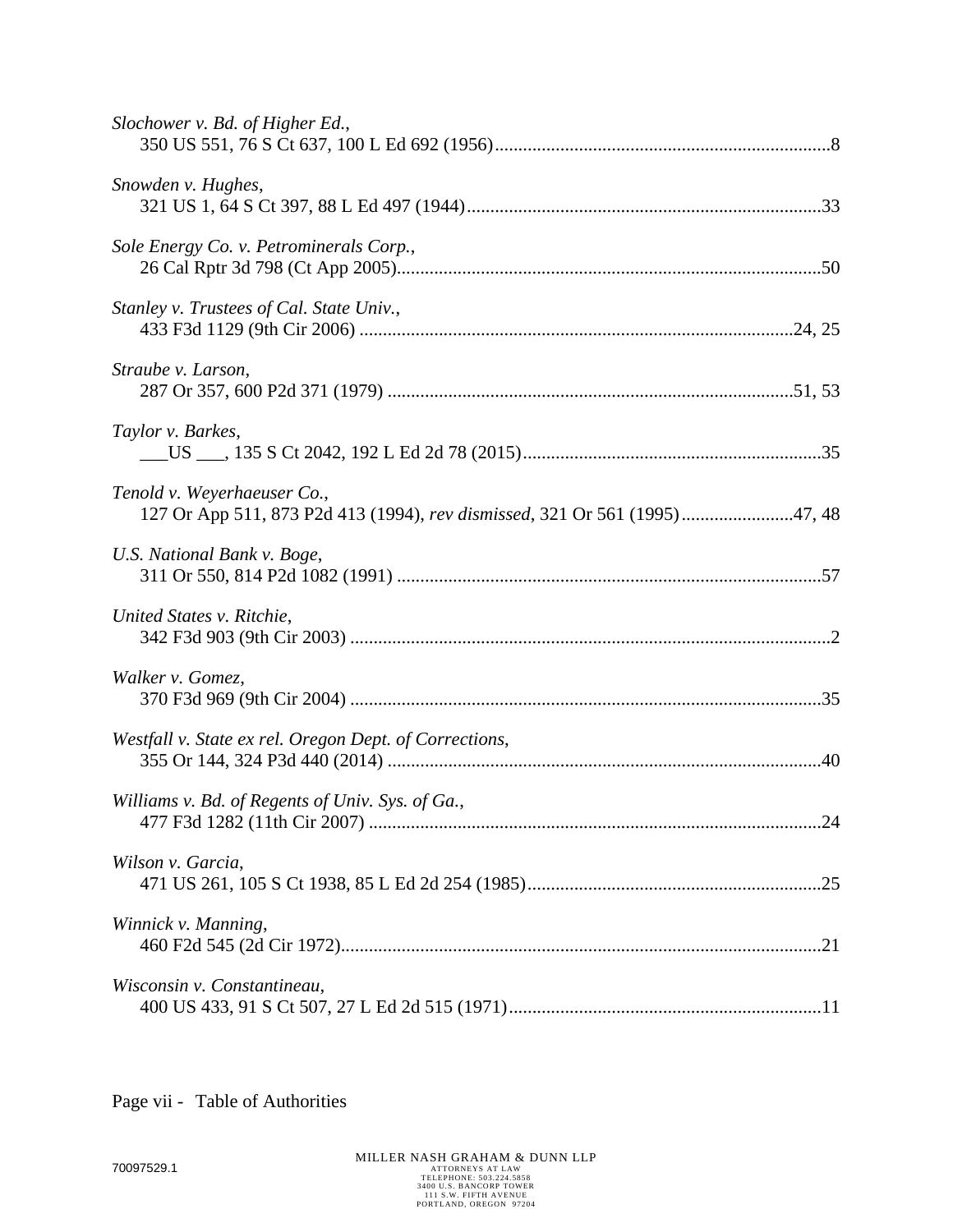*Slochower v. Bd. of Higher Ed.*,
350 US 551, 76 S Ct 637, 100 L Ed 692 (1956).........................................................................8

*Snowden v. Hughes*,
321 US 1, 64 S Ct 397, 88 L Ed 497 (1944)............................................................................33

*Sole Energy Co. v. Petrominerals Corp.*,
26 Cal Rptr 3d 798 (Ct App 2005)...........................................................................................50

*Stanley v. Trustees of Cal. State Univ.*,
433 F3d 1129 (9th Cir 2006) .............................................................................................24, 25

*Straube v. Larson*,
287 Or 357, 600 P2d 371 (1979) .......................................................................................51, 53

*Taylor v. Barkes*,
___US ___, 135 S Ct 2042, 192 L Ed 2d 78 (2015)................................................................35

*Tenold v. Weyerhaeuser Co.*,
127 Or App 511, 873 P2d 413 (1994), *rev dismissed*, 321 Or 561 (1995)........................47, 48

*U.S. National Bank v. Boge*,
311 Or 550, 814 P2d 1082 (1991) ...........................................................................................57

*United States v. Ritchie*,
342 F3d 903 (9th Cir 2003) .......................................................................................................2

*Walker v. Gomez*,
370 F3d 969 (9th Cir 2004) .....................................................................................................35

*Westfall v. State ex rel. Oregon Dept. of Corrections*,
355 Or 144, 324 P3d 440 (2014) .............................................................................................40

*Williams v. Bd. of Regents of Univ. Sys. of Ga.*,
477 F3d 1282 (11th Cir 2007) .................................................................................................24

*Wilson v. Garcia*,
471 US 261, 105 S Ct 1938, 85 L Ed 2d 254 (1985)...............................................................25

*Winnick v. Manning*,
460 F2d 545 (2d Cir 1972).......................................................................................................21

*Wisconsin v. Constantineau*,
400 US 433, 91 S Ct 507, 27 L Ed 2d 515 (1971)...................................................................11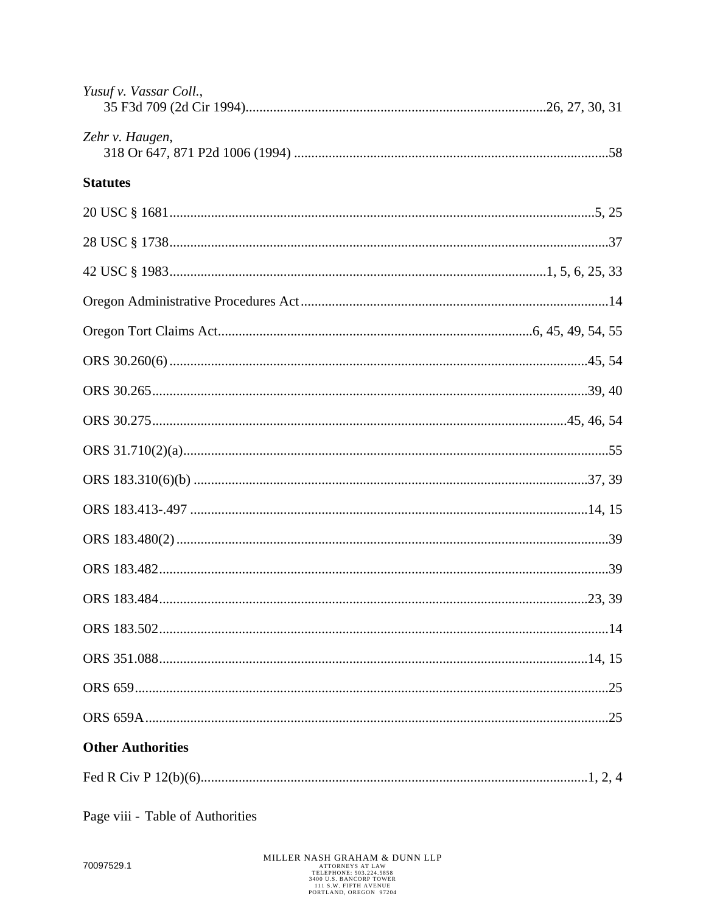*Yusuf v. Vassar Coll.*,
35 F3d 709 (2d Cir 1994)......................................................................................26, 27, 30, 31

*Zehr v. Haugen*,
318 Or 647, 871 P2d 1006 (1994) ..........................................................................................58

**Statutes**

20 USC § 1681..........................................................................................................................5, 25

28 USC § 1738.............................................................................................................................37

42 USC § 1983............................................................................................................1, 5, 6, 25, 33

Oregon Administrative Procedures Act........................................................................................14

Oregon Tort Claims Act..........................................................................................6, 45, 49, 54, 55

ORS 30.260(6) ........................................................................................................................45, 54

ORS 30.265.............................................................................................................................39, 40

ORS 30.275......................................................................................................................45, 46, 54

ORS 31.710(2)(a).........................................................................................................................55

ORS 183.310(6)(b) .................................................................................................................37, 39

ORS 183.413-.497 ..................................................................................................................14, 15

ORS 183.480(2) ...........................................................................................................................39

ORS 183.482................................................................................................................................39

ORS 183.484............................................................................................................................23, 39

ORS 183.502................................................................................................................................14

ORS 351.088............................................................................................................................14, 15

ORS 659.......................................................................................................................................25

ORS 659A....................................................................................................................................25

**Other Authorities**

Fed R Civ P 12(b)(6)...............................................................................................................1, 2, 4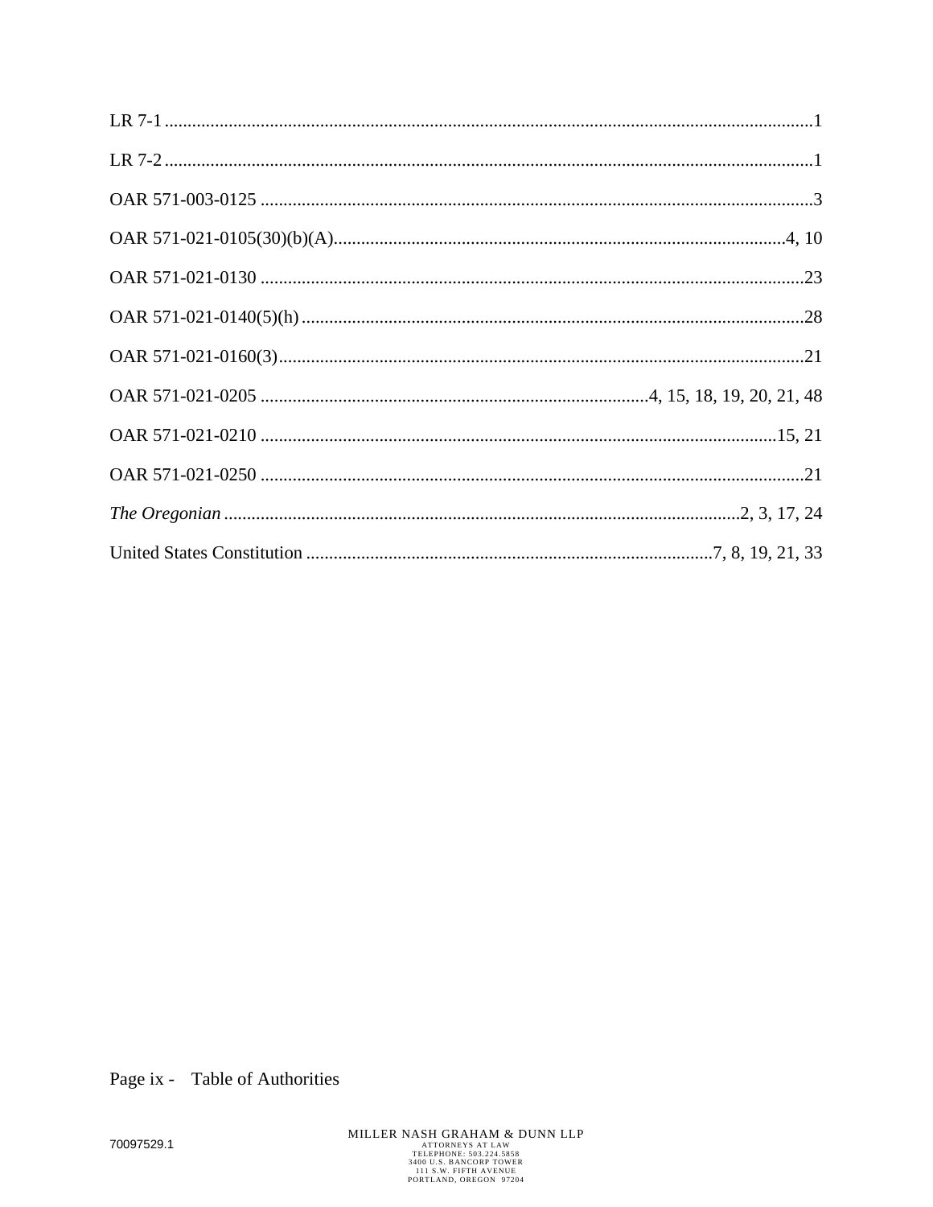LR 7-1 ............................................................................................................................1

LR 7-2 ............................................................................................................................1

OAR 571-003-0125 .........................................................................................................3

OAR 571-021-0105(30)(b)(A)...................................................................................4, 10

OAR 571-021-0130 .......................................................................................................23

OAR 571-021-0140(5)(h) ..............................................................................................28

OAR 571-021-0160(3)....................................................................................................21

OAR 571-021-0205 .......................................................................4, 15, 18, 19, 20, 21, 48

OAR 571-021-0210 ...................................................................................................15, 21

OAR 571-021-0250 .......................................................................................................21

*The Oregonian* ...............................................................................................2, 3, 17, 24

United States Constitution .......................................................................7, 8, 19, 21, 33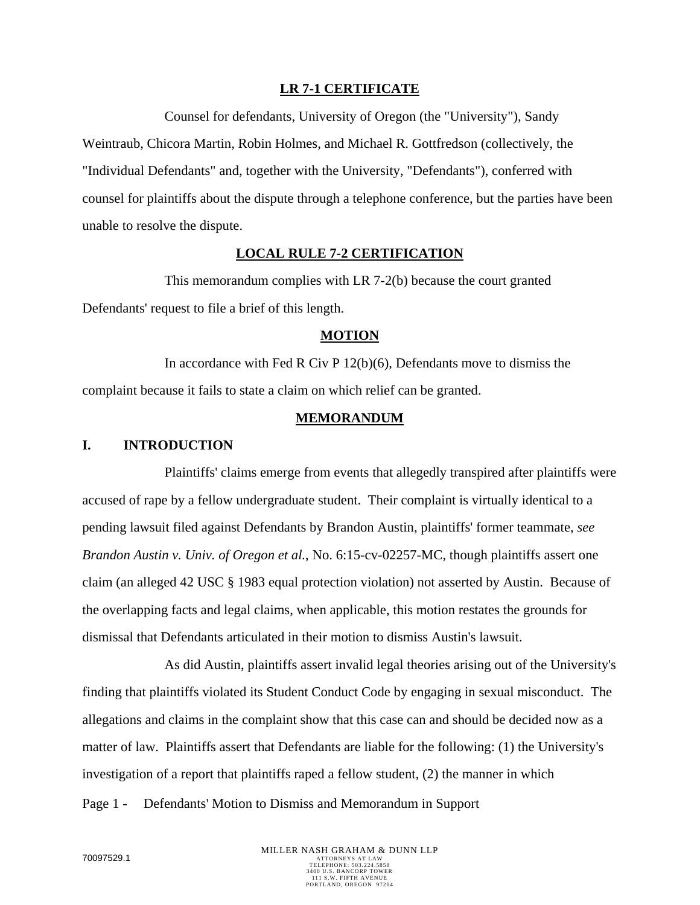## LR 7-1 CERTIFICATE

Counsel for defendants, University of Oregon (the "University"), Sandy Weintraub, Chicora Martin, Robin Holmes, and Michael R. Gottfredson (collectively, the "Individual Defendants" and, together with the University, "Defendants"), conferred with counsel for plaintiffs about the dispute through a telephone conference, but the parties have been unable to resolve the dispute.

## LOCAL RULE 7-2 CERTIFICATION

This memorandum complies with LR 7-2(b) because the court granted Defendants' request to file a brief of this length.

## MOTION

In accordance with Fed R Civ P 12(b)(6), Defendants move to dismiss the complaint because it fails to state a claim on which relief can be granted.

## MEMORANDUM

### I. INTRODUCTION

Plaintiffs' claims emerge from events that allegedly transpired after plaintiffs were accused of rape by a fellow undergraduate student. Their complaint is virtually identical to a pending lawsuit filed against Defendants by Brandon Austin, plaintiffs' former teammate, *see Brandon Austin v. Univ. of Oregon et al.*, No. 6:15-cv-02257-MC, though plaintiffs assert one claim (an alleged 42 USC § 1983 equal protection violation) not asserted by Austin. Because of the overlapping facts and legal claims, when applicable, this motion restates the grounds for dismissal that Defendants articulated in their motion to dismiss Austin's lawsuit.

As did Austin, plaintiffs assert invalid legal theories arising out of the University's finding that plaintiffs violated its Student Conduct Code by engaging in sexual misconduct. The allegations and claims in the complaint show that this case can and should be decided now as a matter of law. Plaintiffs assert that Defendants are liable for the following: (1) the University's investigation of a report that plaintiffs raped a fellow student, (2) the manner in which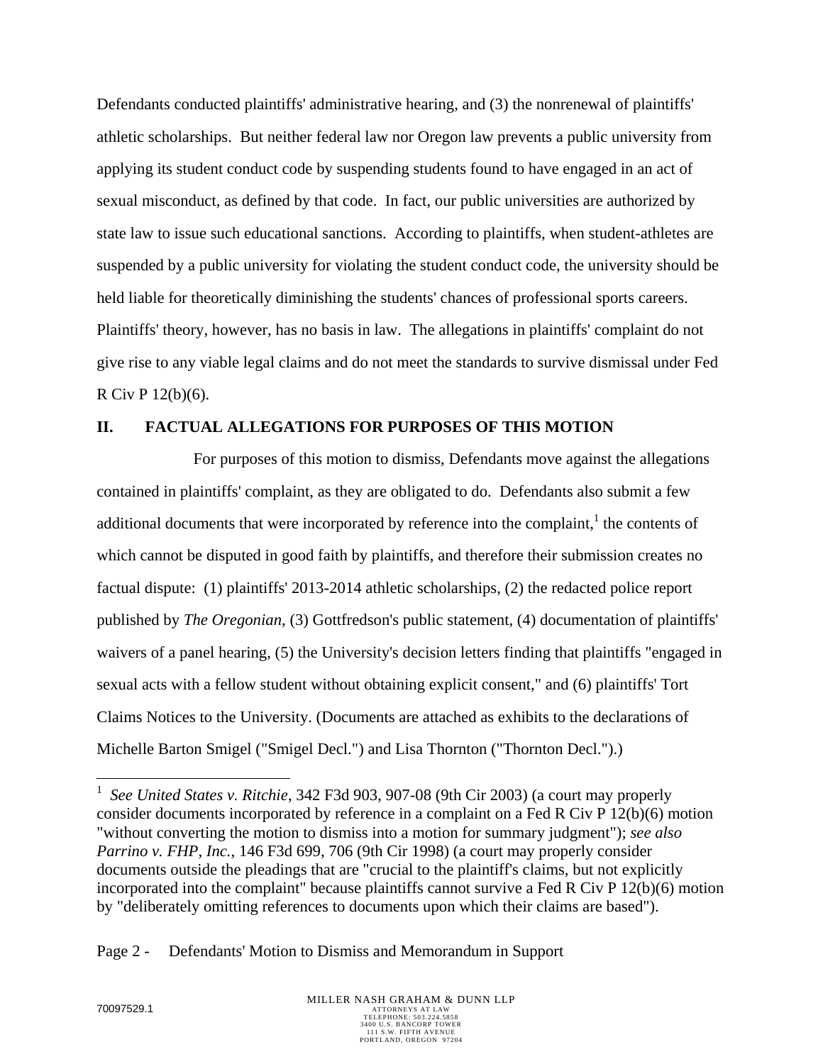Defendants conducted plaintiffs' administrative hearing, and (3) the nonrenewal of plaintiffs' athletic scholarships. But neither federal law nor Oregon law prevents a public university from applying its student conduct code by suspending students found to have engaged in an act of sexual misconduct, as defined by that code. In fact, our public universities are authorized by state law to issue such educational sanctions. According to plaintiffs, when student-athletes are suspended by a public university for violating the student conduct code, the university should be held liable for theoretically diminishing the students' chances of professional sports careers. Plaintiffs' theory, however, has no basis in law. The allegations in plaintiffs' complaint do not give rise to any viable legal claims and do not meet the standards to survive dismissal under Fed R Civ P 12(b)(6).

## II. FACTUAL ALLEGATIONS FOR PURPOSES OF THIS MOTION

For purposes of this motion to dismiss, Defendants move against the allegations contained in plaintiffs' complaint, as they are obligated to do. Defendants also submit a few additional documents that were incorporated by reference into the complaint,[1] the contents of which cannot be disputed in good faith by plaintiffs, and therefore their submission creates no factual dispute: (1) plaintiffs' 2013-2014 athletic scholarships, (2) the redacted police report published by *The Oregonian*, (3) Gottfredson's public statement, (4) documentation of plaintiffs' waivers of a panel hearing, (5) the University's decision letters finding that plaintiffs "engaged in sexual acts with a fellow student without obtaining explicit consent," and (6) plaintiffs' Tort Claims Notices to the University. (Documents are attached as exhibits to the declarations of Michelle Barton Smigel ("Smigel Decl.") and Lisa Thornton ("Thornton Decl.").)

[1] *See United States v. Ritchie*, 342 F3d 903, 907-08 (9th Cir 2003) (a court may properly consider documents incorporated by reference in a complaint on a Fed R Civ P 12(b)(6) motion "without converting the motion to dismiss into a motion for summary judgment"); *see also Parrino v. FHP, Inc.*, 146 F3d 699, 706 (9th Cir 1998) (a court may properly consider documents outside the pleadings that are "crucial to the plaintiff's claims, but not explicitly incorporated into the complaint" because plaintiffs cannot survive a Fed R Civ P 12(b)(6) motion by "deliberately omitting references to documents upon which their claims are based").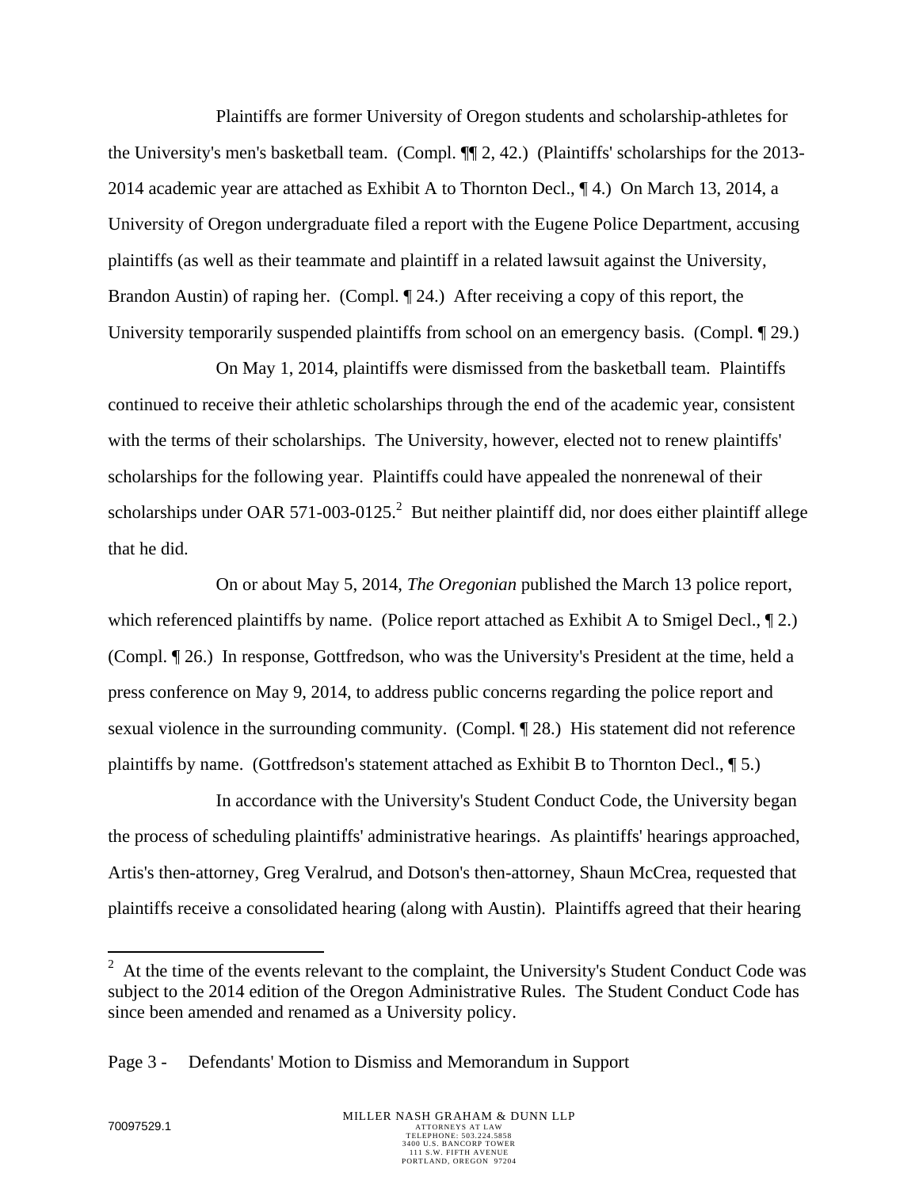Plaintiffs are former University of Oregon students and scholarship-athletes for the University's men's basketball team. (Compl. ¶¶ 2, 42.) (Plaintiffs' scholarships for the 2013-2014 academic year are attached as Exhibit A to Thornton Decl., ¶ 4.) On March 13, 2014, a University of Oregon undergraduate filed a report with the Eugene Police Department, accusing plaintiffs (as well as their teammate and plaintiff in a related lawsuit against the University, Brandon Austin) of raping her. (Compl. ¶ 24.) After receiving a copy of this report, the University temporarily suspended plaintiffs from school on an emergency basis. (Compl. ¶ 29.)

On May 1, 2014, plaintiffs were dismissed from the basketball team. Plaintiffs continued to receive their athletic scholarships through the end of the academic year, consistent with the terms of their scholarships. The University, however, elected not to renew plaintiffs' scholarships for the following year. Plaintiffs could have appealed the nonrenewal of their scholarships under OAR 571-003-0125.[2] But neither plaintiff did, nor does either plaintiff allege that he did.

On or about May 5, 2014, *The Oregonian* published the March 13 police report, which referenced plaintiffs by name. (Police report attached as Exhibit A to Smigel Decl., ¶ 2.) (Compl. ¶ 26.) In response, Gottfredson, who was the University's President at the time, held a press conference on May 9, 2014, to address public concerns regarding the police report and sexual violence in the surrounding community. (Compl. ¶ 28.) His statement did not reference plaintiffs by name. (Gottfredson's statement attached as Exhibit B to Thornton Decl., ¶ 5.)

In accordance with the University's Student Conduct Code, the University began the process of scheduling plaintiffs' administrative hearings. As plaintiffs' hearings approached, Artis's then-attorney, Greg Veralrud, and Dotson's then-attorney, Shaun McCrea, requested that plaintiffs receive a consolidated hearing (along with Austin). Plaintiffs agreed that their hearing

[2] At the time of the events relevant to the complaint, the University's Student Conduct Code was subject to the 2014 edition of the Oregon Administrative Rules. The Student Conduct Code has since been amended and renamed as a University policy.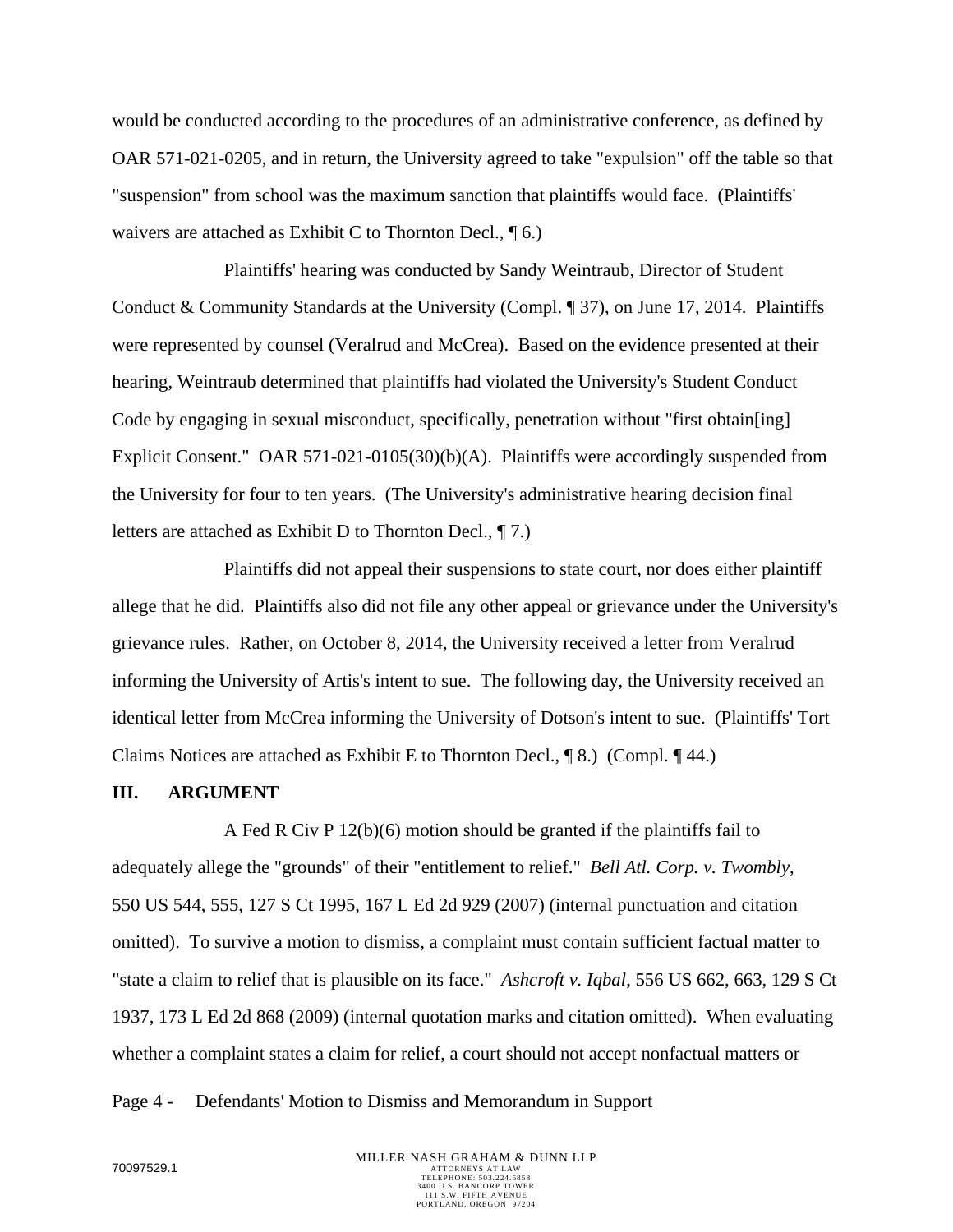would be conducted according to the procedures of an administrative conference, as defined by OAR 571-021-0205, and in return, the University agreed to take "expulsion" off the table so that "suspension" from school was the maximum sanction that plaintiffs would face. (Plaintiffs' waivers are attached as Exhibit C to Thornton Decl., ¶ 6.)

Plaintiffs' hearing was conducted by Sandy Weintraub, Director of Student Conduct & Community Standards at the University (Compl. ¶ 37), on June 17, 2014. Plaintiffs were represented by counsel (Veralrud and McCrea). Based on the evidence presented at their hearing, Weintraub determined that plaintiffs had violated the University's Student Conduct Code by engaging in sexual misconduct, specifically, penetration without "first obtain[ing] Explicit Consent." OAR 571-021-0105(30)(b)(A). Plaintiffs were accordingly suspended from the University for four to ten years. (The University's administrative hearing decision final letters are attached as Exhibit D to Thornton Decl., ¶ 7.)

Plaintiffs did not appeal their suspensions to state court, nor does either plaintiff allege that he did. Plaintiffs also did not file any other appeal or grievance under the University's grievance rules. Rather, on October 8, 2014, the University received a letter from Veralrud informing the University of Artis's intent to sue. The following day, the University received an identical letter from McCrea informing the University of Dotson's intent to sue. (Plaintiffs' Tort Claims Notices are attached as Exhibit E to Thornton Decl., ¶ 8.) (Compl. ¶ 44.)

## III. ARGUMENT

A Fed R Civ P 12(b)(6) motion should be granted if the plaintiffs fail to adequately allege the "grounds" of their "entitlement to relief." *Bell Atl. Corp. v. Twombly*, 550 US 544, 555, 127 S Ct 1995, 167 L Ed 2d 929 (2007) (internal punctuation and citation omitted). To survive a motion to dismiss, a complaint must contain sufficient factual matter to "state a claim to relief that is plausible on its face." *Ashcroft v. Iqbal*, 556 US 662, 663, 129 S Ct 1937, 173 L Ed 2d 868 (2009) (internal quotation marks and citation omitted). When evaluating whether a complaint states a claim for relief, a court should not accept nonfactual matters or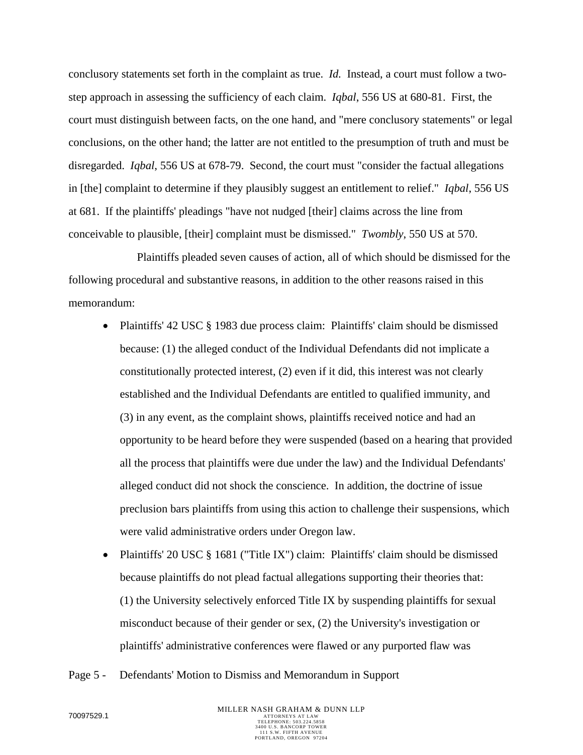conclusory statements set forth in the complaint as true. *Id.* Instead, a court must follow a two-step approach in assessing the sufficiency of each claim. *Iqbal*, 556 US at 680-81. First, the court must distinguish between facts, on the one hand, and "mere conclusory statements" or legal conclusions, on the other hand; the latter are not entitled to the presumption of truth and must be disregarded. *Iqbal*, 556 US at 678-79. Second, the court must "consider the factual allegations in [the] complaint to determine if they plausibly suggest an entitlement to relief." *Iqbal*, 556 US at 681. If the plaintiffs' pleadings "have not nudged [their] claims across the line from conceivable to plausible, [their] complaint must be dismissed." *Twombly*, 550 US at 570.

Plaintiffs pleaded seven causes of action, all of which should be dismissed for the following procedural and substantive reasons, in addition to the other reasons raised in this memorandum:

- Plaintiffs' 42 USC § 1983 due process claim: Plaintiffs' claim should be dismissed because: (1) the alleged conduct of the Individual Defendants did not implicate a constitutionally protected interest, (2) even if it did, this interest was not clearly established and the Individual Defendants are entitled to qualified immunity, and (3) in any event, as the complaint shows, plaintiffs received notice and had an opportunity to be heard before they were suspended (based on a hearing that provided all the process that plaintiffs were due under the law) and the Individual Defendants' alleged conduct did not shock the conscience. In addition, the doctrine of issue preclusion bars plaintiffs from using this action to challenge their suspensions, which were valid administrative orders under Oregon law.
- Plaintiffs' 20 USC § 1681 ("Title IX") claim: Plaintiffs' claim should be dismissed because plaintiffs do not plead factual allegations supporting their theories that: (1) the University selectively enforced Title IX by suspending plaintiffs for sexual misconduct because of their gender or sex, (2) the University's investigation or plaintiffs' administrative conferences were flawed or any purported flaw was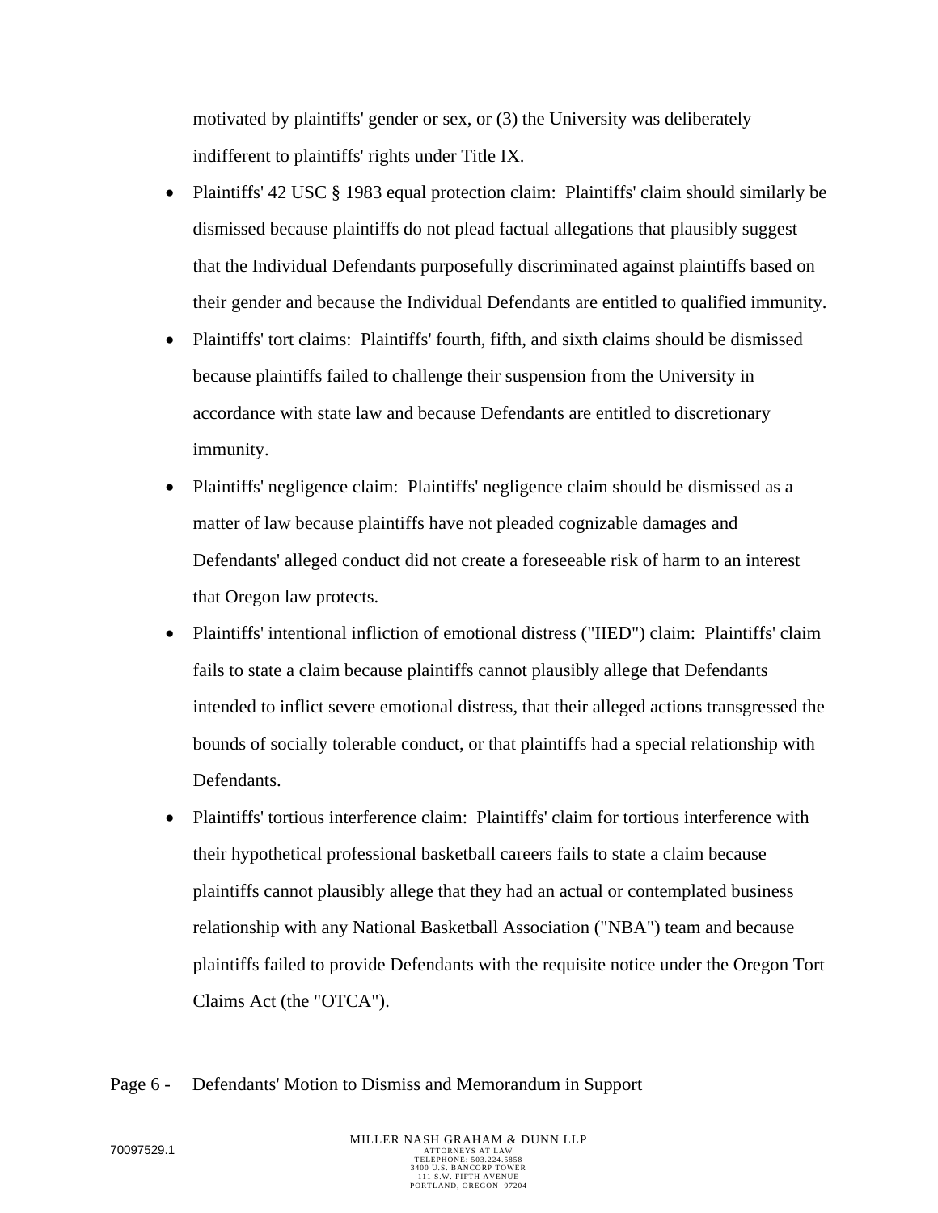motivated by plaintiffs' gender or sex, or (3) the University was deliberately indifferent to plaintiffs' rights under Title IX.

- Plaintiffs' 42 USC § 1983 equal protection claim: Plaintiffs' claim should similarly be dismissed because plaintiffs do not plead factual allegations that plausibly suggest that the Individual Defendants purposefully discriminated against plaintiffs based on their gender and because the Individual Defendants are entitled to qualified immunity.
- Plaintiffs' tort claims: Plaintiffs' fourth, fifth, and sixth claims should be dismissed because plaintiffs failed to challenge their suspension from the University in accordance with state law and because Defendants are entitled to discretionary immunity.
- Plaintiffs' negligence claim: Plaintiffs' negligence claim should be dismissed as a matter of law because plaintiffs have not pleaded cognizable damages and Defendants' alleged conduct did not create a foreseeable risk of harm to an interest that Oregon law protects.
- Plaintiffs' intentional infliction of emotional distress ("IIED") claim: Plaintiffs' claim fails to state a claim because plaintiffs cannot plausibly allege that Defendants intended to inflict severe emotional distress, that their alleged actions transgressed the bounds of socially tolerable conduct, or that plaintiffs had a special relationship with Defendants.
- Plaintiffs' tortious interference claim: Plaintiffs' claim for tortious interference with their hypothetical professional basketball careers fails to state a claim because plaintiffs cannot plausibly allege that they had an actual or contemplated business relationship with any National Basketball Association ("NBA") team and because plaintiffs failed to provide Defendants with the requisite notice under the Oregon Tort Claims Act (the "OTCA").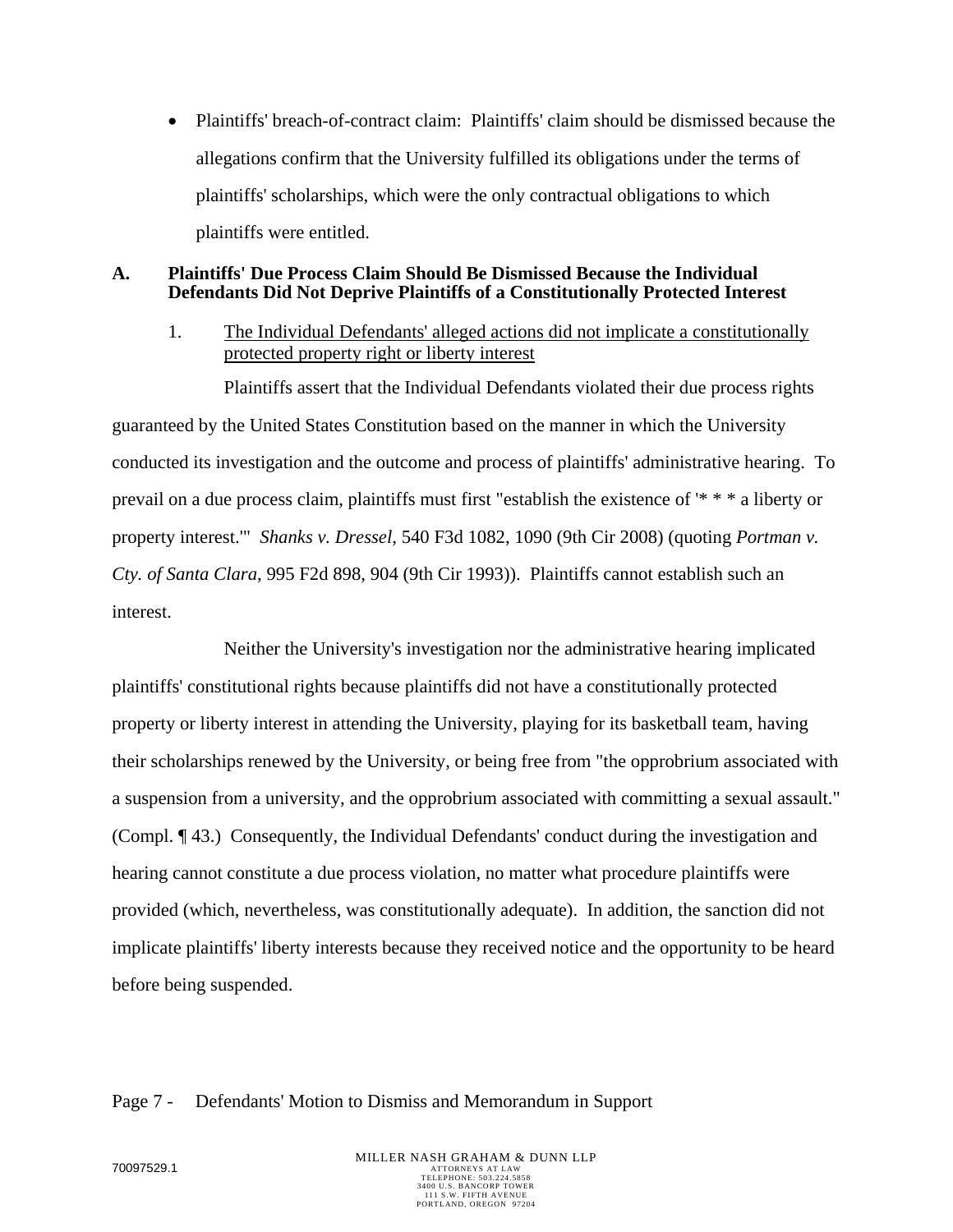- Plaintiffs' breach-of-contract claim: Plaintiffs' claim should be dismissed because the allegations confirm that the University fulfilled its obligations under the terms of plaintiffs' scholarships, which were the only contractual obligations to which plaintiffs were entitled.

### A. Plaintiffs' Due Process Claim Should Be Dismissed Because the Individual Defendants Did Not Deprive Plaintiffs of a Constitutionally Protected Interest

1. The Individual Defendants' alleged actions did not implicate a constitutionally protected property right or liberty interest

Plaintiffs assert that the Individual Defendants violated their due process rights guaranteed by the United States Constitution based on the manner in which the University conducted its investigation and the outcome and process of plaintiffs' administrative hearing. To prevail on a due process claim, plaintiffs must first "establish the existence of '* * * a liberty or property interest.'" *Shanks v. Dressel*, 540 F3d 1082, 1090 (9th Cir 2008) (quoting *Portman v. Cty. of Santa Clara*, 995 F2d 898, 904 (9th Cir 1993)). Plaintiffs cannot establish such an interest.

Neither the University's investigation nor the administrative hearing implicated plaintiffs' constitutional rights because plaintiffs did not have a constitutionally protected property or liberty interest in attending the University, playing for its basketball team, having their scholarships renewed by the University, or being free from "the opprobrium associated with a suspension from a university, and the opprobrium associated with committing a sexual assault." (Compl. ¶ 43.) Consequently, the Individual Defendants' conduct during the investigation and hearing cannot constitute a due process violation, no matter what procedure plaintiffs were provided (which, nevertheless, was constitutionally adequate). In addition, the sanction did not implicate plaintiffs' liberty interests because they received notice and the opportunity to be heard before being suspended.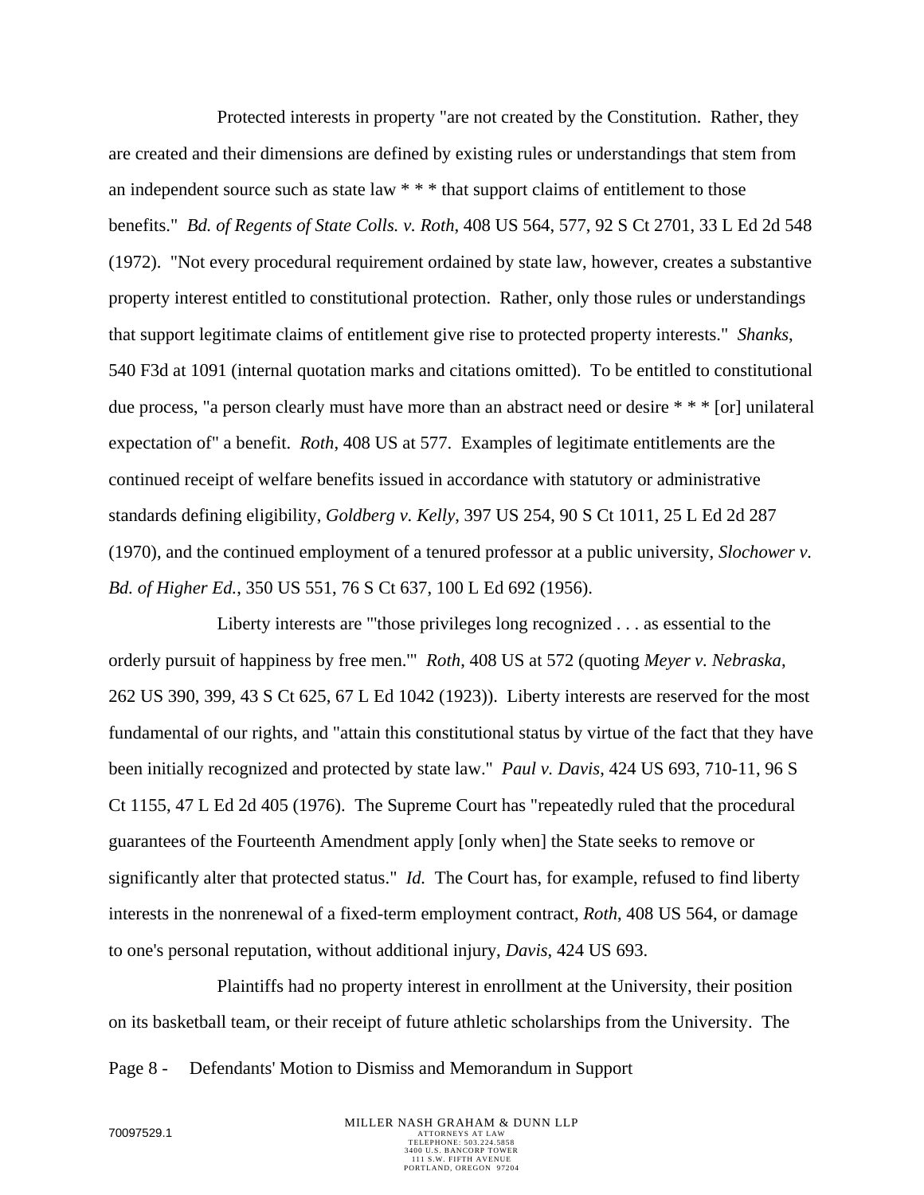Protected interests in property "are not created by the Constitution. Rather, they are created and their dimensions are defined by existing rules or understandings that stem from an independent source such as state law * * * that support claims of entitlement to those benefits." *Bd. of Regents of State Colls. v. Roth*, 408 US 564, 577, 92 S Ct 2701, 33 L Ed 2d 548 (1972). "Not every procedural requirement ordained by state law, however, creates a substantive property interest entitled to constitutional protection. Rather, only those rules or understandings that support legitimate claims of entitlement give rise to protected property interests." *Shanks*, 540 F3d at 1091 (internal quotation marks and citations omitted). To be entitled to constitutional due process, "a person clearly must have more than an abstract need or desire * * * [or] unilateral expectation of" a benefit. *Roth*, 408 US at 577. Examples of legitimate entitlements are the continued receipt of welfare benefits issued in accordance with statutory or administrative standards defining eligibility, *Goldberg v. Kelly*, 397 US 254, 90 S Ct 1011, 25 L Ed 2d 287 (1970), and the continued employment of a tenured professor at a public university, *Slochower v. Bd. of Higher Ed.*, 350 US 551, 76 S Ct 637, 100 L Ed 692 (1956).

Liberty interests are "'those privileges long recognized . . . as essential to the orderly pursuit of happiness by free men.'" *Roth*, 408 US at 572 (quoting *Meyer v. Nebraska*, 262 US 390, 399, 43 S Ct 625, 67 L Ed 1042 (1923)). Liberty interests are reserved for the most fundamental of our rights, and "attain this constitutional status by virtue of the fact that they have been initially recognized and protected by state law." *Paul v. Davis*, 424 US 693, 710-11, 96 S Ct 1155, 47 L Ed 2d 405 (1976). The Supreme Court has "repeatedly ruled that the procedural guarantees of the Fourteenth Amendment apply [only when] the State seeks to remove or significantly alter that protected status." *Id.* The Court has, for example, refused to find liberty interests in the nonrenewal of a fixed-term employment contract, *Roth*, 408 US 564, or damage to one's personal reputation, without additional injury, *Davis*, 424 US 693.

Plaintiffs had no property interest in enrollment at the University, their position on its basketball team, or their receipt of future athletic scholarships from the University. The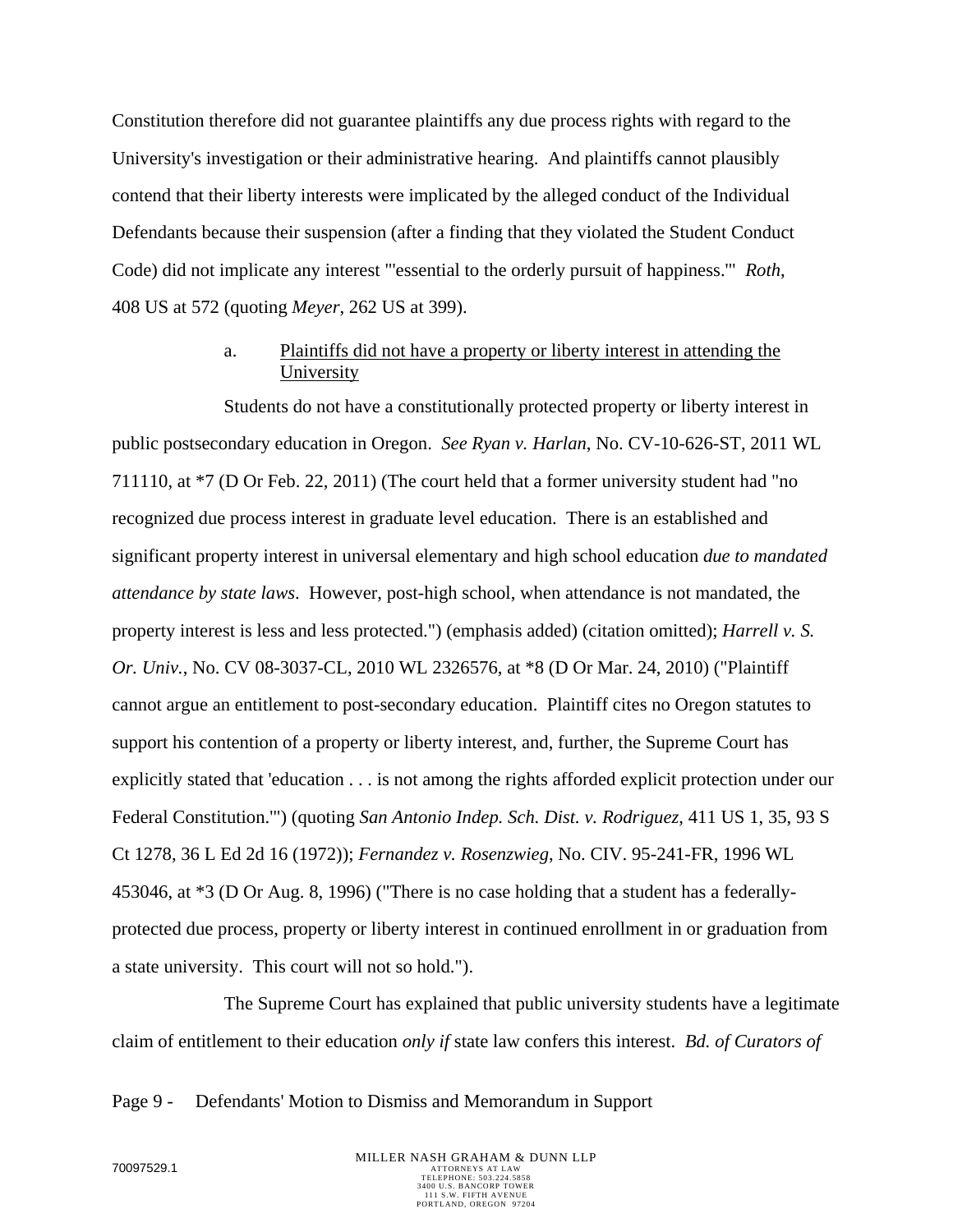Constitution therefore did not guarantee plaintiffs any due process rights with regard to the University's investigation or their administrative hearing. And plaintiffs cannot plausibly contend that their liberty interests were implicated by the alleged conduct of the Individual Defendants because their suspension (after a finding that they violated the Student Conduct Code) did not implicate any interest "'essential to the orderly pursuit of happiness.'" *Roth*, 408 US at 572 (quoting *Meyer*, 262 US at 399).

a. Plaintiffs did not have a property or liberty interest in attending the University

Students do not have a constitutionally protected property or liberty interest in public postsecondary education in Oregon. *See Ryan v. Harlan*, No. CV-10-626-ST, 2011 WL 711110, at *7 (D Or Feb. 22, 2011) (The court held that a former university student had "no recognized due process interest in graduate level education. There is an established and significant property interest in universal elementary and high school education *due to mandated attendance by state laws*. However, post-high school, when attendance is not mandated, the property interest is less and less protected.") (emphasis added) (citation omitted); *Harrell v. S. Or. Univ.*, No. CV 08-3037-CL, 2010 WL 2326576, at *8 (D Or Mar. 24, 2010) ("Plaintiff cannot argue an entitlement to post-secondary education. Plaintiff cites no Oregon statutes to support his contention of a property or liberty interest, and, further, the Supreme Court has explicitly stated that 'education . . . is not among the rights afforded explicit protection under our Federal Constitution.'") (quoting *San Antonio Indep. Sch. Dist. v. Rodriguez*, 411 US 1, 35, 93 S Ct 1278, 36 L Ed 2d 16 (1972)); *Fernandez v. Rosenzweig*, No. CIV. 95-241-FR, 1996 WL 453046, at *3 (D Or Aug. 8, 1996) ("There is no case holding that a student has a federally-protected due process, property or liberty interest in continued enrollment in or graduation from a state university. This court will not so hold.").

The Supreme Court has explained that public university students have a legitimate claim of entitlement to their education *only if* state law confers this interest. *Bd. of Curators of*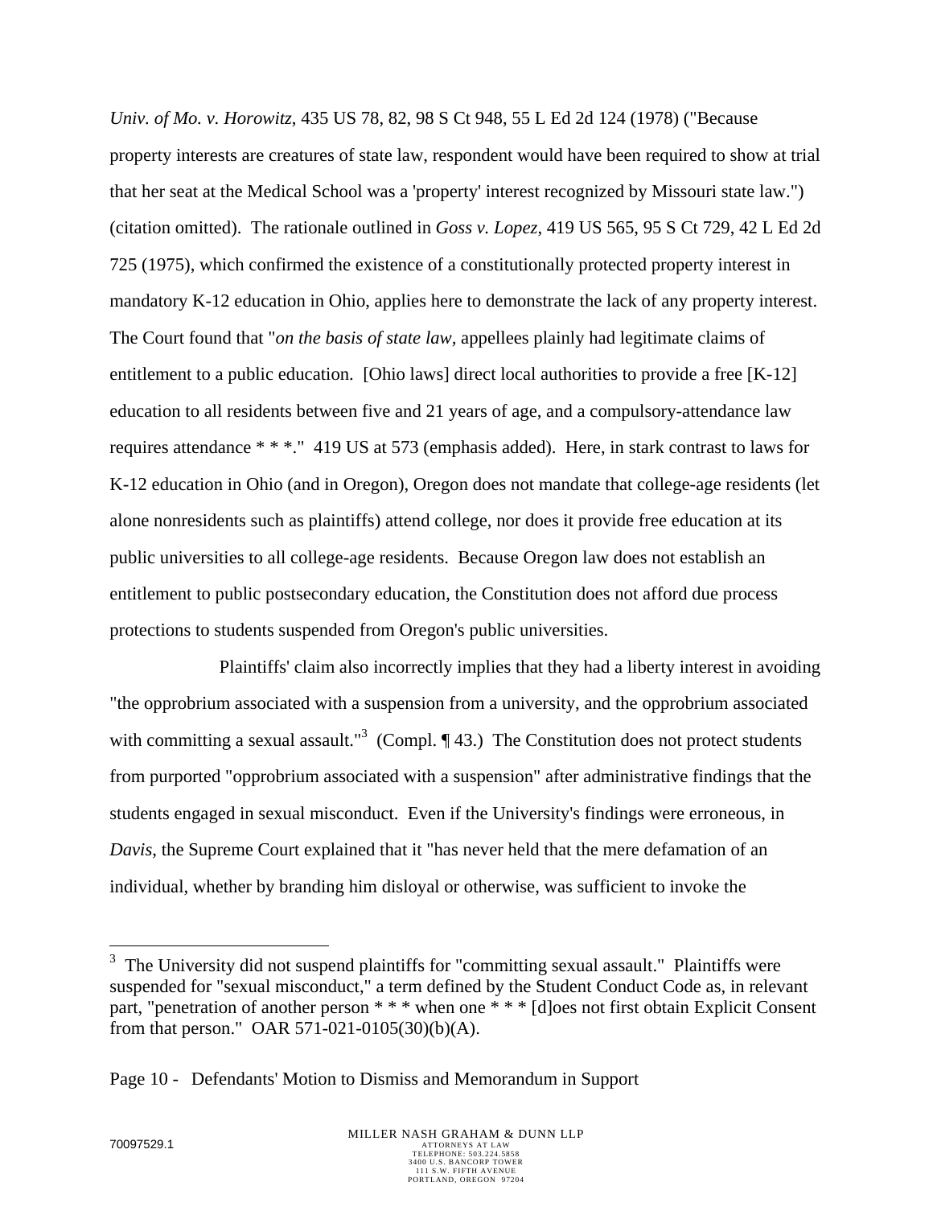*Univ. of Mo. v. Horowitz*, 435 US 78, 82, 98 S Ct 948, 55 L Ed 2d 124 (1978) ("Because property interests are creatures of state law, respondent would have been required to show at trial that her seat at the Medical School was a 'property' interest recognized by Missouri state law.") (citation omitted). The rationale outlined in *Goss v. Lopez*, 419 US 565, 95 S Ct 729, 42 L Ed 2d 725 (1975), which confirmed the existence of a constitutionally protected property interest in mandatory K-12 education in Ohio, applies here to demonstrate the lack of any property interest. The Court found that "*on the basis of state law*, appellees plainly had legitimate claims of entitlement to a public education. [Ohio laws] direct local authorities to provide a free [K-12] education to all residents between five and 21 years of age, and a compulsory-attendance law requires attendance * * *." 419 US at 573 (emphasis added). Here, in stark contrast to laws for K-12 education in Ohio (and in Oregon), Oregon does not mandate that college-age residents (let alone nonresidents such as plaintiffs) attend college, nor does it provide free education at its public universities to all college-age residents. Because Oregon law does not establish an entitlement to public postsecondary education, the Constitution does not afford due process protections to students suspended from Oregon's public universities.

Plaintiffs' claim also incorrectly implies that they had a liberty interest in avoiding "the opprobrium associated with a suspension from a university, and the opprobrium associated with committing a sexual assault."[3] (Compl. ¶ 43.) The Constitution does not protect students from purported "opprobrium associated with a suspension" after administrative findings that the students engaged in sexual misconduct. Even if the University's findings were erroneous, in *Davis*, the Supreme Court explained that it "has never held that the mere defamation of an individual, whether by branding him disloyal or otherwise, was sufficient to invoke the

[3] The University did not suspend plaintiffs for "committing sexual assault." Plaintiffs were suspended for "sexual misconduct," a term defined by the Student Conduct Code as, in relevant part, "penetration of another person * * * when one * * * [d]oes not first obtain Explicit Consent from that person." OAR 571-021-0105(30)(b)(A).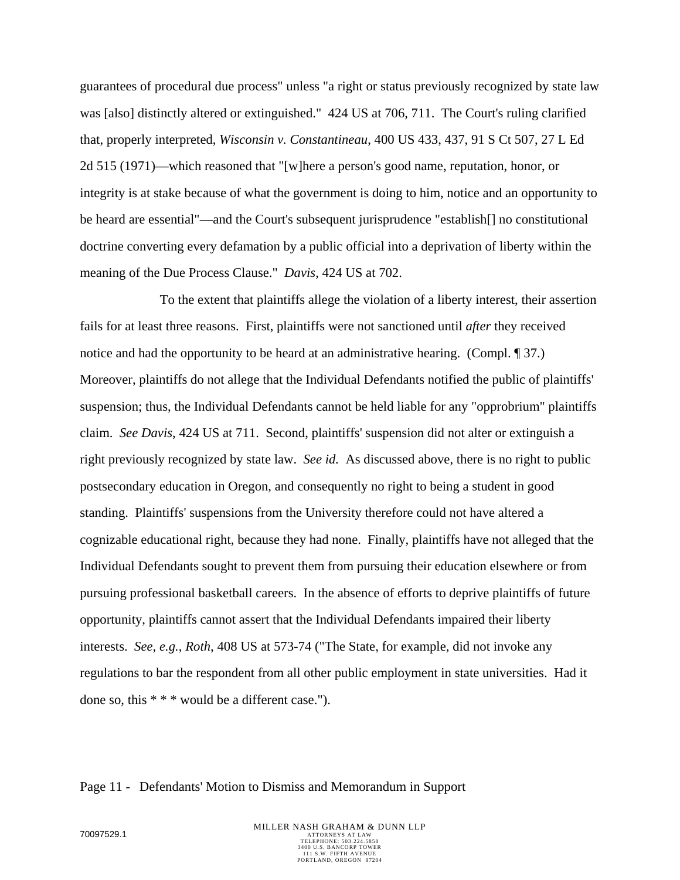guarantees of procedural due process" unless "a right or status previously recognized by state law was [also] distinctly altered or extinguished." 424 US at 706, 711. The Court's ruling clarified that, properly interpreted, *Wisconsin v. Constantineau*, 400 US 433, 437, 91 S Ct 507, 27 L Ed 2d 515 (1971)—which reasoned that "[w]here a person's good name, reputation, honor, or integrity is at stake because of what the government is doing to him, notice and an opportunity to be heard are essential"—and the Court's subsequent jurisprudence "establish[] no constitutional doctrine converting every defamation by a public official into a deprivation of liberty within the meaning of the Due Process Clause." *Davis*, 424 US at 702.

To the extent that plaintiffs allege the violation of a liberty interest, their assertion fails for at least three reasons. First, plaintiffs were not sanctioned until *after* they received notice and had the opportunity to be heard at an administrative hearing. (Compl. ¶ 37.) Moreover, plaintiffs do not allege that the Individual Defendants notified the public of plaintiffs' suspension; thus, the Individual Defendants cannot be held liable for any "opprobrium" plaintiffs claim. *See Davis*, 424 US at 711. Second, plaintiffs' suspension did not alter or extinguish a right previously recognized by state law. *See id.* As discussed above, there is no right to public postsecondary education in Oregon, and consequently no right to being a student in good standing. Plaintiffs' suspensions from the University therefore could not have altered a cognizable educational right, because they had none. Finally, plaintiffs have not alleged that the Individual Defendants sought to prevent them from pursuing their education elsewhere or from pursuing professional basketball careers. In the absence of efforts to deprive plaintiffs of future opportunity, plaintiffs cannot assert that the Individual Defendants impaired their liberty interests. *See, e.g.*, *Roth*, 408 US at 573-74 ("The State, for example, did not invoke any regulations to bar the respondent from all other public employment in state universities. Had it done so, this * * * would be a different case.").

Page 11 - Defendants' Motion to Dismiss and Memorandum in Support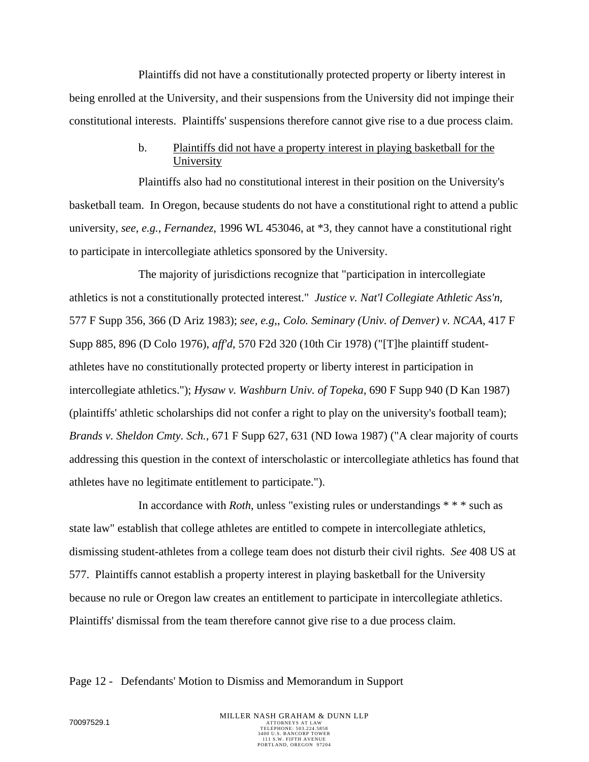Plaintiffs did not have a constitutionally protected property or liberty interest in being enrolled at the University, and their suspensions from the University did not impinge their constitutional interests. Plaintiffs' suspensions therefore cannot give rise to a due process claim.

b. Plaintiffs did not have a property interest in playing basketball for the University

Plaintiffs also had no constitutional interest in their position on the University's basketball team. In Oregon, because students do not have a constitutional right to attend a public university, *see, e.g.*, *Fernandez*, 1996 WL 453046, at *3, they cannot have a constitutional right to participate in intercollegiate athletics sponsored by the University.

The majority of jurisdictions recognize that "participation in intercollegiate athletics is not a constitutionally protected interest." *Justice v. Nat'l Collegiate Athletic Ass'n*, 577 F Supp 356, 366 (D Ariz 1983); *see, e.g,*, *Colo. Seminary (Univ. of Denver) v. NCAA*, 417 F Supp 885, 896 (D Colo 1976), *aff'd*, 570 F2d 320 (10th Cir 1978) ("[T]he plaintiff student-athletes have no constitutionally protected property or liberty interest in participation in intercollegiate athletics."); *Hysaw v. Washburn Univ. of Topeka*, 690 F Supp 940 (D Kan 1987) (plaintiffs' athletic scholarships did not confer a right to play on the university's football team); *Brands v. Sheldon Cmty. Sch.*, 671 F Supp 627, 631 (ND Iowa 1987) ("A clear majority of courts addressing this question in the context of interscholastic or intercollegiate athletics has found that athletes have no legitimate entitlement to participate.").

In accordance with *Roth*, unless "existing rules or understandings * * * such as state law" establish that college athletes are entitled to compete in intercollegiate athletics, dismissing student-athletes from a college team does not disturb their civil rights. *See* 408 US at 577. Plaintiffs cannot establish a property interest in playing basketball for the University because no rule or Oregon law creates an entitlement to participate in intercollegiate athletics. Plaintiffs' dismissal from the team therefore cannot give rise to a due process claim.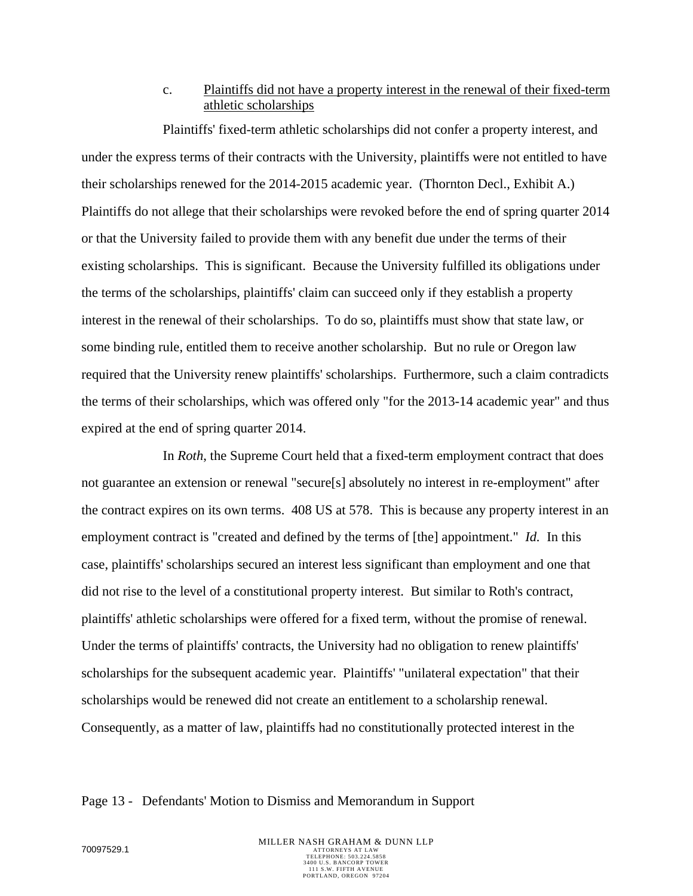c. Plaintiffs did not have a property interest in the renewal of their fixed-term athletic scholarships

Plaintiffs' fixed-term athletic scholarships did not confer a property interest, and under the express terms of their contracts with the University, plaintiffs were not entitled to have their scholarships renewed for the 2014-2015 academic year. (Thornton Decl., Exhibit A.) Plaintiffs do not allege that their scholarships were revoked before the end of spring quarter 2014 or that the University failed to provide them with any benefit due under the terms of their existing scholarships. This is significant. Because the University fulfilled its obligations under the terms of the scholarships, plaintiffs' claim can succeed only if they establish a property interest in the renewal of their scholarships. To do so, plaintiffs must show that state law, or some binding rule, entitled them to receive another scholarship. But no rule or Oregon law required that the University renew plaintiffs' scholarships. Furthermore, such a claim contradicts the terms of their scholarships, which was offered only "for the 2013-14 academic year" and thus expired at the end of spring quarter 2014.

In *Roth*, the Supreme Court held that a fixed-term employment contract that does not guarantee an extension or renewal "secure[s] absolutely no interest in re-employment" after the contract expires on its own terms. 408 US at 578. This is because any property interest in an employment contract is "created and defined by the terms of [the] appointment." *Id.* In this case, plaintiffs' scholarships secured an interest less significant than employment and one that did not rise to the level of a constitutional property interest. But similar to Roth's contract, plaintiffs' athletic scholarships were offered for a fixed term, without the promise of renewal. Under the terms of plaintiffs' contracts, the University had no obligation to renew plaintiffs' scholarships for the subsequent academic year. Plaintiffs' "unilateral expectation" that their scholarships would be renewed did not create an entitlement to a scholarship renewal. Consequently, as a matter of law, plaintiffs had no constitutionally protected interest in the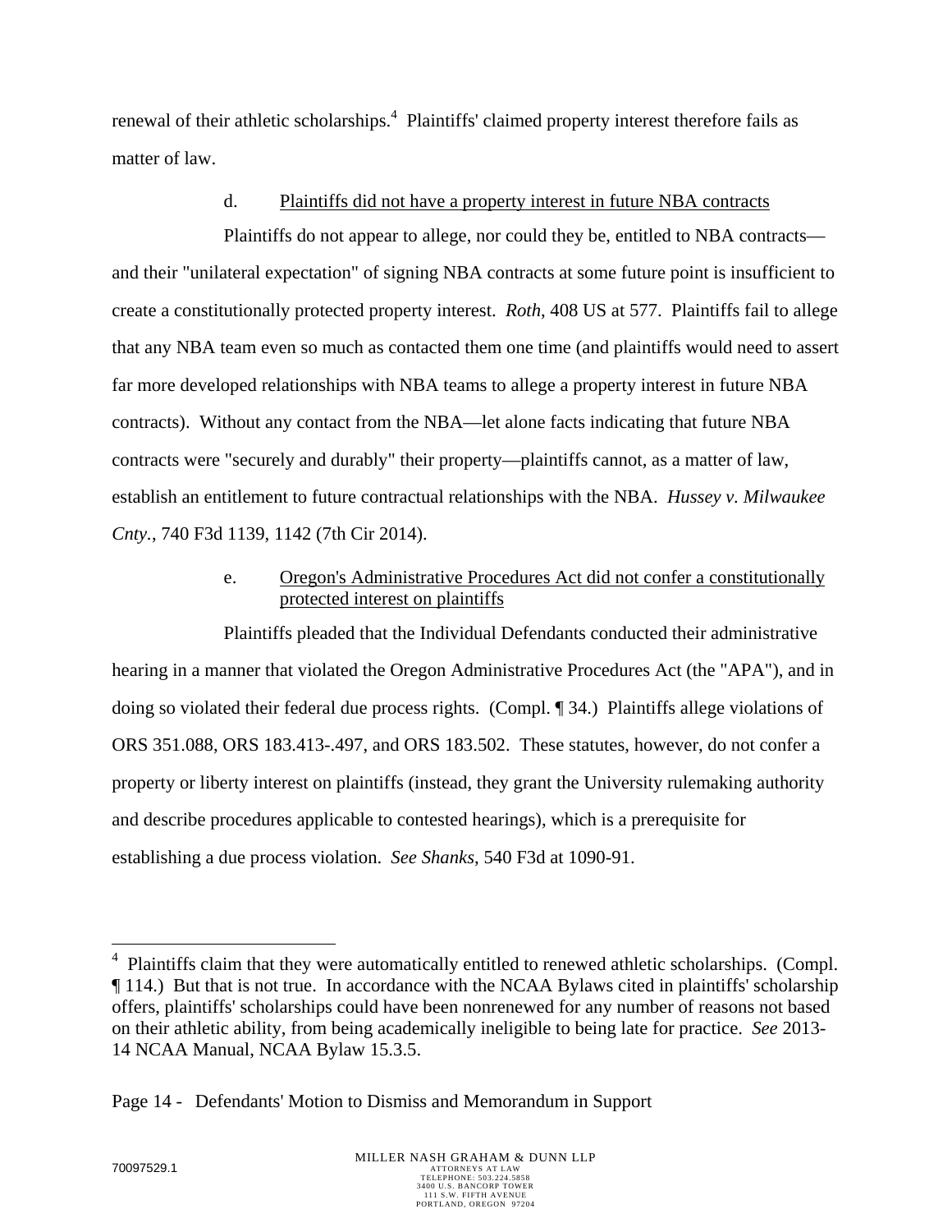renewal of their athletic scholarships.[4] Plaintiffs' claimed property interest therefore fails as matter of law.

d. Plaintiffs did not have a property interest in future NBA contracts

Plaintiffs do not appear to allege, nor could they be, entitled to NBA contracts—and their "unilateral expectation" of signing NBA contracts at some future point is insufficient to create a constitutionally protected property interest. *Roth*, 408 US at 577. Plaintiffs fail to allege that any NBA team even so much as contacted them one time (and plaintiffs would need to assert far more developed relationships with NBA teams to allege a property interest in future NBA contracts). Without any contact from the NBA—let alone facts indicating that future NBA contracts were "securely and durably" their property—plaintiffs cannot, as a matter of law, establish an entitlement to future contractual relationships with the NBA. *Hussey v. Milwaukee Cnty.*, 740 F3d 1139, 1142 (7th Cir 2014).

e. Oregon's Administrative Procedures Act did not confer a constitutionally protected interest on plaintiffs

Plaintiffs pleaded that the Individual Defendants conducted their administrative hearing in a manner that violated the Oregon Administrative Procedures Act (the "APA"), and in doing so violated their federal due process rights. (Compl. ¶ 34.) Plaintiffs allege violations of ORS 351.088, ORS 183.413-.497, and ORS 183.502. These statutes, however, do not confer a property or liberty interest on plaintiffs (instead, they grant the University rulemaking authority and describe procedures applicable to contested hearings), which is a prerequisite for establishing a due process violation. *See Shanks*, 540 F3d at 1090-91.

---

[4] Plaintiffs claim that they were automatically entitled to renewed athletic scholarships. (Compl. ¶ 114.) But that is not true. In accordance with the NCAA Bylaws cited in plaintiffs' scholarship offers, plaintiffs' scholarships could have been nonrenewed for any number of reasons not based on their athletic ability, from being academically ineligible to being late for practice. *See* 2013-14 NCAA Manual, NCAA Bylaw 15.3.5.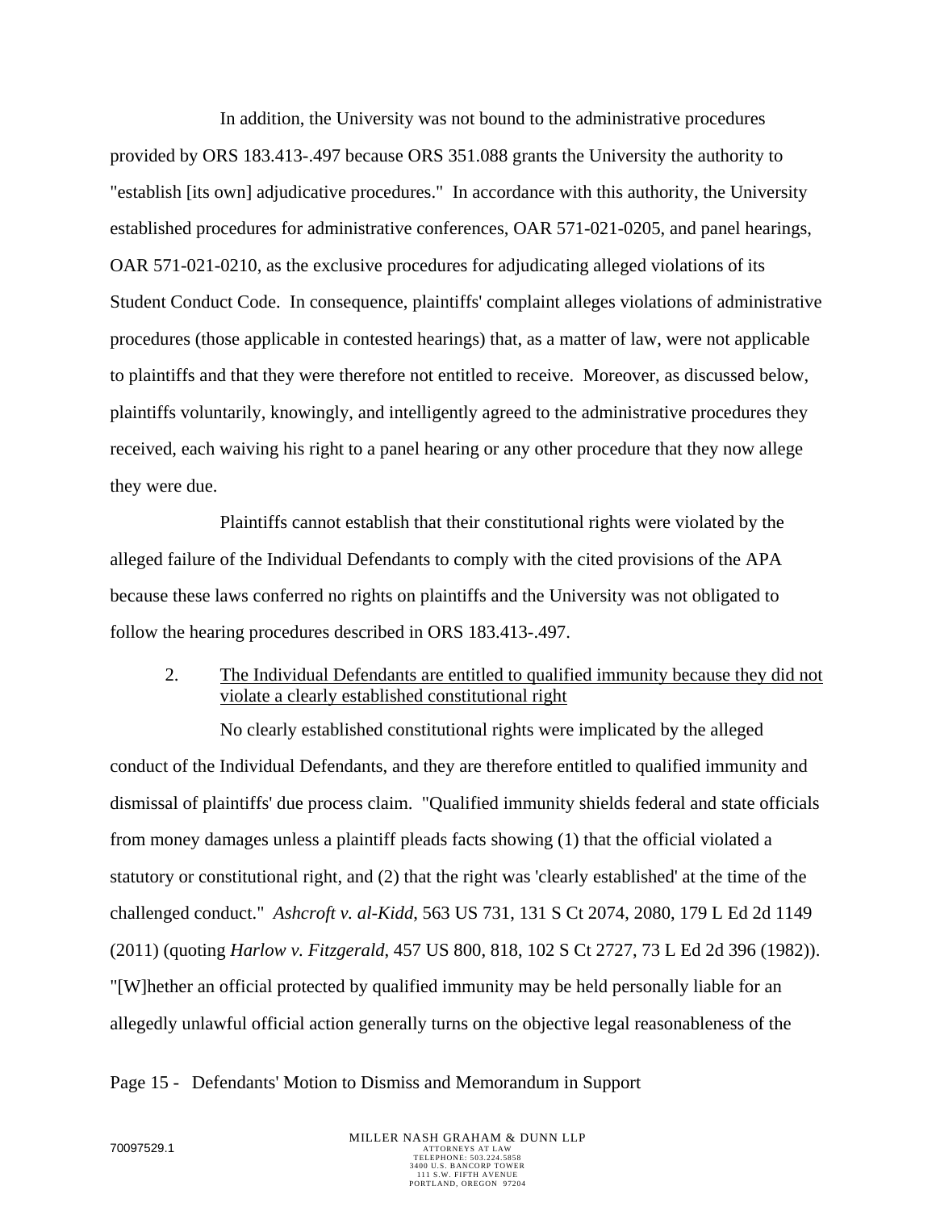In addition, the University was not bound to the administrative procedures provided by ORS 183.413-.497 because ORS 351.088 grants the University the authority to "establish [its own] adjudicative procedures." In accordance with this authority, the University established procedures for administrative conferences, OAR 571-021-0205, and panel hearings, OAR 571-021-0210, as the exclusive procedures for adjudicating alleged violations of its Student Conduct Code. In consequence, plaintiffs' complaint alleges violations of administrative procedures (those applicable in contested hearings) that, as a matter of law, were not applicable to plaintiffs and that they were therefore not entitled to receive. Moreover, as discussed below, plaintiffs voluntarily, knowingly, and intelligently agreed to the administrative procedures they received, each waiving his right to a panel hearing or any other procedure that they now allege they were due.

Plaintiffs cannot establish that their constitutional rights were violated by the alleged failure of the Individual Defendants to comply with the cited provisions of the APA because these laws conferred no rights on plaintiffs and the University was not obligated to follow the hearing procedures described in ORS 183.413-.497.

2. The Individual Defendants are entitled to qualified immunity because they did not violate a clearly established constitutional right

No clearly established constitutional rights were implicated by the alleged conduct of the Individual Defendants, and they are therefore entitled to qualified immunity and dismissal of plaintiffs' due process claim. "Qualified immunity shields federal and state officials from money damages unless a plaintiff pleads facts showing (1) that the official violated a statutory or constitutional right, and (2) that the right was 'clearly established' at the time of the challenged conduct." *Ashcroft v. al-Kidd*, 563 US 731, 131 S Ct 2074, 2080, 179 L Ed 2d 1149 (2011) (quoting *Harlow v. Fitzgerald*, 457 US 800, 818, 102 S Ct 2727, 73 L Ed 2d 396 (1982)). "[W]hether an official protected by qualified immunity may be held personally liable for an allegedly unlawful official action generally turns on the objective legal reasonableness of the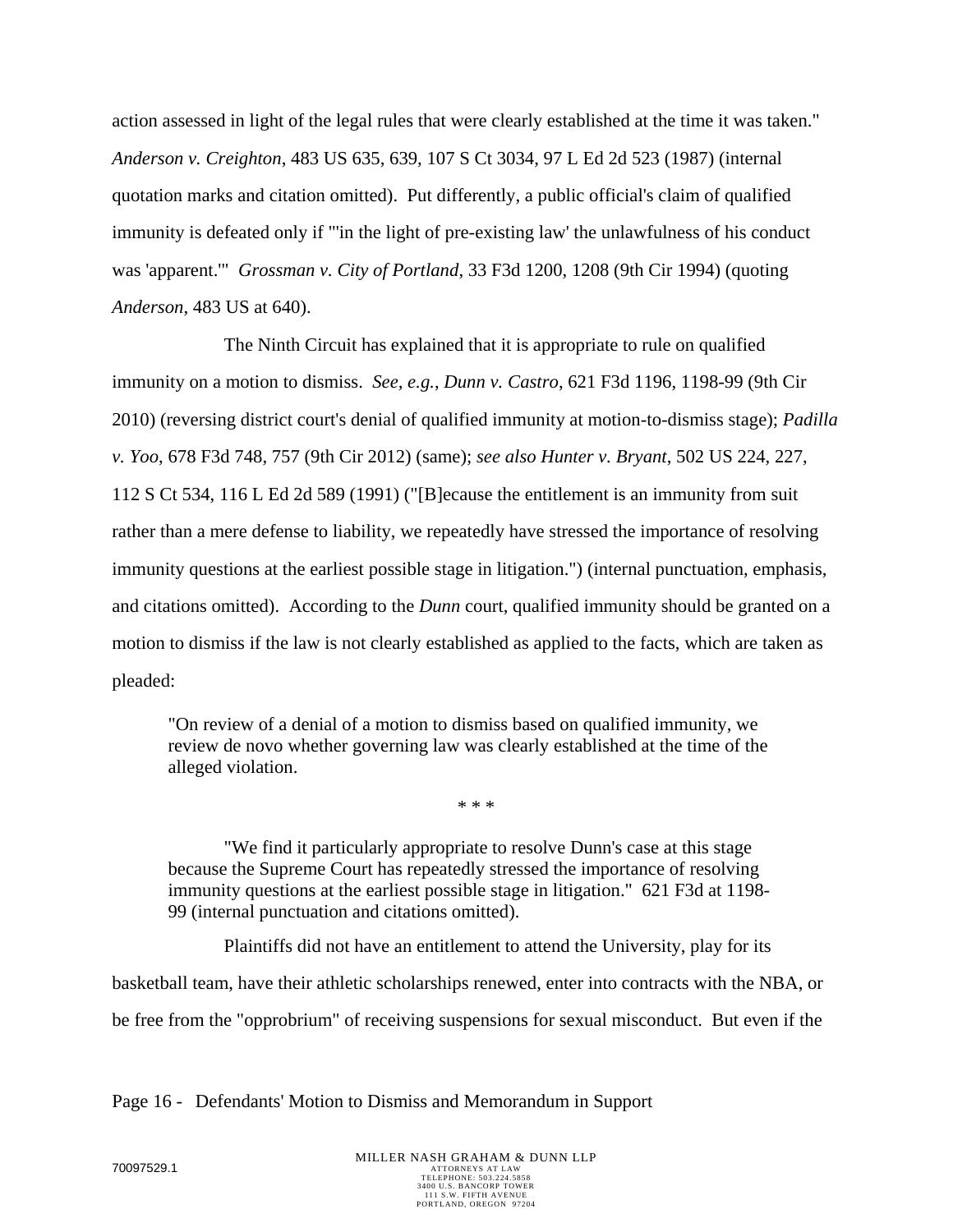action assessed in light of the legal rules that were clearly established at the time it was taken." *Anderson v. Creighton*, 483 US 635, 639, 107 S Ct 3034, 97 L Ed 2d 523 (1987) (internal quotation marks and citation omitted). Put differently, a public official's claim of qualified immunity is defeated only if "'in the light of pre-existing law' the unlawfulness of his conduct was 'apparent.'" *Grossman v. City of Portland*, 33 F3d 1200, 1208 (9th Cir 1994) (quoting *Anderson*, 483 US at 640).

The Ninth Circuit has explained that it is appropriate to rule on qualified immunity on a motion to dismiss. *See, e.g.*, *Dunn v. Castro*, 621 F3d 1196, 1198-99 (9th Cir 2010) (reversing district court's denial of qualified immunity at motion-to-dismiss stage); *Padilla v. Yoo*, 678 F3d 748, 757 (9th Cir 2012) (same); *see also Hunter v. Bryant*, 502 US 224, 227, 112 S Ct 534, 116 L Ed 2d 589 (1991) ("[B]ecause the entitlement is an immunity from suit rather than a mere defense to liability, we repeatedly have stressed the importance of resolving immunity questions at the earliest possible stage in litigation.") (internal punctuation, emphasis, and citations omitted). According to the *Dunn* court, qualified immunity should be granted on a motion to dismiss if the law is not clearly established as applied to the facts, which are taken as pleaded:

> "On review of a denial of a motion to dismiss based on qualified immunity, we review de novo whether governing law was clearly established at the time of the alleged violation.
>
> \* \* \*
>
> "We find it particularly appropriate to resolve Dunn's case at this stage because the Supreme Court has repeatedly stressed the importance of resolving immunity questions at the earliest possible stage in litigation." 621 F3d at 1198-99 (internal punctuation and citations omitted).

Plaintiffs did not have an entitlement to attend the University, play for its basketball team, have their athletic scholarships renewed, enter into contracts with the NBA, or be free from the "opprobrium" of receiving suspensions for sexual misconduct. But even if the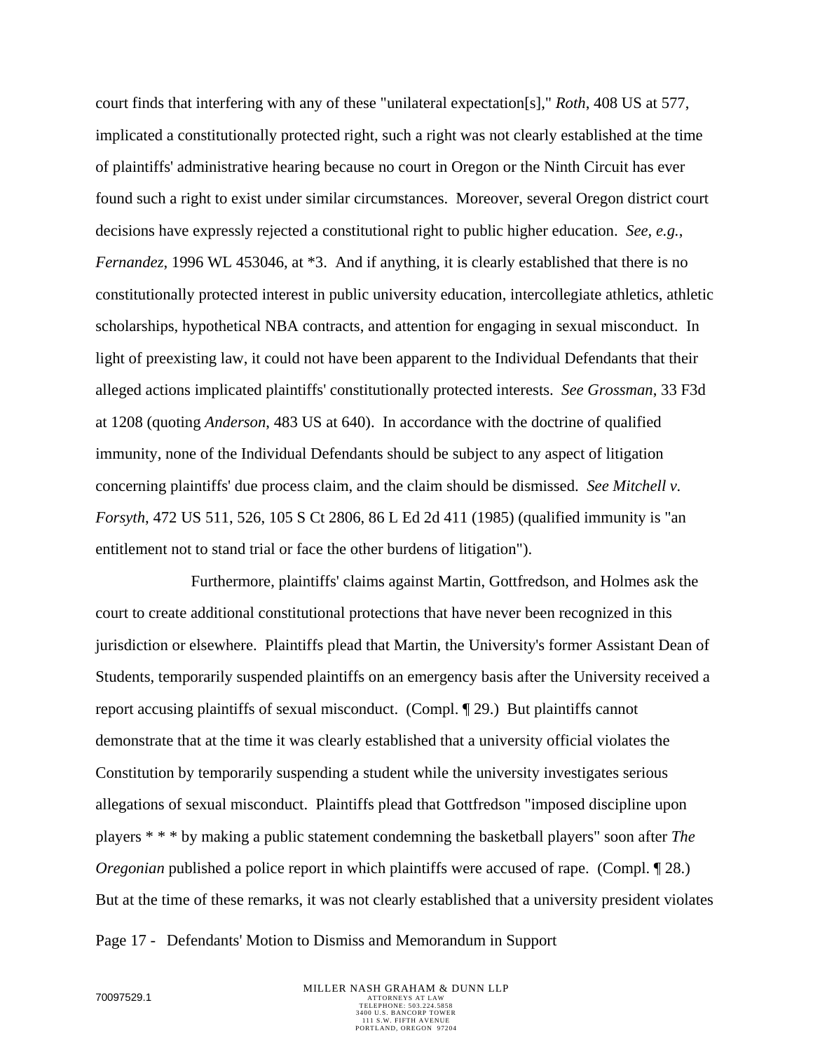court finds that interfering with any of these "unilateral expectation[s]," *Roth*, 408 US at 577, implicated a constitutionally protected right, such a right was not clearly established at the time of plaintiffs' administrative hearing because no court in Oregon or the Ninth Circuit has ever found such a right to exist under similar circumstances. Moreover, several Oregon district court decisions have expressly rejected a constitutional right to public higher education. *See, e.g.*, *Fernandez*, 1996 WL 453046, at *3. And if anything, it is clearly established that there is no constitutionally protected interest in public university education, intercollegiate athletics, athletic scholarships, hypothetical NBA contracts, and attention for engaging in sexual misconduct. In light of preexisting law, it could not have been apparent to the Individual Defendants that their alleged actions implicated plaintiffs' constitutionally protected interests. *See Grossman*, 33 F3d at 1208 (quoting *Anderson*, 483 US at 640). In accordance with the doctrine of qualified immunity, none of the Individual Defendants should be subject to any aspect of litigation concerning plaintiffs' due process claim, and the claim should be dismissed. *See Mitchell v. Forsyth*, 472 US 511, 526, 105 S Ct 2806, 86 L Ed 2d 411 (1985) (qualified immunity is "an entitlement not to stand trial or face the other burdens of litigation").

Furthermore, plaintiffs' claims against Martin, Gottfredson, and Holmes ask the court to create additional constitutional protections that have never been recognized in this jurisdiction or elsewhere. Plaintiffs plead that Martin, the University's former Assistant Dean of Students, temporarily suspended plaintiffs on an emergency basis after the University received a report accusing plaintiffs of sexual misconduct. (Compl. ¶ 29.) But plaintiffs cannot demonstrate that at the time it was clearly established that a university official violates the Constitution by temporarily suspending a student while the university investigates serious allegations of sexual misconduct. Plaintiffs plead that Gottfredson "imposed discipline upon players * * * by making a public statement condemning the basketball players" soon after *The Oregonian* published a police report in which plaintiffs were accused of rape. (Compl. ¶ 28.) But at the time of these remarks, it was not clearly established that a university president violates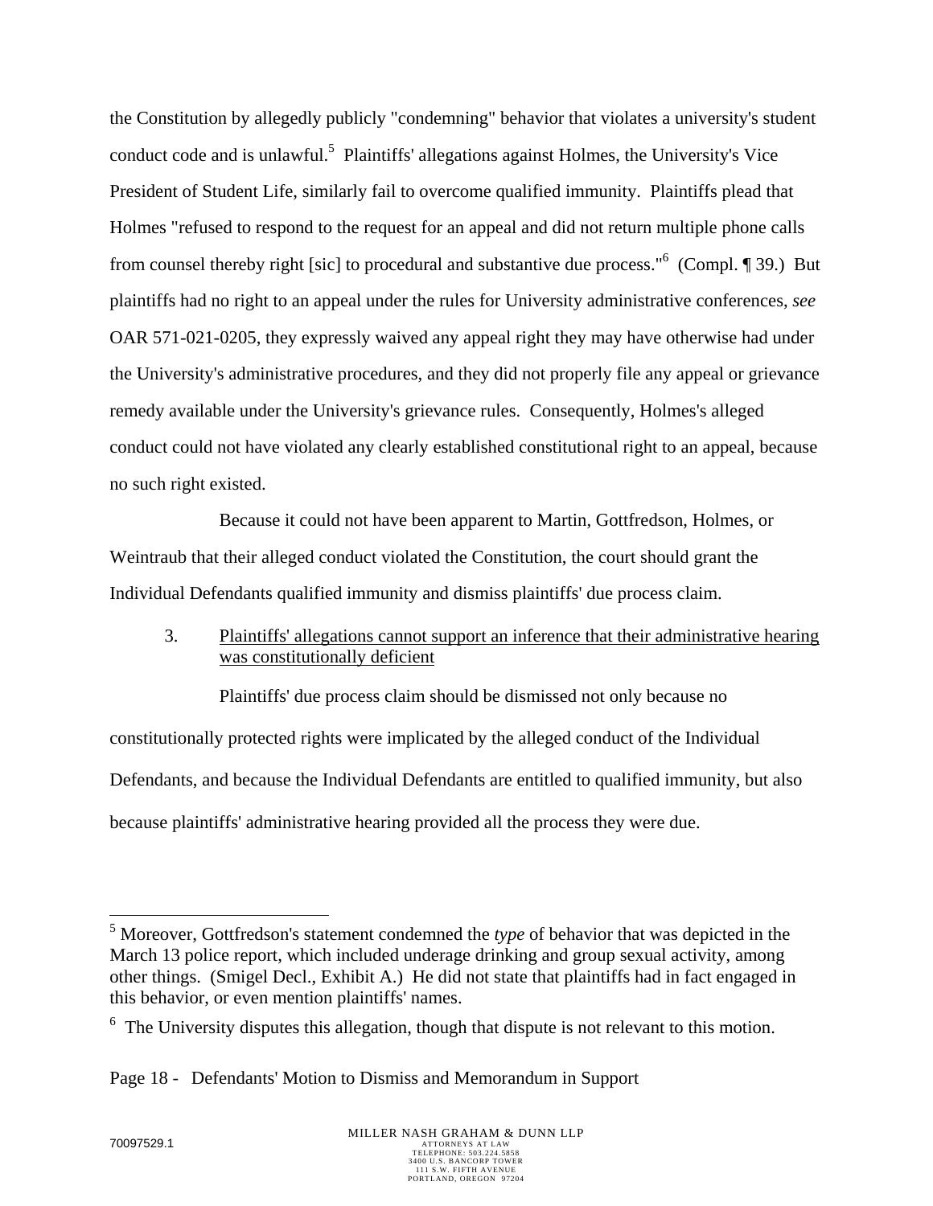the Constitution by allegedly publicly "condemning" behavior that violates a university's student conduct code and is unlawful.[5] Plaintiffs' allegations against Holmes, the University's Vice President of Student Life, similarly fail to overcome qualified immunity. Plaintiffs plead that Holmes "refused to respond to the request for an appeal and did not return multiple phone calls from counsel thereby right [sic] to procedural and substantive due process."[6] (Compl. ¶ 39.) But plaintiffs had no right to an appeal under the rules for University administrative conferences, *see* OAR 571-021-0205, they expressly waived any appeal right they may have otherwise had under the University's administrative procedures, and they did not properly file any appeal or grievance remedy available under the University's grievance rules. Consequently, Holmes's alleged conduct could not have violated any clearly established constitutional right to an appeal, because no such right existed.

Because it could not have been apparent to Martin, Gottfredson, Holmes, or Weintraub that their alleged conduct violated the Constitution, the court should grant the Individual Defendants qualified immunity and dismiss plaintiffs' due process claim.

3. Plaintiffs' allegations cannot support an inference that their administrative hearing was constitutionally deficient

Plaintiffs' due process claim should be dismissed not only because no constitutionally protected rights were implicated by the alleged conduct of the Individual Defendants, and because the Individual Defendants are entitled to qualified immunity, but also because plaintiffs' administrative hearing provided all the process they were due.

---

[5] Moreover, Gottfredson's statement condemned the *type* of behavior that was depicted in the March 13 police report, which included underage drinking and group sexual activity, among other things. (Smigel Decl., Exhibit A.) He did not state that plaintiffs had in fact engaged in this behavior, or even mention plaintiffs' names.

[6] The University disputes this allegation, though that dispute is not relevant to this motion.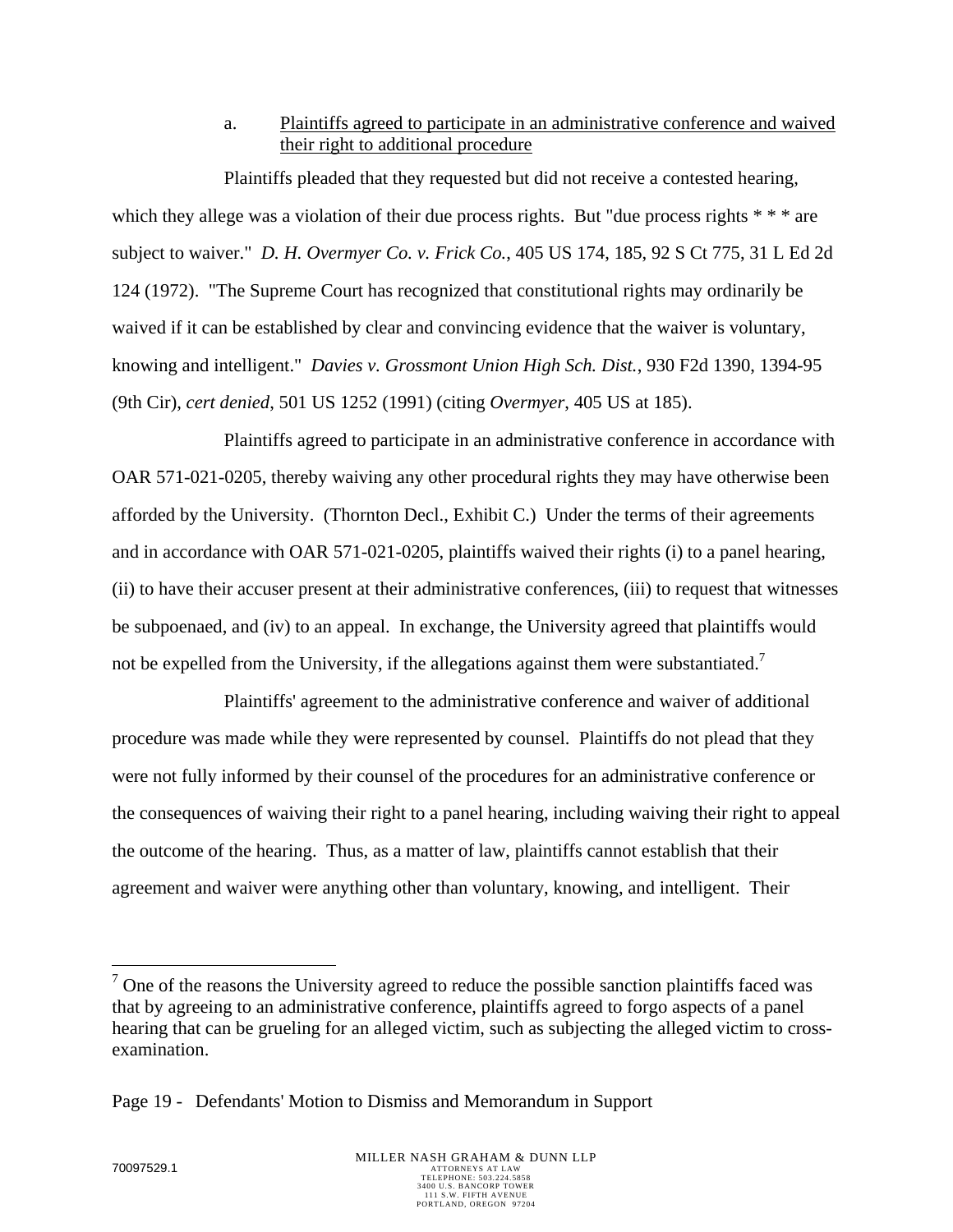a. Plaintiffs agreed to participate in an administrative conference and waived their right to additional procedure

Plaintiffs pleaded that they requested but did not receive a contested hearing, which they allege was a violation of their due process rights. But "due process rights * * * are subject to waiver." *D. H. Overmyer Co. v. Frick Co.*, 405 US 174, 185, 92 S Ct 775, 31 L Ed 2d 124 (1972). "The Supreme Court has recognized that constitutional rights may ordinarily be waived if it can be established by clear and convincing evidence that the waiver is voluntary, knowing and intelligent." *Davies v. Grossmont Union High Sch. Dist.*, 930 F2d 1390, 1394-95 (9th Cir), *cert denied*, 501 US 1252 (1991) (citing *Overmyer*, 405 US at 185).

Plaintiffs agreed to participate in an administrative conference in accordance with OAR 571-021-0205, thereby waiving any other procedural rights they may have otherwise been afforded by the University. (Thornton Decl., Exhibit C.) Under the terms of their agreements and in accordance with OAR 571-021-0205, plaintiffs waived their rights (i) to a panel hearing, (ii) to have their accuser present at their administrative conferences, (iii) to request that witnesses be subpoenaed, and (iv) to an appeal. In exchange, the University agreed that plaintiffs would not be expelled from the University, if the allegations against them were substantiated.[7]

Plaintiffs' agreement to the administrative conference and waiver of additional procedure was made while they were represented by counsel. Plaintiffs do not plead that they were not fully informed by their counsel of the procedures for an administrative conference or the consequences of waiving their right to a panel hearing, including waiving their right to appeal the outcome of the hearing. Thus, as a matter of law, plaintiffs cannot establish that their agreement and waiver were anything other than voluntary, knowing, and intelligent. Their

[7] One of the reasons the University agreed to reduce the possible sanction plaintiffs faced was that by agreeing to an administrative conference, plaintiffs agreed to forgo aspects of a panel hearing that can be grueling for an alleged victim, such as subjecting the alleged victim to cross-examination.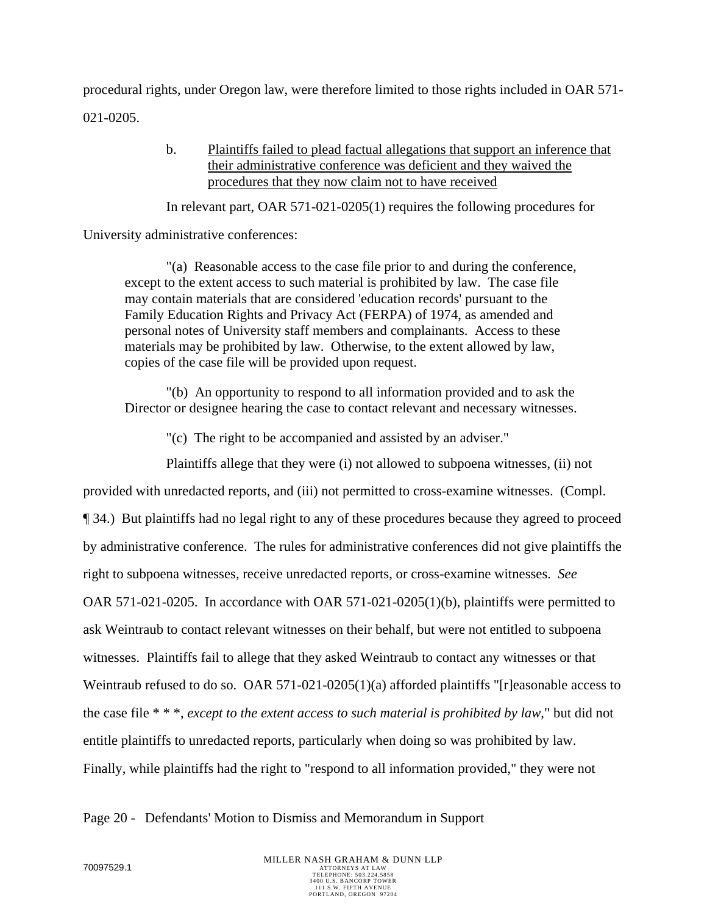procedural rights, under Oregon law, were therefore limited to those rights included in OAR 571-021-0205.

b. Plaintiffs failed to plead factual allegations that support an inference that their administrative conference was deficient and they waived the procedures that they now claim not to have received

In relevant part, OAR 571-021-0205(1) requires the following procedures for University administrative conferences:

> "(a) Reasonable access to the case file prior to and during the conference, except to the extent access to such material is prohibited by law. The case file may contain materials that are considered 'education records' pursuant to the Family Education Rights and Privacy Act (FERPA) of 1974, as amended and personal notes of University staff members and complainants. Access to these materials may be prohibited by law. Otherwise, to the extent allowed by law, copies of the case file will be provided upon request.
>
> "(b) An opportunity to respond to all information provided and to ask the Director or designee hearing the case to contact relevant and necessary witnesses.
>
> "(c) The right to be accompanied and assisted by an adviser."

Plaintiffs allege that they were (i) not allowed to subpoena witnesses, (ii) not provided with unredacted reports, and (iii) not permitted to cross-examine witnesses. (Compl. ¶ 34.) But plaintiffs had no legal right to any of these procedures because they agreed to proceed by administrative conference. The rules for administrative conferences did not give plaintiffs the right to subpoena witnesses, receive unredacted reports, or cross-examine witnesses. *See* OAR 571-021-0205. In accordance with OAR 571-021-0205(1)(b), plaintiffs were permitted to ask Weintraub to contact relevant witnesses on their behalf, but were not entitled to subpoena witnesses. Plaintiffs fail to allege that they asked Weintraub to contact any witnesses or that Weintraub refused to do so. OAR 571-021-0205(1)(a) afforded plaintiffs "[r]easonable access to the case file * * *, *except to the extent access to such material is prohibited by law*," but did not entitle plaintiffs to unredacted reports, particularly when doing so was prohibited by law. Finally, while plaintiffs had the right to "respond to all information provided," they were not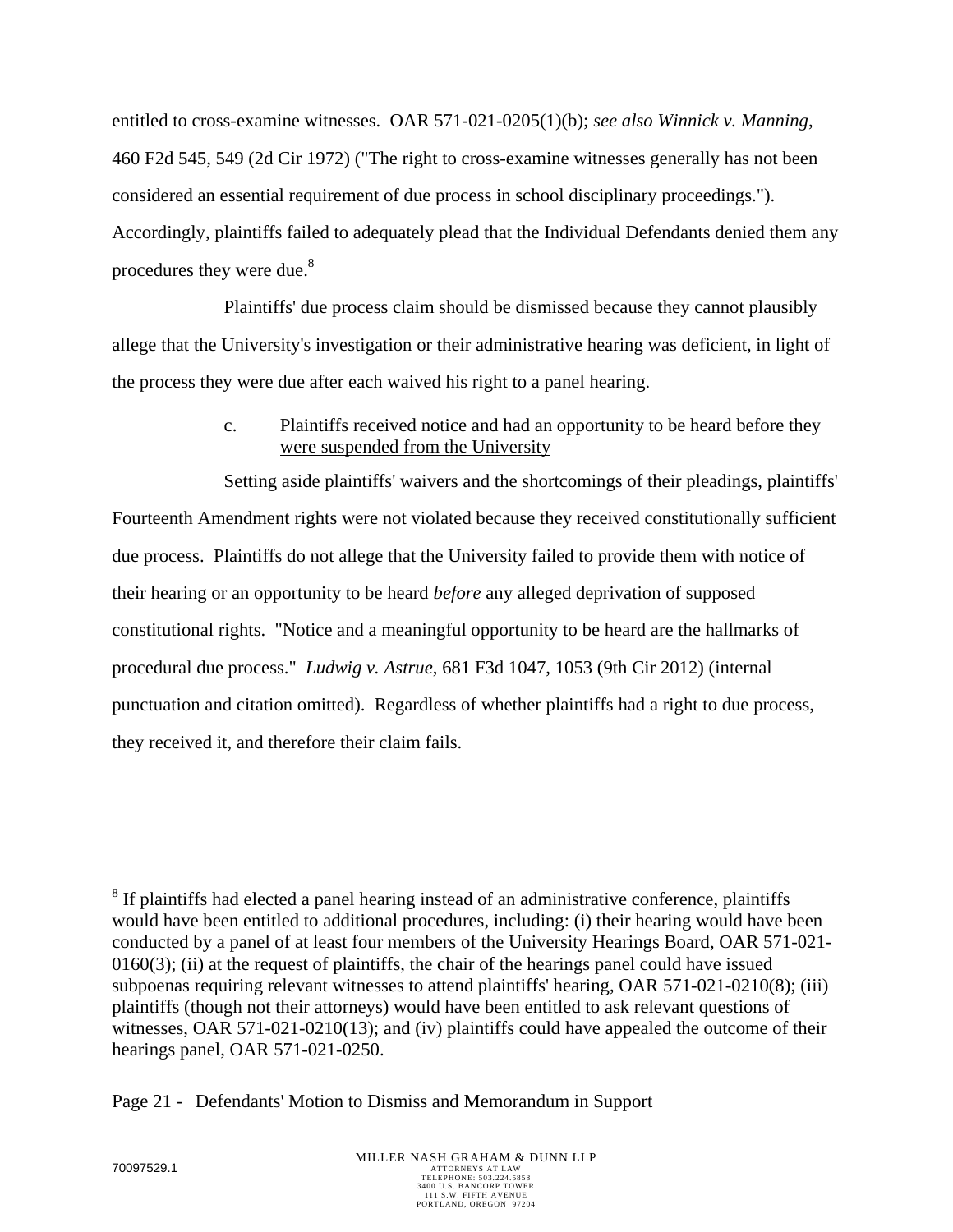entitled to cross-examine witnesses. OAR 571-021-0205(1)(b); *see also Winnick v. Manning*, 460 F2d 545, 549 (2d Cir 1972) ("The right to cross-examine witnesses generally has not been considered an essential requirement of due process in school disciplinary proceedings."). Accordingly, plaintiffs failed to adequately plead that the Individual Defendants denied them any procedures they were due.[8]

Plaintiffs' due process claim should be dismissed because they cannot plausibly allege that the University's investigation or their administrative hearing was deficient, in light of the process they were due after each waived his right to a panel hearing.

c. Plaintiffs received notice and had an opportunity to be heard before they were suspended from the University

Setting aside plaintiffs' waivers and the shortcomings of their pleadings, plaintiffs' Fourteenth Amendment rights were not violated because they received constitutionally sufficient due process. Plaintiffs do not allege that the University failed to provide them with notice of their hearing or an opportunity to be heard *before* any alleged deprivation of supposed constitutional rights. "Notice and a meaningful opportunity to be heard are the hallmarks of procedural due process." *Ludwig v. Astrue*, 681 F3d 1047, 1053 (9th Cir 2012) (internal punctuation and citation omitted). Regardless of whether plaintiffs had a right to due process, they received it, and therefore their claim fails.

---

[8] If plaintiffs had elected a panel hearing instead of an administrative conference, plaintiffs would have been entitled to additional procedures, including: (i) their hearing would have been conducted by a panel of at least four members of the University Hearings Board, OAR 571-021-0160(3); (ii) at the request of plaintiffs, the chair of the hearings panel could have issued subpoenas requiring relevant witnesses to attend plaintiffs' hearing, OAR 571-021-0210(8); (iii) plaintiffs (though not their attorneys) would have been entitled to ask relevant questions of witnesses, OAR 571-021-0210(13); and (iv) plaintiffs could have appealed the outcome of their hearings panel, OAR 571-021-0250.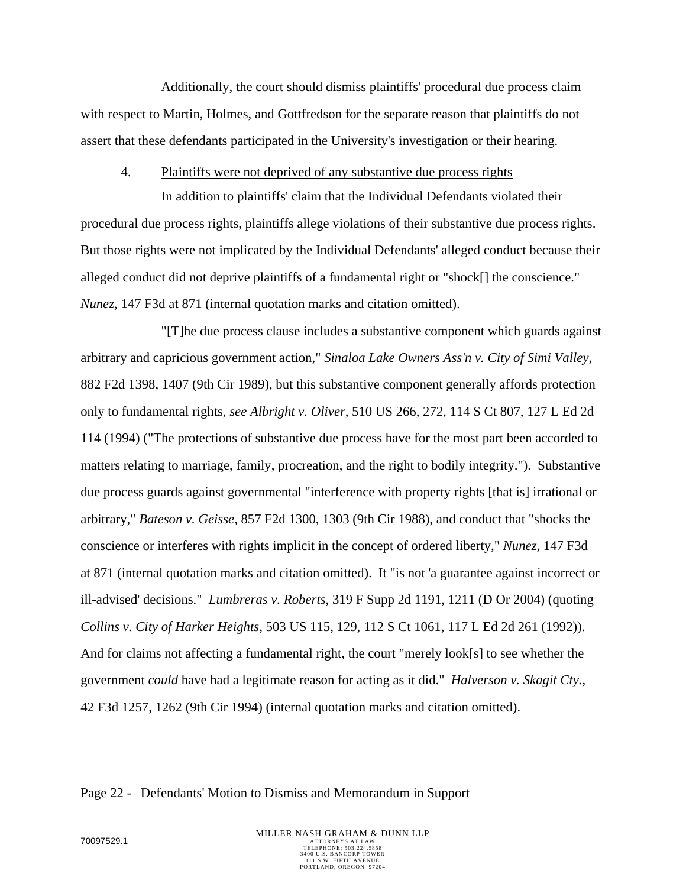Additionally, the court should dismiss plaintiffs' procedural due process claim with respect to Martin, Holmes, and Gottfredson for the separate reason that plaintiffs do not assert that these defendants participated in the University's investigation or their hearing.

4. Plaintiffs were not deprived of any substantive due process rights

In addition to plaintiffs' claim that the Individual Defendants violated their procedural due process rights, plaintiffs allege violations of their substantive due process rights. But those rights were not implicated by the Individual Defendants' alleged conduct because their alleged conduct did not deprive plaintiffs of a fundamental right or "shock[] the conscience." *Nunez*, 147 F3d at 871 (internal quotation marks and citation omitted).

"[T]he due process clause includes a substantive component which guards against arbitrary and capricious government action," *Sinaloa Lake Owners Ass'n v. City of Simi Valley*, 882 F2d 1398, 1407 (9th Cir 1989), but this substantive component generally affords protection only to fundamental rights, *see Albright v. Oliver*, 510 US 266, 272, 114 S Ct 807, 127 L Ed 2d 114 (1994) ("The protections of substantive due process have for the most part been accorded to matters relating to marriage, family, procreation, and the right to bodily integrity."). Substantive due process guards against governmental "interference with property rights [that is] irrational or arbitrary," *Bateson v. Geisse*, 857 F2d 1300, 1303 (9th Cir 1988), and conduct that "shocks the conscience or interferes with rights implicit in the concept of ordered liberty," *Nunez*, 147 F3d at 871 (internal quotation marks and citation omitted). It "is not 'a guarantee against incorrect or ill-advised' decisions." *Lumbreras v. Roberts*, 319 F Supp 2d 1191, 1211 (D Or 2004) (quoting *Collins v. City of Harker Heights*, 503 US 115, 129, 112 S Ct 1061, 117 L Ed 2d 261 (1992)). And for claims not affecting a fundamental right, the court "merely look[s] to see whether the government *could* have had a legitimate reason for acting as it did." *Halverson v. Skagit Cty.*, 42 F3d 1257, 1262 (9th Cir 1994) (internal quotation marks and citation omitted).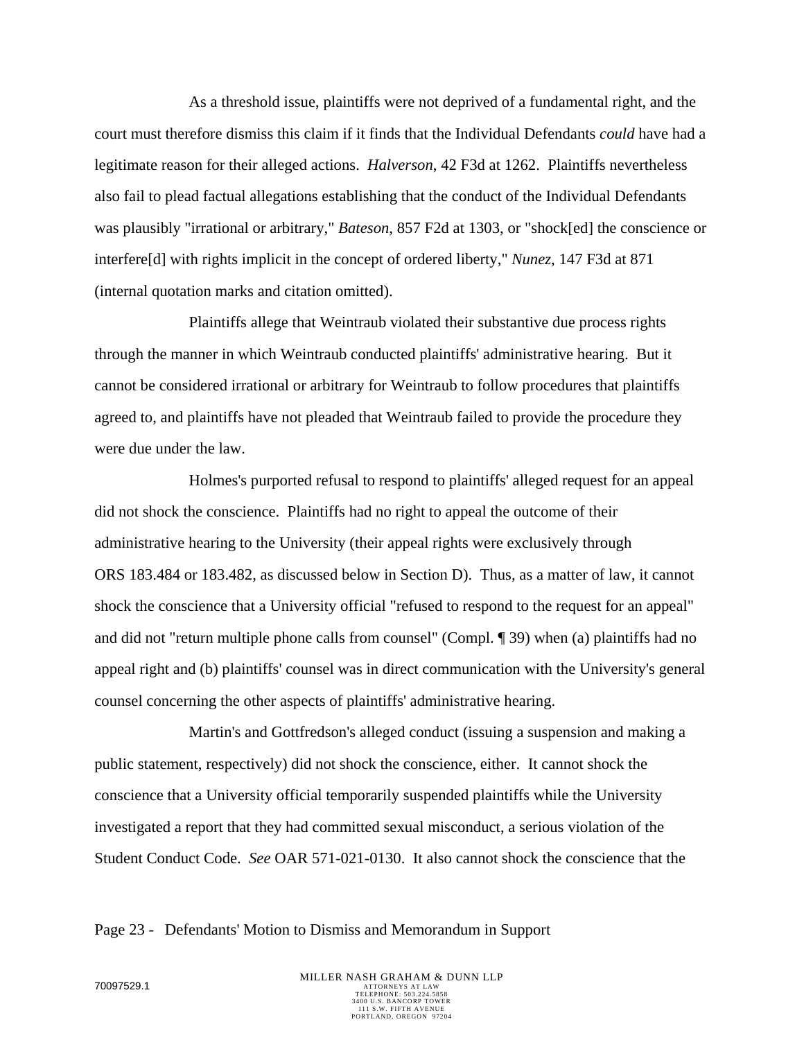As a threshold issue, plaintiffs were not deprived of a fundamental right, and the court must therefore dismiss this claim if it finds that the Individual Defendants *could* have had a legitimate reason for their alleged actions. *Halverson*, 42 F3d at 1262. Plaintiffs nevertheless also fail to plead factual allegations establishing that the conduct of the Individual Defendants was plausibly "irrational or arbitrary," *Bateson*, 857 F2d at 1303, or "shock[ed] the conscience or interfere[d] with rights implicit in the concept of ordered liberty," *Nunez*, 147 F3d at 871 (internal quotation marks and citation omitted).

Plaintiffs allege that Weintraub violated their substantive due process rights through the manner in which Weintraub conducted plaintiffs' administrative hearing. But it cannot be considered irrational or arbitrary for Weintraub to follow procedures that plaintiffs agreed to, and plaintiffs have not pleaded that Weintraub failed to provide the procedure they were due under the law.

Holmes's purported refusal to respond to plaintiffs' alleged request for an appeal did not shock the conscience. Plaintiffs had no right to appeal the outcome of their administrative hearing to the University (their appeal rights were exclusively through ORS 183.484 or 183.482, as discussed below in Section D). Thus, as a matter of law, it cannot shock the conscience that a University official "refused to respond to the request for an appeal" and did not "return multiple phone calls from counsel" (Compl. ¶ 39) when (a) plaintiffs had no appeal right and (b) plaintiffs' counsel was in direct communication with the University's general counsel concerning the other aspects of plaintiffs' administrative hearing.

Martin's and Gottfredson's alleged conduct (issuing a suspension and making a public statement, respectively) did not shock the conscience, either. It cannot shock the conscience that a University official temporarily suspended plaintiffs while the University investigated a report that they had committed sexual misconduct, a serious violation of the Student Conduct Code. *See* OAR 571-021-0130. It also cannot shock the conscience that the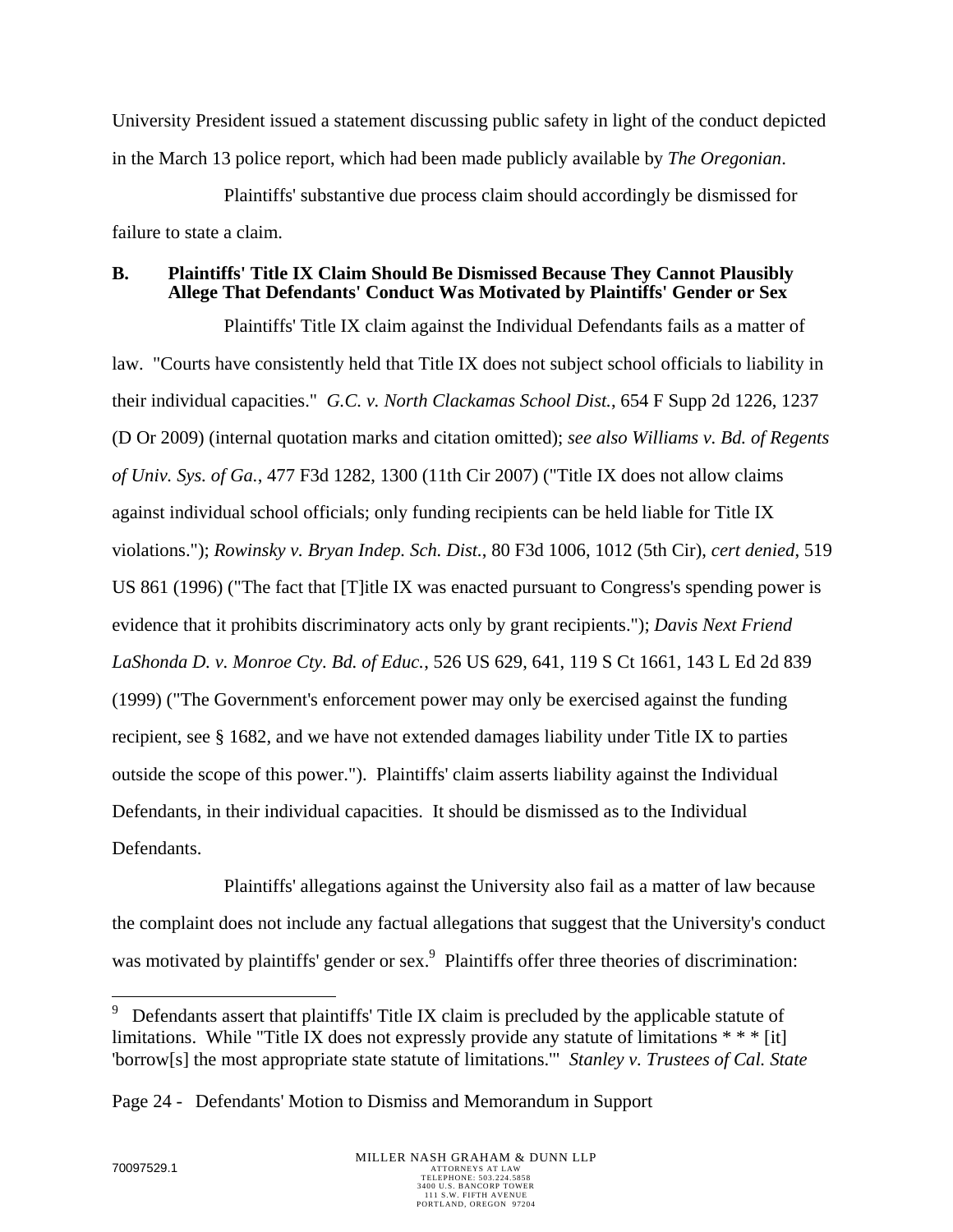University President issued a statement discussing public safety in light of the conduct depicted in the March 13 police report, which had been made publicly available by *The Oregonian*.

Plaintiffs' substantive due process claim should accordingly be dismissed for failure to state a claim.

### B. Plaintiffs' Title IX Claim Should Be Dismissed Because They Cannot Plausibly Allege That Defendants' Conduct Was Motivated by Plaintiffs' Gender or Sex

Plaintiffs' Title IX claim against the Individual Defendants fails as a matter of law. "Courts have consistently held that Title IX does not subject school officials to liability in their individual capacities." *G.C. v. North Clackamas School Dist.*, 654 F Supp 2d 1226, 1237 (D Or 2009) (internal quotation marks and citation omitted); *see also Williams v. Bd. of Regents of Univ. Sys. of Ga.*, 477 F3d 1282, 1300 (11th Cir 2007) ("Title IX does not allow claims against individual school officials; only funding recipients can be held liable for Title IX violations."); *Rowinsky v. Bryan Indep. Sch. Dist.*, 80 F3d 1006, 1012 (5th Cir), *cert denied*, 519 US 861 (1996) ("The fact that [T]itle IX was enacted pursuant to Congress's spending power is evidence that it prohibits discriminatory acts only by grant recipients."); *Davis Next Friend LaShonda D. v. Monroe Cty. Bd. of Educ.*, 526 US 629, 641, 119 S Ct 1661, 143 L Ed 2d 839 (1999) ("The Government's enforcement power may only be exercised against the funding recipient, see § 1682, and we have not extended damages liability under Title IX to parties outside the scope of this power."). Plaintiffs' claim asserts liability against the Individual Defendants, in their individual capacities. It should be dismissed as to the Individual Defendants.

Plaintiffs' allegations against the University also fail as a matter of law because the complaint does not include any factual allegations that suggest that the University's conduct was motivated by plaintiffs' gender or sex.[9] Plaintiffs offer three theories of discrimination:

---

[9] Defendants assert that plaintiffs' Title IX claim is precluded by the applicable statute of limitations. While "Title IX does not expressly provide any statute of limitations * * * [it] 'borrow[s] the most appropriate state statute of limitations.'" *Stanley v. Trustees of Cal. State*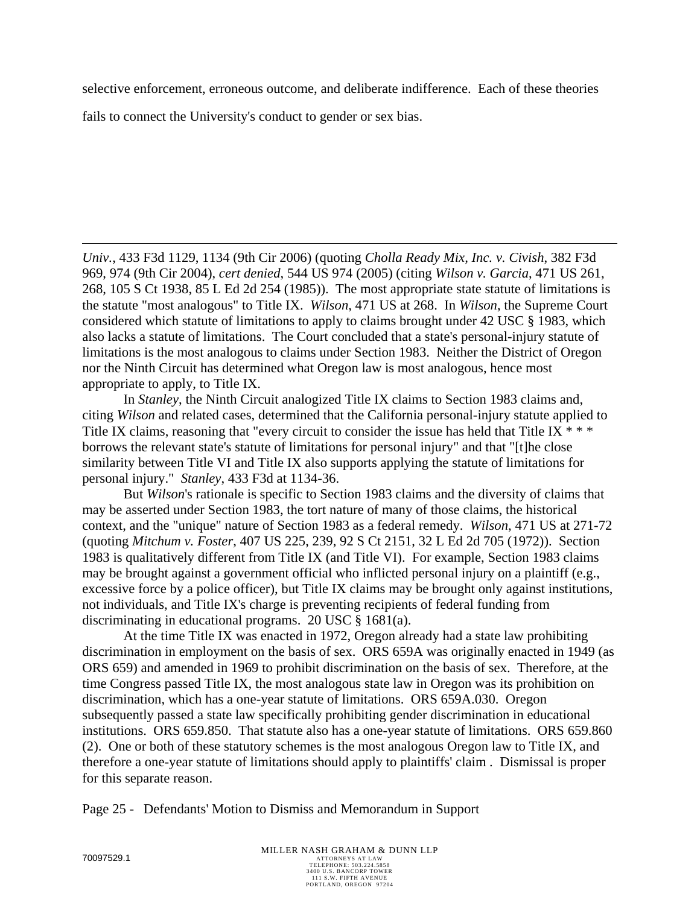selective enforcement, erroneous outcome, and deliberate indifference. Each of these theories fails to connect the University's conduct to gender or sex bias.

---

*Univ.*, 433 F3d 1129, 1134 (9th Cir 2006) (quoting *Cholla Ready Mix, Inc. v. Civish*, 382 F3d 969, 974 (9th Cir 2004), *cert denied*, 544 US 974 (2005) (citing *Wilson v. Garcia*, 471 US 261, 268, 105 S Ct 1938, 85 L Ed 2d 254 (1985)). The most appropriate state statute of limitations is the statute "most analogous" to Title IX. *Wilson*, 471 US at 268. In *Wilson*, the Supreme Court considered which statute of limitations to apply to claims brought under 42 USC § 1983, which also lacks a statute of limitations. The Court concluded that a state's personal-injury statute of limitations is the most analogous to claims under Section 1983. Neither the District of Oregon nor the Ninth Circuit has determined what Oregon law is most analogous, hence most appropriate to apply, to Title IX.

In *Stanley*, the Ninth Circuit analogized Title IX claims to Section 1983 claims and, citing *Wilson* and related cases, determined that the California personal-injury statute applied to Title IX claims, reasoning that "every circuit to consider the issue has held that Title IX * * * borrows the relevant state's statute of limitations for personal injury" and that "[t]he close similarity between Title VI and Title IX also supports applying the statute of limitations for personal injury." *Stanley*, 433 F3d at 1134-36.

But *Wilson*'s rationale is specific to Section 1983 claims and the diversity of claims that may be asserted under Section 1983, the tort nature of many of those claims, the historical context, and the "unique" nature of Section 1983 as a federal remedy. *Wilson*, 471 US at 271-72 (quoting *Mitchum v. Foster*, 407 US 225, 239, 92 S Ct 2151, 32 L Ed 2d 705 (1972)). Section 1983 is qualitatively different from Title IX (and Title VI). For example, Section 1983 claims may be brought against a government official who inflicted personal injury on a plaintiff (e.g., excessive force by a police officer), but Title IX claims may be brought only against institutions, not individuals, and Title IX's charge is preventing recipients of federal funding from discriminating in educational programs. 20 USC § 1681(a).

At the time Title IX was enacted in 1972, Oregon already had a state law prohibiting discrimination in employment on the basis of sex. ORS 659A was originally enacted in 1949 (as ORS 659) and amended in 1969 to prohibit discrimination on the basis of sex. Therefore, at the time Congress passed Title IX, the most analogous state law in Oregon was its prohibition on discrimination, which has a one-year statute of limitations. ORS 659A.030. Oregon subsequently passed a state law specifically prohibiting gender discrimination in educational institutions. ORS 659.850. That statute also has a one-year statute of limitations. ORS 659.860 (2). One or both of these statutory schemes is the most analogous Oregon law to Title IX, and therefore a one-year statute of limitations should apply to plaintiffs' claim . Dismissal is proper for this separate reason.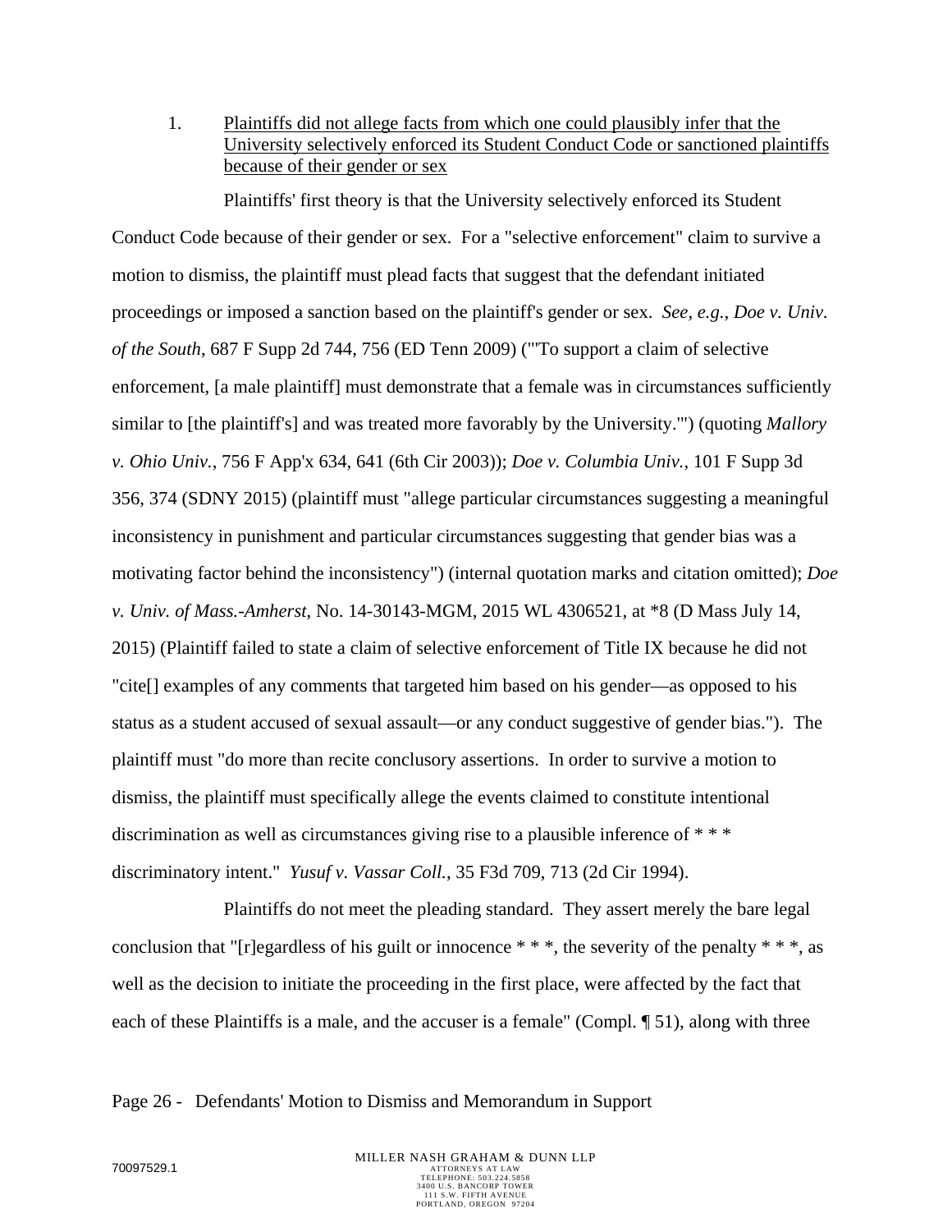1. <u>Plaintiffs did not allege facts from which one could plausibly infer that the University selectively enforced its Student Conduct Code or sanctioned plaintiffs because of their gender or sex</u>

Plaintiffs' first theory is that the University selectively enforced its Student Conduct Code because of their gender or sex. For a "selective enforcement" claim to survive a motion to dismiss, the plaintiff must plead facts that suggest that the defendant initiated proceedings or imposed a sanction based on the plaintiff's gender or sex. *See, e.g.*, *Doe v. Univ. of the South*, 687 F Supp 2d 744, 756 (ED Tenn 2009) ("'To support a claim of selective enforcement, [a male plaintiff] must demonstrate that a female was in circumstances sufficiently similar to [the plaintiff's] and was treated more favorably by the University.'") (quoting *Mallory v. Ohio Univ.*, 756 F App'x 634, 641 (6th Cir 2003)); *Doe v. Columbia Univ.*, 101 F Supp 3d 356, 374 (SDNY 2015) (plaintiff must "allege particular circumstances suggesting a meaningful inconsistency in punishment and particular circumstances suggesting that gender bias was a motivating factor behind the inconsistency") (internal quotation marks and citation omitted); *Doe v. Univ. of Mass.-Amherst*, No. 14-30143-MGM, 2015 WL 4306521, at *8 (D Mass July 14, 2015) (Plaintiff failed to state a claim of selective enforcement of Title IX because he did not "cite[] examples of any comments that targeted him based on his gender—as opposed to his status as a student accused of sexual assault—or any conduct suggestive of gender bias."). The plaintiff must "do more than recite conclusory assertions. In order to survive a motion to dismiss, the plaintiff must specifically allege the events claimed to constitute intentional discrimination as well as circumstances giving rise to a plausible inference of * * * discriminatory intent." *Yusuf v. Vassar Coll.*, 35 F3d 709, 713 (2d Cir 1994).

Plaintiffs do not meet the pleading standard. They assert merely the bare legal conclusion that "[r]egardless of his guilt or innocence * * *, the severity of the penalty * * *, as well as the decision to initiate the proceeding in the first place, were affected by the fact that each of these Plaintiffs is a male, and the accuser is a female" (Compl. ¶ 51), along with three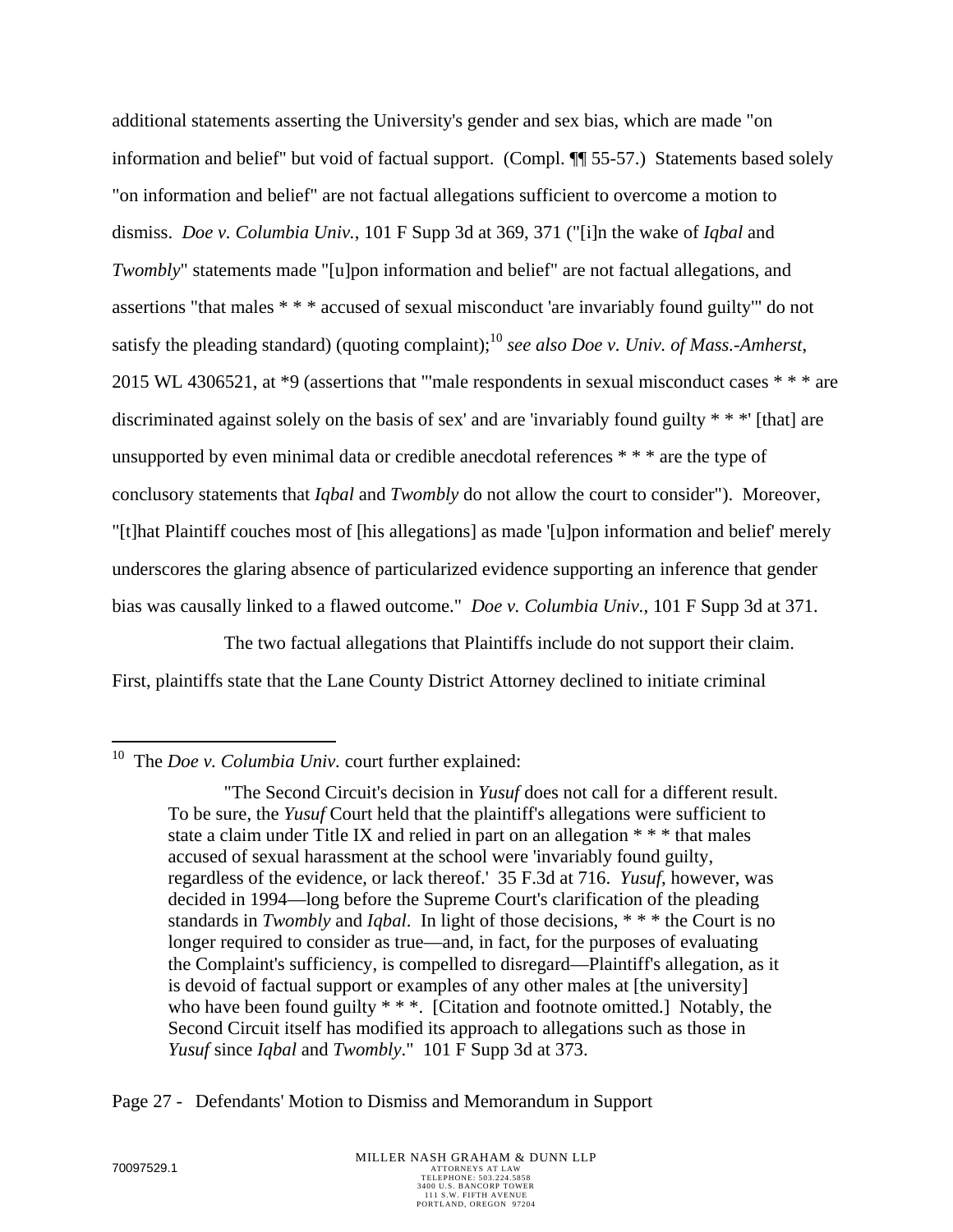additional statements asserting the University's gender and sex bias, which are made "on information and belief" but void of factual support. (Compl. ¶¶ 55-57.) Statements based solely "on information and belief" are not factual allegations sufficient to overcome a motion to dismiss. *Doe v. Columbia Univ.*, 101 F Supp 3d at 369, 371 ("[i]n the wake of *Iqbal* and *Twombly*" statements made "[u]pon information and belief" are not factual allegations, and assertions "that males * * * accused of sexual misconduct 'are invariably found guilty'" do not satisfy the pleading standard) (quoting complaint);[10] *see also Doe v. Univ. of Mass.-Amherst*, 2015 WL 4306521, at *9 (assertions that "'male respondents in sexual misconduct cases * * * are discriminated against solely on the basis of sex' and are 'invariably found guilty * * *' [that] are unsupported by even minimal data or credible anecdotal references * * * are the type of conclusory statements that *Iqbal* and *Twombly* do not allow the court to consider"). Moreover, "[t]hat Plaintiff couches most of [his allegations] as made '[u]pon information and belief' merely underscores the glaring absence of particularized evidence supporting an inference that gender bias was causally linked to a flawed outcome." *Doe v. Columbia Univ.*, 101 F Supp 3d at 371.

The two factual allegations that Plaintiffs include do not support their claim. First, plaintiffs state that the Lane County District Attorney declined to initiate criminal

---

[10] The *Doe v. Columbia Univ.* court further explained:

> "The Second Circuit's decision in *Yusuf* does not call for a different result. To be sure, the *Yusuf* Court held that the plaintiff's allegations were sufficient to state a claim under Title IX and relied in part on an allegation * * * that males accused of sexual harassment at the school were 'invariably found guilty, regardless of the evidence, or lack thereof.' 35 F.3d at 716. *Yusuf*, however, was decided in 1994—long before the Supreme Court's clarification of the pleading standards in *Twombly* and *Iqbal*. In light of those decisions, * * * the Court is no longer required to consider as true—and, in fact, for the purposes of evaluating the Complaint's sufficiency, is compelled to disregard—Plaintiff's allegation, as it is devoid of factual support or examples of any other males at [the university] who have been found guilty * * *. [Citation and footnote omitted.] Notably, the Second Circuit itself has modified its approach to allegations such as those in *Yusuf* since *Iqbal* and *Twombly*." 101 F Supp 3d at 373.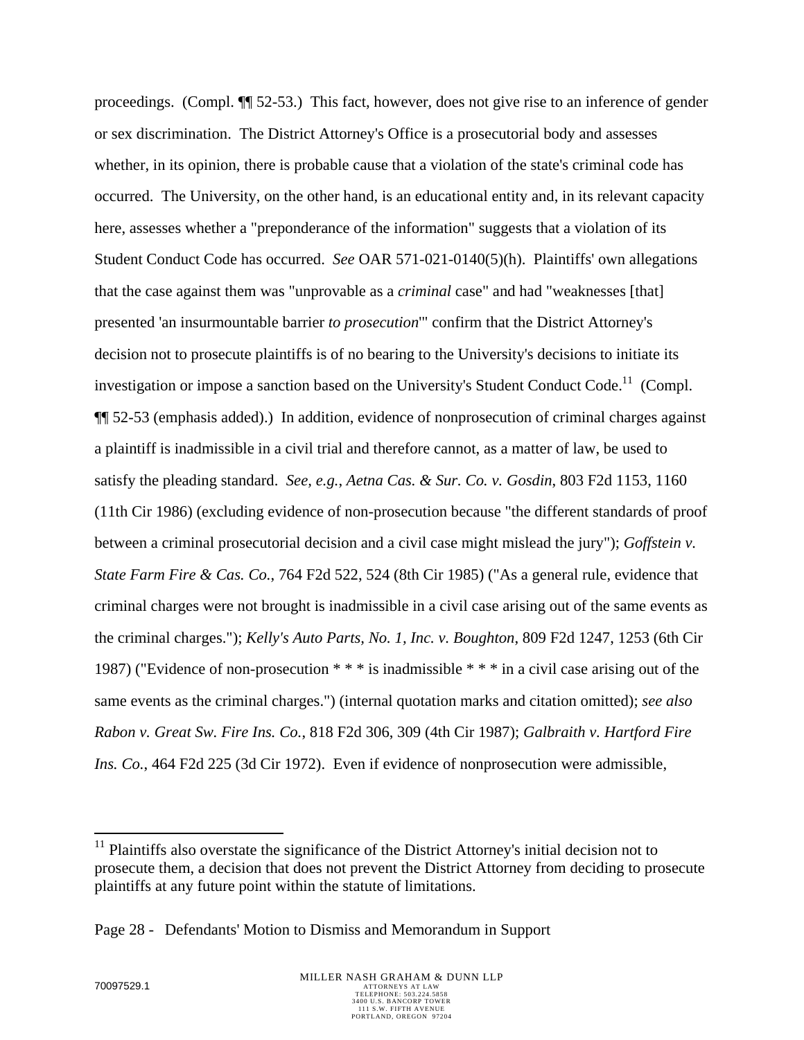proceedings. (Compl. ¶¶ 52-53.) This fact, however, does not give rise to an inference of gender or sex discrimination. The District Attorney's Office is a prosecutorial body and assesses whether, in its opinion, there is probable cause that a violation of the state's criminal code has occurred. The University, on the other hand, is an educational entity and, in its relevant capacity here, assesses whether a "preponderance of the information" suggests that a violation of its Student Conduct Code has occurred. *See* OAR 571-021-0140(5)(h). Plaintiffs' own allegations that the case against them was "unprovable as a *criminal* case" and had "weaknesses [that] presented 'an insurmountable barrier *to prosecution*'" confirm that the District Attorney's decision not to prosecute plaintiffs is of no bearing to the University's decisions to initiate its investigation or impose a sanction based on the University's Student Conduct Code.[11] (Compl. ¶¶ 52-53 (emphasis added).) In addition, evidence of nonprosecution of criminal charges against a plaintiff is inadmissible in a civil trial and therefore cannot, as a matter of law, be used to satisfy the pleading standard. *See, e.g.*, *Aetna Cas. & Sur. Co. v. Gosdin*, 803 F2d 1153, 1160 (11th Cir 1986) (excluding evidence of non-prosecution because "the different standards of proof between a criminal prosecutorial decision and a civil case might mislead the jury"); *Goffstein v. State Farm Fire & Cas. Co.*, 764 F2d 522, 524 (8th Cir 1985) ("As a general rule, evidence that criminal charges were not brought is inadmissible in a civil case arising out of the same events as the criminal charges."); *Kelly's Auto Parts, No. 1, Inc. v. Boughton*, 809 F2d 1247, 1253 (6th Cir 1987) ("Evidence of non-prosecution * * * is inadmissible * * * in a civil case arising out of the same events as the criminal charges.") (internal quotation marks and citation omitted); *see also Rabon v. Great Sw. Fire Ins. Co.*, 818 F2d 306, 309 (4th Cir 1987); *Galbraith v. Hartford Fire Ins. Co.*, 464 F2d 225 (3d Cir 1972). Even if evidence of nonprosecution were admissible,

---

[11] Plaintiffs also overstate the significance of the District Attorney's initial decision not to prosecute them, a decision that does not prevent the District Attorney from deciding to prosecute plaintiffs at any future point within the statute of limitations.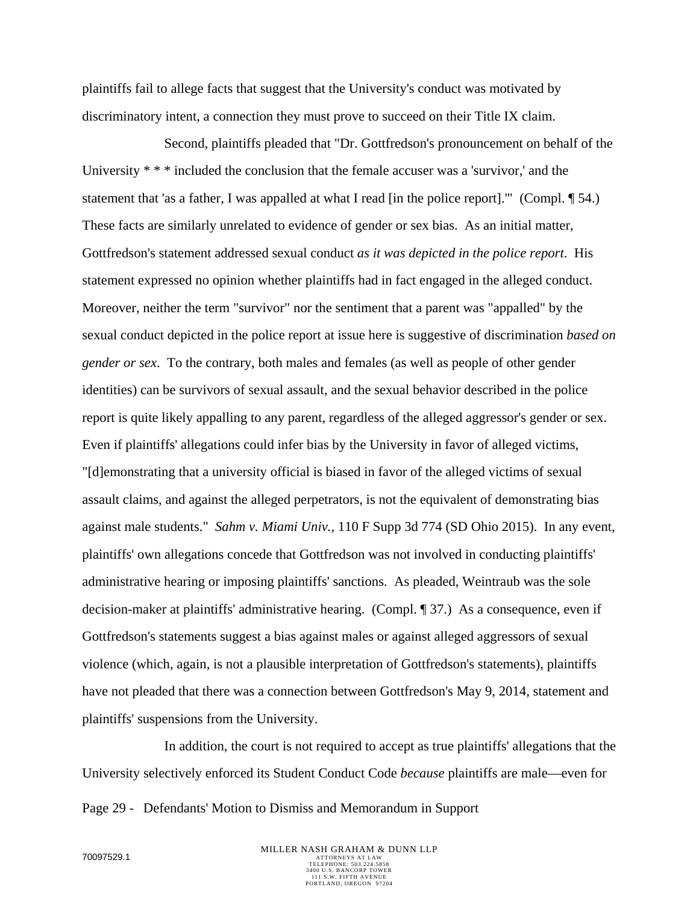plaintiffs fail to allege facts that suggest that the University's conduct was motivated by discriminatory intent, a connection they must prove to succeed on their Title IX claim.

Second, plaintiffs pleaded that "Dr. Gottfredson's pronouncement on behalf of the University * * * included the conclusion that the female accuser was a 'survivor,' and the statement that 'as a father, I was appalled at what I read [in the police report].'" (Compl. ¶ 54.) These facts are similarly unrelated to evidence of gender or sex bias. As an initial matter, Gottfredson's statement addressed sexual conduct *as it was depicted in the police report*. His statement expressed no opinion whether plaintiffs had in fact engaged in the alleged conduct. Moreover, neither the term "survivor" nor the sentiment that a parent was "appalled" by the sexual conduct depicted in the police report at issue here is suggestive of discrimination *based on gender or sex*. To the contrary, both males and females (as well as people of other gender identities) can be survivors of sexual assault, and the sexual behavior described in the police report is quite likely appalling to any parent, regardless of the alleged aggressor's gender or sex. Even if plaintiffs' allegations could infer bias by the University in favor of alleged victims, "[d]emonstrating that a university official is biased in favor of the alleged victims of sexual assault claims, and against the alleged perpetrators, is not the equivalent of demonstrating bias against male students." *Sahm v. Miami Univ.*, 110 F Supp 3d 774 (SD Ohio 2015). In any event, plaintiffs' own allegations concede that Gottfredson was not involved in conducting plaintiffs' administrative hearing or imposing plaintiffs' sanctions. As pleaded, Weintraub was the sole decision-maker at plaintiffs' administrative hearing. (Compl. ¶ 37.) As a consequence, even if Gottfredson's statements suggest a bias against males or against alleged aggressors of sexual violence (which, again, is not a plausible interpretation of Gottfredson's statements), plaintiffs have not pleaded that there was a connection between Gottfredson's May 9, 2014, statement and plaintiffs' suspensions from the University.

In addition, the court is not required to accept as true plaintiffs' allegations that the University selectively enforced its Student Conduct Code *because* plaintiffs are male—even for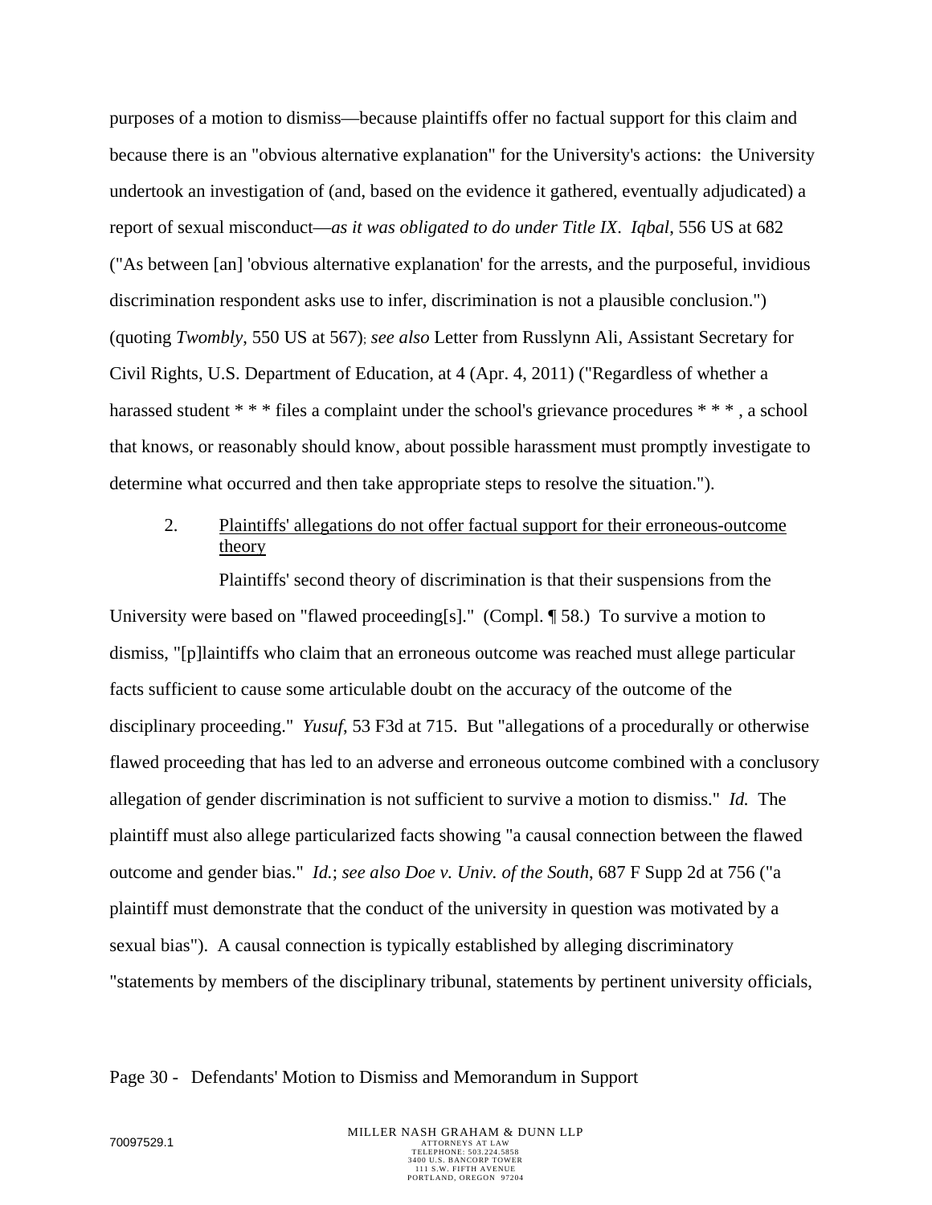purposes of a motion to dismiss—because plaintiffs offer no factual support for this claim and because there is an "obvious alternative explanation" for the University's actions: the University undertook an investigation of (and, based on the evidence it gathered, eventually adjudicated) a report of sexual misconduct—*as it was obligated to do under Title IX*. *Iqbal*, 556 US at 682 ("As between [an] 'obvious alternative explanation' for the arrests, and the purposeful, invidious discrimination respondent asks use to infer, discrimination is not a plausible conclusion.") (quoting *Twombly*, 550 US at 567); *see also* Letter from Russlynn Ali, Assistant Secretary for Civil Rights, U.S. Department of Education, at 4 (Apr. 4, 2011) ("Regardless of whether a harassed student * * * files a complaint under the school's grievance procedures * * * , a school that knows, or reasonably should know, about possible harassment must promptly investigate to determine what occurred and then take appropriate steps to resolve the situation.").

2. Plaintiffs' allegations do not offer factual support for their erroneous-outcome theory

Plaintiffs' second theory of discrimination is that their suspensions from the University were based on "flawed proceeding[s]." (Compl. ¶ 58.) To survive a motion to dismiss, "[p]laintiffs who claim that an erroneous outcome was reached must allege particular facts sufficient to cause some articulable doubt on the accuracy of the outcome of the disciplinary proceeding." *Yusuf*, 53 F3d at 715. But "allegations of a procedurally or otherwise flawed proceeding that has led to an adverse and erroneous outcome combined with a conclusory allegation of gender discrimination is not sufficient to survive a motion to dismiss." *Id.* The plaintiff must also allege particularized facts showing "a causal connection between the flawed outcome and gender bias." *Id.*; *see also Doe v. Univ. of the South*, 687 F Supp 2d at 756 ("a plaintiff must demonstrate that the conduct of the university in question was motivated by a sexual bias"). A causal connection is typically established by alleging discriminatory "statements by members of the disciplinary tribunal, statements by pertinent university officials,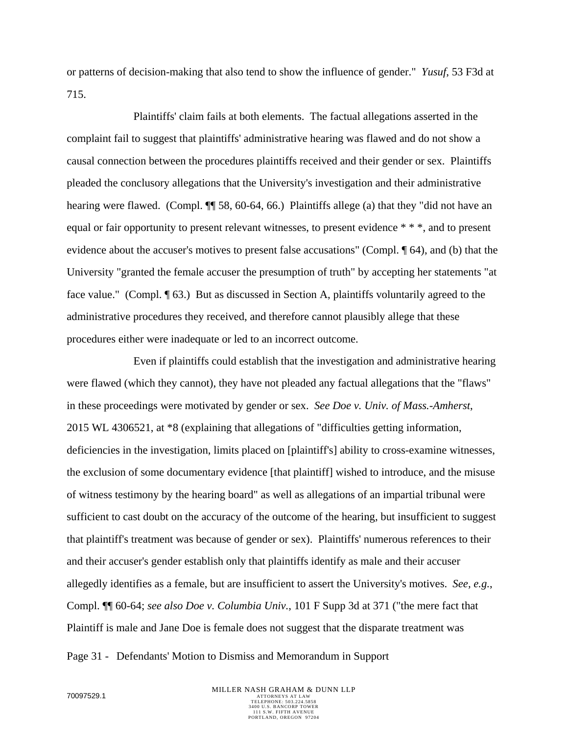or patterns of decision-making that also tend to show the influence of gender." *Yusuf*, 53 F3d at 715.

Plaintiffs' claim fails at both elements. The factual allegations asserted in the complaint fail to suggest that plaintiffs' administrative hearing was flawed and do not show a causal connection between the procedures plaintiffs received and their gender or sex. Plaintiffs pleaded the conclusory allegations that the University's investigation and their administrative hearing were flawed. (Compl. ¶¶ 58, 60-64, 66.) Plaintiffs allege (a) that they "did not have an equal or fair opportunity to present relevant witnesses, to present evidence * * *, and to present evidence about the accuser's motives to present false accusations" (Compl. ¶ 64), and (b) that the University "granted the female accuser the presumption of truth" by accepting her statements "at face value." (Compl. ¶ 63.) But as discussed in Section A, plaintiffs voluntarily agreed to the administrative procedures they received, and therefore cannot plausibly allege that these procedures either were inadequate or led to an incorrect outcome.

Even if plaintiffs could establish that the investigation and administrative hearing were flawed (which they cannot), they have not pleaded any factual allegations that the "flaws" in these proceedings were motivated by gender or sex. *See Doe v. Univ. of Mass.-Amherst*, 2015 WL 4306521, at *8 (explaining that allegations of "difficulties getting information, deficiencies in the investigation, limits placed on [plaintiff's] ability to cross-examine witnesses, the exclusion of some documentary evidence [that plaintiff] wished to introduce, and the misuse of witness testimony by the hearing board" as well as allegations of an impartial tribunal were sufficient to cast doubt on the accuracy of the outcome of the hearing, but insufficient to suggest that plaintiff's treatment was because of gender or sex). Plaintiffs' numerous references to their and their accuser's gender establish only that plaintiffs identify as male and their accuser allegedly identifies as a female, but are insufficient to assert the University's motives. *See, e.g.*, Compl. ¶¶ 60-64; *see also Doe v. Columbia Univ.*, 101 F Supp 3d at 371 ("the mere fact that Plaintiff is male and Jane Doe is female does not suggest that the disparate treatment was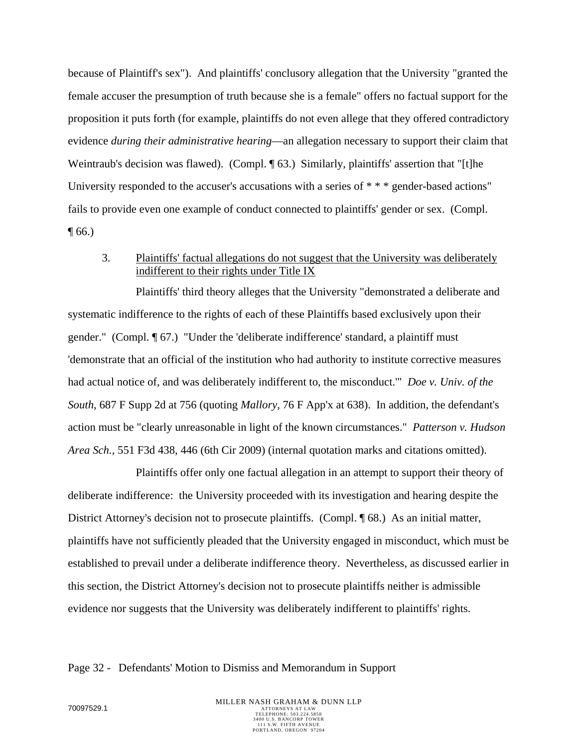because of Plaintiff's sex"). And plaintiffs' conclusory allegation that the University "granted the female accuser the presumption of truth because she is a female" offers no factual support for the proposition it puts forth (for example, plaintiffs do not even allege that they offered contradictory evidence *during their administrative hearing*—an allegation necessary to support their claim that Weintraub's decision was flawed). (Compl. ¶ 63.) Similarly, plaintiffs' assertion that "[t]he University responded to the accuser's accusations with a series of * * * gender-based actions" fails to provide even one example of conduct connected to plaintiffs' gender or sex. (Compl. ¶ 66.)

3. <u>Plaintiffs' factual allegations do not suggest that the University was deliberately indifferent to their rights under Title IX</u>

Plaintiffs' third theory alleges that the University "demonstrated a deliberate and systematic indifference to the rights of each of these Plaintiffs based exclusively upon their gender." (Compl. ¶ 67.) "Under the 'deliberate indifference' standard, a plaintiff must 'demonstrate that an official of the institution who had authority to institute corrective measures had actual notice of, and was deliberately indifferent to, the misconduct.'" *Doe v. Univ. of the South*, 687 F Supp 2d at 756 (quoting *Mallory*, 76 F App'x at 638). In addition, the defendant's action must be "clearly unreasonable in light of the known circumstances." *Patterson v. Hudson Area Sch.*, 551 F3d 438, 446 (6th Cir 2009) (internal quotation marks and citations omitted).

Plaintiffs offer only one factual allegation in an attempt to support their theory of deliberate indifference: the University proceeded with its investigation and hearing despite the District Attorney's decision not to prosecute plaintiffs. (Compl. ¶ 68.) As an initial matter, plaintiffs have not sufficiently pleaded that the University engaged in misconduct, which must be established to prevail under a deliberate indifference theory. Nevertheless, as discussed earlier in this section, the District Attorney's decision not to prosecute plaintiffs neither is admissible evidence nor suggests that the University was deliberately indifferent to plaintiffs' rights.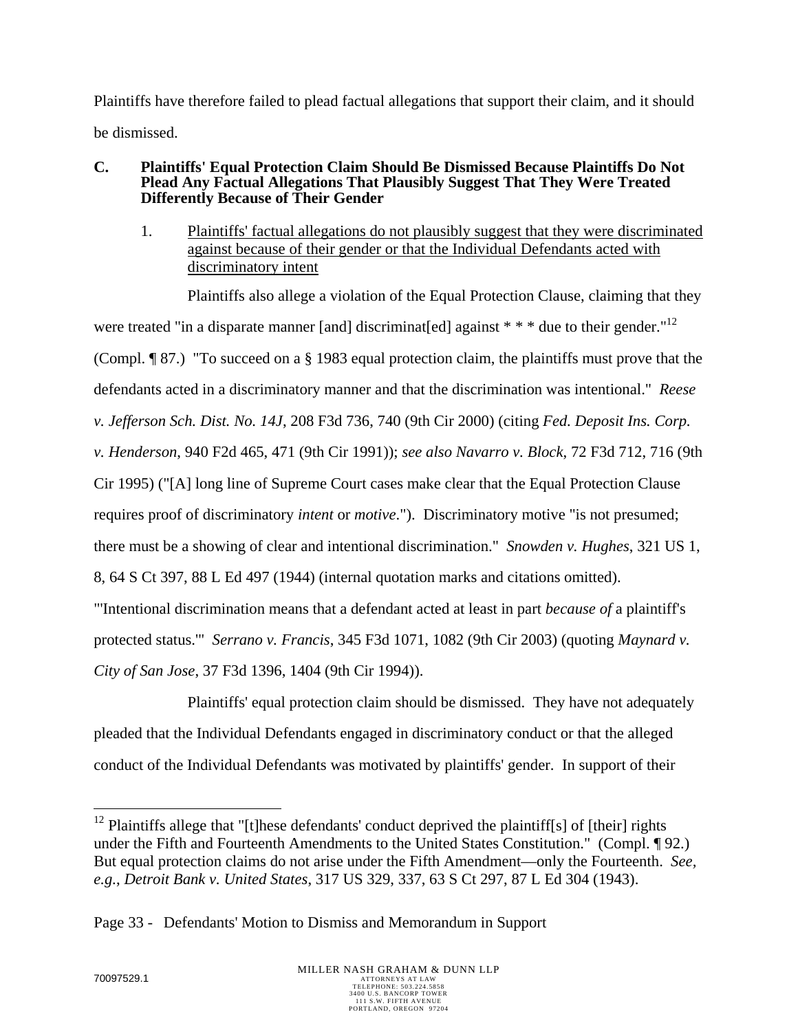Plaintiffs have therefore failed to plead factual allegations that support their claim, and it should be dismissed.

**C. Plaintiffs' Equal Protection Claim Should Be Dismissed Because Plaintiffs Do Not Plead Any Factual Allegations That Plausibly Suggest That They Were Treated Differently Because of Their Gender**

1. <u>Plaintiffs' factual allegations do not plausibly suggest that they were discriminated against because of their gender or that the Individual Defendants acted with discriminatory intent</u>

Plaintiffs also allege a violation of the Equal Protection Clause, claiming that they were treated "in a disparate manner [and] discriminat[ed] against * * * due to their gender."[12] (Compl. ¶ 87.) "To succeed on a § 1983 equal protection claim, the plaintiffs must prove that the defendants acted in a discriminatory manner and that the discrimination was intentional." *Reese v. Jefferson Sch. Dist. No. 14J*, 208 F3d 736, 740 (9th Cir 2000) (citing *Fed. Deposit Ins. Corp. v. Henderson*, 940 F2d 465, 471 (9th Cir 1991)); *see also Navarro v. Block*, 72 F3d 712, 716 (9th Cir 1995) ("[A] long line of Supreme Court cases make clear that the Equal Protection Clause requires proof of discriminatory *intent* or *motive*."). Discriminatory motive "is not presumed; there must be a showing of clear and intentional discrimination." *Snowden v. Hughes*, 321 US 1, 8, 64 S Ct 397, 88 L Ed 497 (1944) (internal quotation marks and citations omitted). "'Intentional discrimination means that a defendant acted at least in part *because of* a plaintiff's protected status.'" *Serrano v. Francis*, 345 F3d 1071, 1082 (9th Cir 2003) (quoting *Maynard v. City of San Jose*, 37 F3d 1396, 1404 (9th Cir 1994)).

Plaintiffs' equal protection claim should be dismissed. They have not adequately pleaded that the Individual Defendants engaged in discriminatory conduct or that the alleged conduct of the Individual Defendants was motivated by plaintiffs' gender. In support of their

---

[12] Plaintiffs allege that "[t]hese defendants' conduct deprived the plaintiff[s] of [their] rights under the Fifth and Fourteenth Amendments to the United States Constitution." (Compl. ¶ 92.) But equal protection claims do not arise under the Fifth Amendment—only the Fourteenth. *See, e.g.*, *Detroit Bank v. United States*, 317 US 329, 337, 63 S Ct 297, 87 L Ed 304 (1943).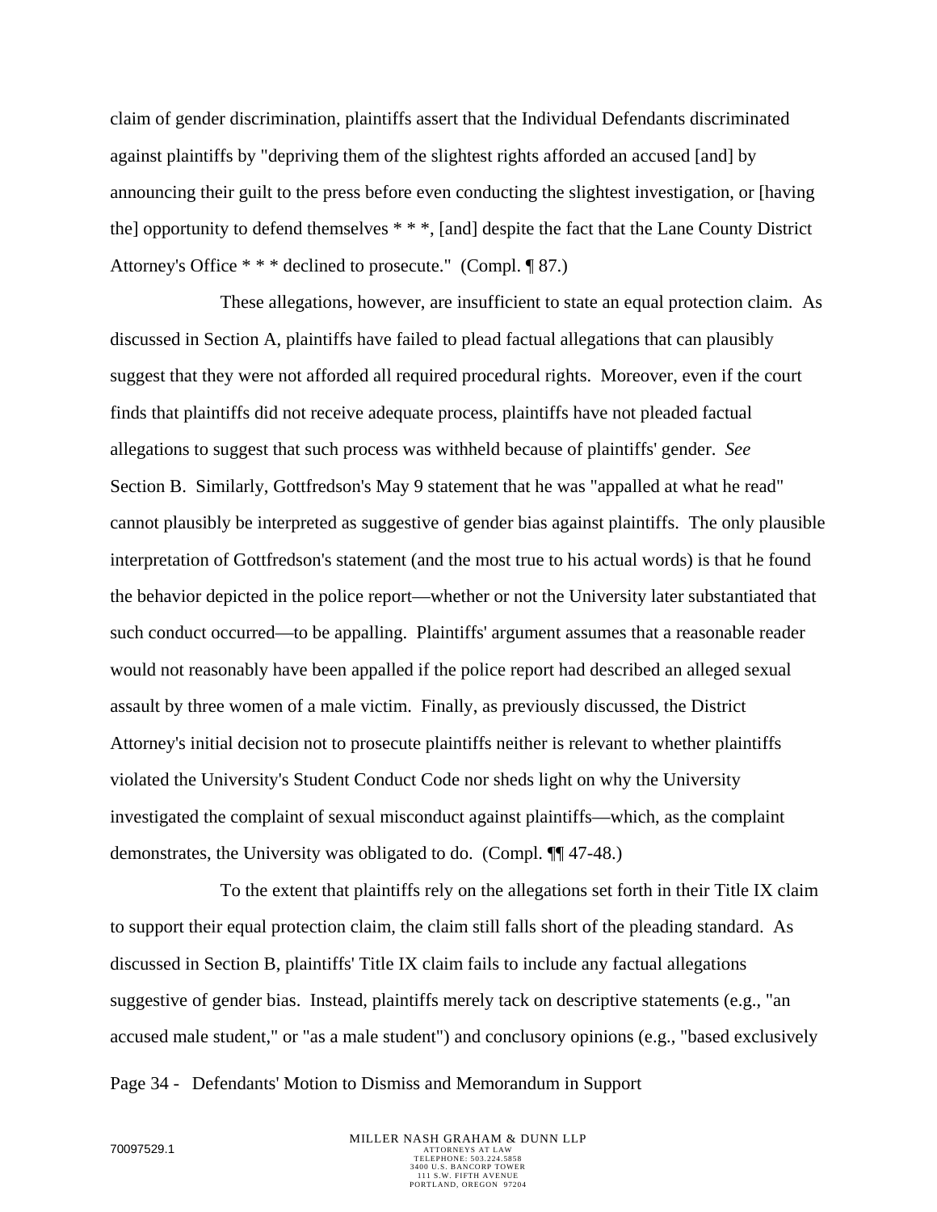claim of gender discrimination, plaintiffs assert that the Individual Defendants discriminated against plaintiffs by "depriving them of the slightest rights afforded an accused [and] by announcing their guilt to the press before even conducting the slightest investigation, or [having the] opportunity to defend themselves * * *, [and] despite the fact that the Lane County District Attorney's Office * * * declined to prosecute." (Compl. ¶ 87.)

These allegations, however, are insufficient to state an equal protection claim. As discussed in Section A, plaintiffs have failed to plead factual allegations that can plausibly suggest that they were not afforded all required procedural rights. Moreover, even if the court finds that plaintiffs did not receive adequate process, plaintiffs have not pleaded factual allegations to suggest that such process was withheld because of plaintiffs' gender. *See* Section B. Similarly, Gottfredson's May 9 statement that he was "appalled at what he read" cannot plausibly be interpreted as suggestive of gender bias against plaintiffs. The only plausible interpretation of Gottfredson's statement (and the most true to his actual words) is that he found the behavior depicted in the police report—whether or not the University later substantiated that such conduct occurred—to be appalling. Plaintiffs' argument assumes that a reasonable reader would not reasonably have been appalled if the police report had described an alleged sexual assault by three women of a male victim. Finally, as previously discussed, the District Attorney's initial decision not to prosecute plaintiffs neither is relevant to whether plaintiffs violated the University's Student Conduct Code nor sheds light on why the University investigated the complaint of sexual misconduct against plaintiffs—which, as the complaint demonstrates, the University was obligated to do. (Compl. ¶¶ 47-48.)

To the extent that plaintiffs rely on the allegations set forth in their Title IX claim to support their equal protection claim, the claim still falls short of the pleading standard. As discussed in Section B, plaintiffs' Title IX claim fails to include any factual allegations suggestive of gender bias. Instead, plaintiffs merely tack on descriptive statements (e.g., "an accused male student," or "as a male student") and conclusory opinions (e.g., "based exclusively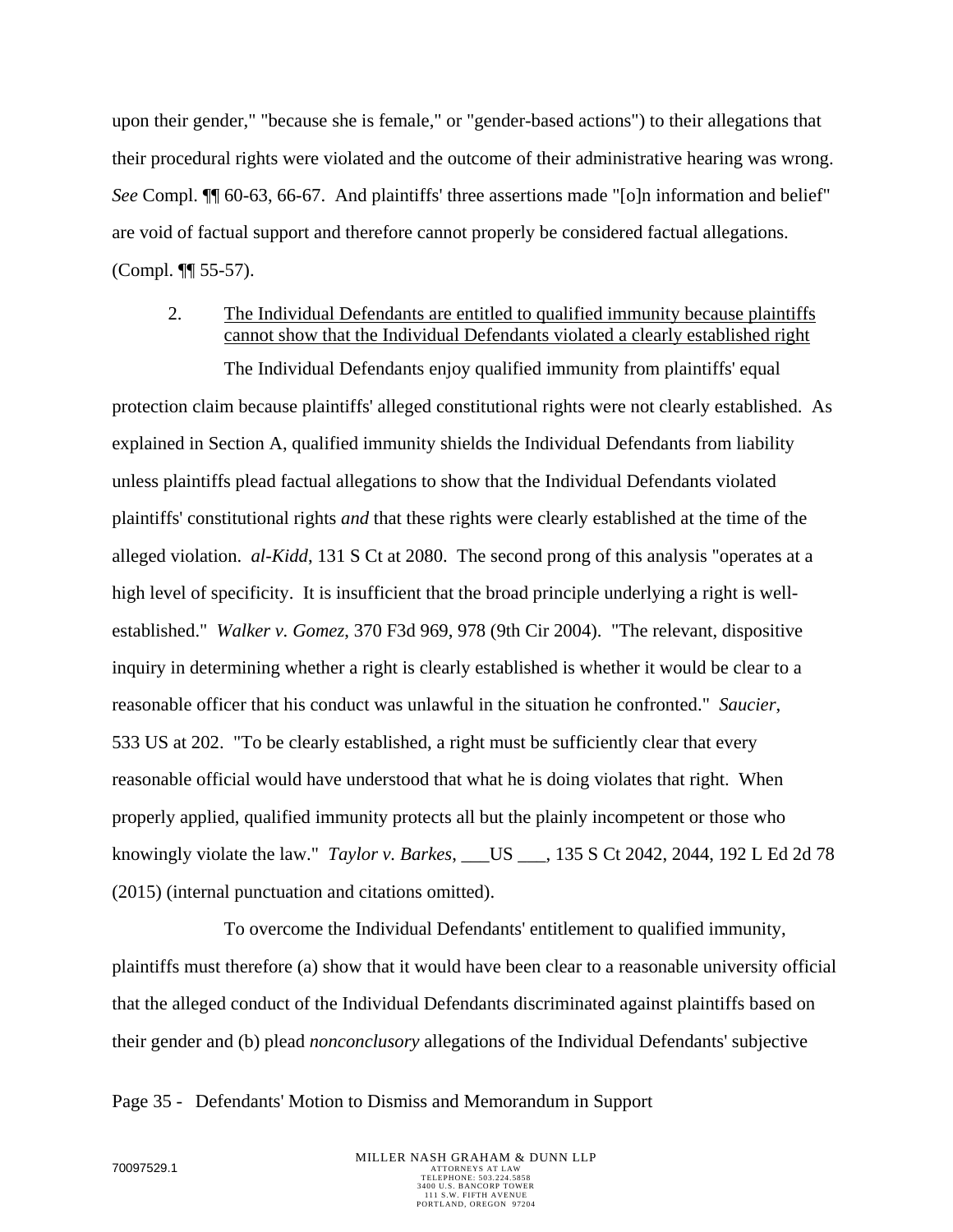upon their gender," "because she is female," or "gender-based actions") to their allegations that their procedural rights were violated and the outcome of their administrative hearing was wrong. *See* Compl. ¶¶ 60-63, 66-67. And plaintiffs' three assertions made "[o]n information and belief" are void of factual support and therefore cannot properly be considered factual allegations. (Compl. ¶¶ 55-57).

2. <u>The Individual Defendants are entitled to qualified immunity because plaintiffs cannot show that the Individual Defendants violated a clearly established right</u>

The Individual Defendants enjoy qualified immunity from plaintiffs' equal protection claim because plaintiffs' alleged constitutional rights were not clearly established. As explained in Section A, qualified immunity shields the Individual Defendants from liability unless plaintiffs plead factual allegations to show that the Individual Defendants violated plaintiffs' constitutional rights *and* that these rights were clearly established at the time of the alleged violation. *al-Kidd*, 131 S Ct at 2080. The second prong of this analysis "operates at a high level of specificity. It is insufficient that the broad principle underlying a right is well-established." *Walker v. Gomez*, 370 F3d 969, 978 (9th Cir 2004). "The relevant, dispositive inquiry in determining whether a right is clearly established is whether it would be clear to a reasonable officer that his conduct was unlawful in the situation he confronted." *Saucier*, 533 US at 202. "To be clearly established, a right must be sufficiently clear that every reasonable official would have understood that what he is doing violates that right. When properly applied, qualified immunity protects all but the plainly incompetent or those who knowingly violate the law." *Taylor v. Barkes*, ___US ___, 135 S Ct 2042, 2044, 192 L Ed 2d 78 (2015) (internal punctuation and citations omitted).

To overcome the Individual Defendants' entitlement to qualified immunity, plaintiffs must therefore (a) show that it would have been clear to a reasonable university official that the alleged conduct of the Individual Defendants discriminated against plaintiffs based on their gender and (b) plead *nonconclusory* allegations of the Individual Defendants' subjective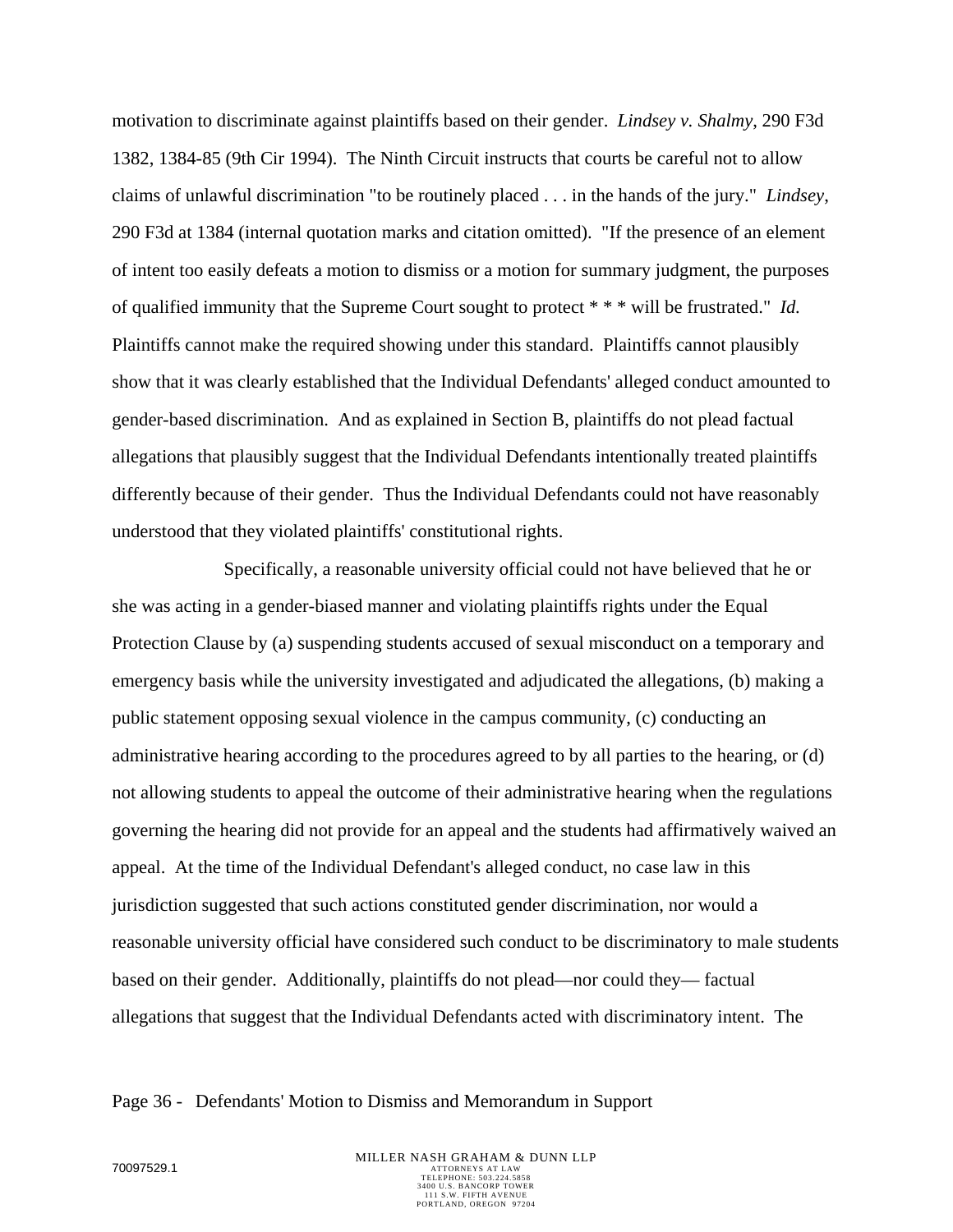motivation to discriminate against plaintiffs based on their gender. *Lindsey v. Shalmy*, 290 F3d 1382, 1384-85 (9th Cir 1994). The Ninth Circuit instructs that courts be careful not to allow claims of unlawful discrimination "to be routinely placed . . . in the hands of the jury." *Lindsey*, 290 F3d at 1384 (internal quotation marks and citation omitted). "If the presence of an element of intent too easily defeats a motion to dismiss or a motion for summary judgment, the purposes of qualified immunity that the Supreme Court sought to protect * * * will be frustrated." *Id.* Plaintiffs cannot make the required showing under this standard. Plaintiffs cannot plausibly show that it was clearly established that the Individual Defendants' alleged conduct amounted to gender-based discrimination. And as explained in Section B, plaintiffs do not plead factual allegations that plausibly suggest that the Individual Defendants intentionally treated plaintiffs differently because of their gender. Thus the Individual Defendants could not have reasonably understood that they violated plaintiffs' constitutional rights.

Specifically, a reasonable university official could not have believed that he or she was acting in a gender-biased manner and violating plaintiffs rights under the Equal Protection Clause by (a) suspending students accused of sexual misconduct on a temporary and emergency basis while the university investigated and adjudicated the allegations, (b) making a public statement opposing sexual violence in the campus community, (c) conducting an administrative hearing according to the procedures agreed to by all parties to the hearing, or (d) not allowing students to appeal the outcome of their administrative hearing when the regulations governing the hearing did not provide for an appeal and the students had affirmatively waived an appeal. At the time of the Individual Defendant's alleged conduct, no case law in this jurisdiction suggested that such actions constituted gender discrimination, nor would a reasonable university official have considered such conduct to be discriminatory to male students based on their gender. Additionally, plaintiffs do not plead—nor could they— factual allegations that suggest that the Individual Defendants acted with discriminatory intent. The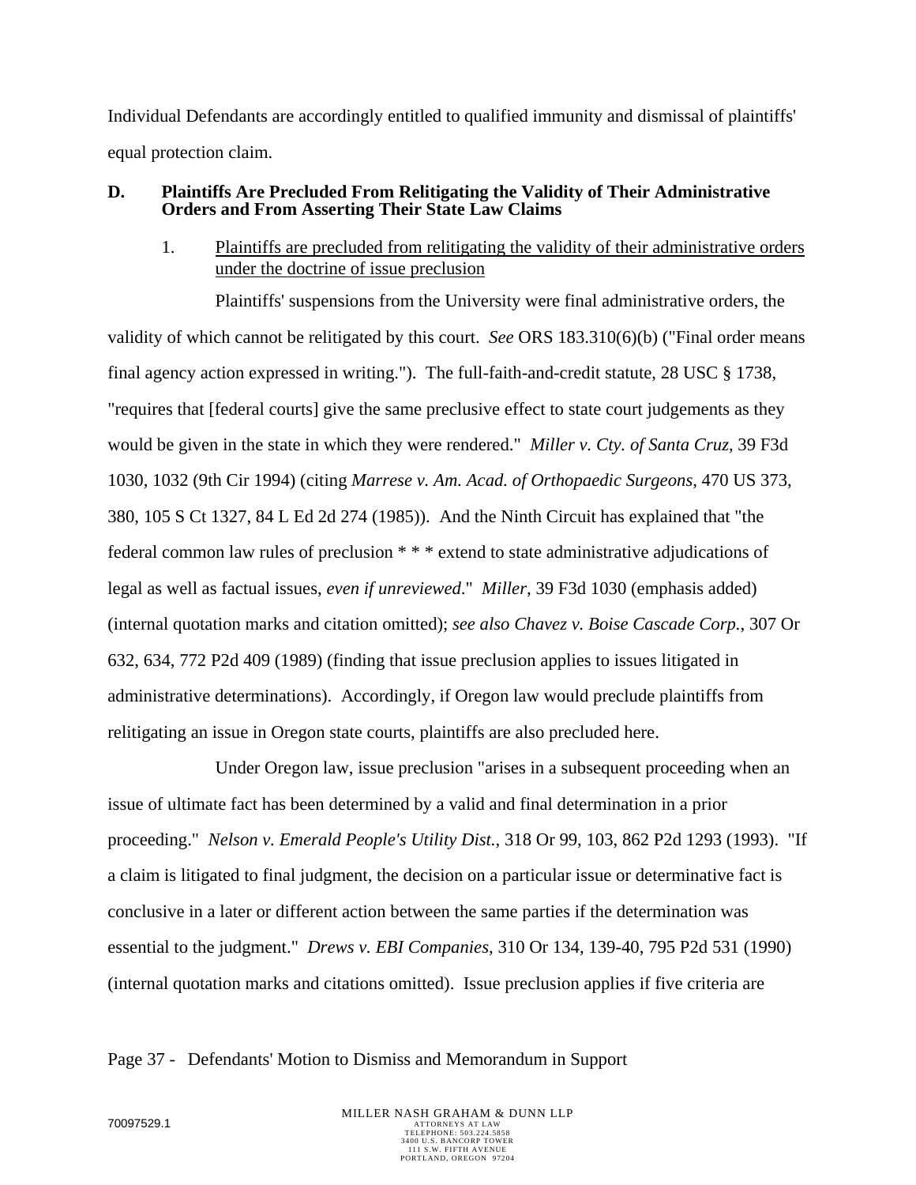Individual Defendants are accordingly entitled to qualified immunity and dismissal of plaintiffs' equal protection claim.

**D. Plaintiffs Are Precluded From Relitigating the Validity of Their Administrative Orders and From Asserting Their State Law Claims**

1. <u>Plaintiffs are precluded from relitigating the validity of their administrative orders under the doctrine of issue preclusion</u>

Plaintiffs' suspensions from the University were final administrative orders, the validity of which cannot be relitigated by this court. *See* ORS 183.310(6)(b) ("Final order means final agency action expressed in writing."). The full-faith-and-credit statute, 28 USC § 1738, "requires that [federal courts] give the same preclusive effect to state court judgements as they would be given in the state in which they were rendered." *Miller v. Cty. of Santa Cruz*, 39 F3d 1030, 1032 (9th Cir 1994) (citing *Marrese v. Am. Acad. of Orthopaedic Surgeons*, 470 US 373, 380, 105 S Ct 1327, 84 L Ed 2d 274 (1985)). And the Ninth Circuit has explained that "the federal common law rules of preclusion * * * extend to state administrative adjudications of legal as well as factual issues, *even if unreviewed*." *Miller*, 39 F3d 1030 (emphasis added) (internal quotation marks and citation omitted); *see also Chavez v. Boise Cascade Corp.*, 307 Or 632, 634, 772 P2d 409 (1989) (finding that issue preclusion applies to issues litigated in administrative determinations). Accordingly, if Oregon law would preclude plaintiffs from relitigating an issue in Oregon state courts, plaintiffs are also precluded here.

Under Oregon law, issue preclusion "arises in a subsequent proceeding when an issue of ultimate fact has been determined by a valid and final determination in a prior proceeding." *Nelson v. Emerald People's Utility Dist.*, 318 Or 99, 103, 862 P2d 1293 (1993). "If a claim is litigated to final judgment, the decision on a particular issue or determinative fact is conclusive in a later or different action between the same parties if the determination was essential to the judgment." *Drews v. EBI Companies*, 310 Or 134, 139-40, 795 P2d 531 (1990) (internal quotation marks and citations omitted). Issue preclusion applies if five criteria are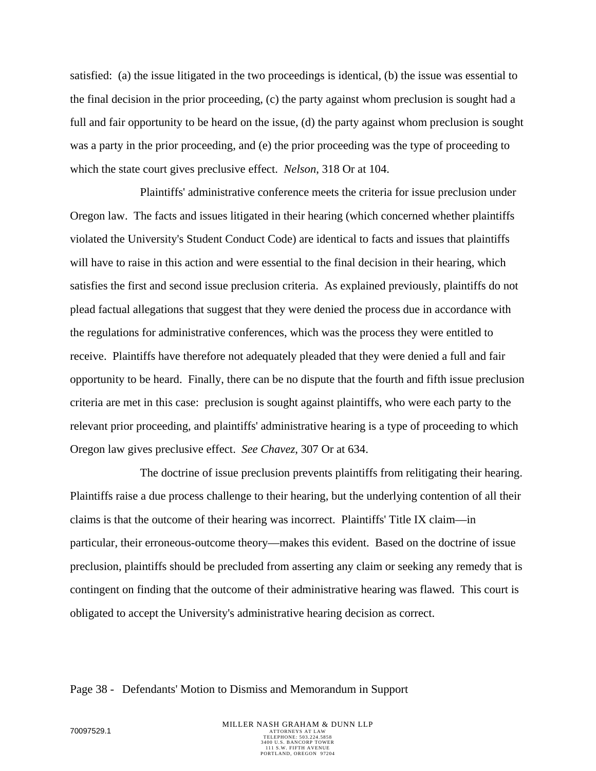satisfied: (a) the issue litigated in the two proceedings is identical, (b) the issue was essential to the final decision in the prior proceeding, (c) the party against whom preclusion is sought had a full and fair opportunity to be heard on the issue, (d) the party against whom preclusion is sought was a party in the prior proceeding, and (e) the prior proceeding was the type of proceeding to which the state court gives preclusive effect. *Nelson*, 318 Or at 104.

Plaintiffs' administrative conference meets the criteria for issue preclusion under Oregon law. The facts and issues litigated in their hearing (which concerned whether plaintiffs violated the University's Student Conduct Code) are identical to facts and issues that plaintiffs will have to raise in this action and were essential to the final decision in their hearing, which satisfies the first and second issue preclusion criteria. As explained previously, plaintiffs do not plead factual allegations that suggest that they were denied the process due in accordance with the regulations for administrative conferences, which was the process they were entitled to receive. Plaintiffs have therefore not adequately pleaded that they were denied a full and fair opportunity to be heard. Finally, there can be no dispute that the fourth and fifth issue preclusion criteria are met in this case: preclusion is sought against plaintiffs, who were each party to the relevant prior proceeding, and plaintiffs' administrative hearing is a type of proceeding to which Oregon law gives preclusive effect. *See Chavez*, 307 Or at 634.

The doctrine of issue preclusion prevents plaintiffs from relitigating their hearing. Plaintiffs raise a due process challenge to their hearing, but the underlying contention of all their claims is that the outcome of their hearing was incorrect. Plaintiffs' Title IX claim—in particular, their erroneous-outcome theory—makes this evident. Based on the doctrine of issue preclusion, plaintiffs should be precluded from asserting any claim or seeking any remedy that is contingent on finding that the outcome of their administrative hearing was flawed. This court is obligated to accept the University's administrative hearing decision as correct.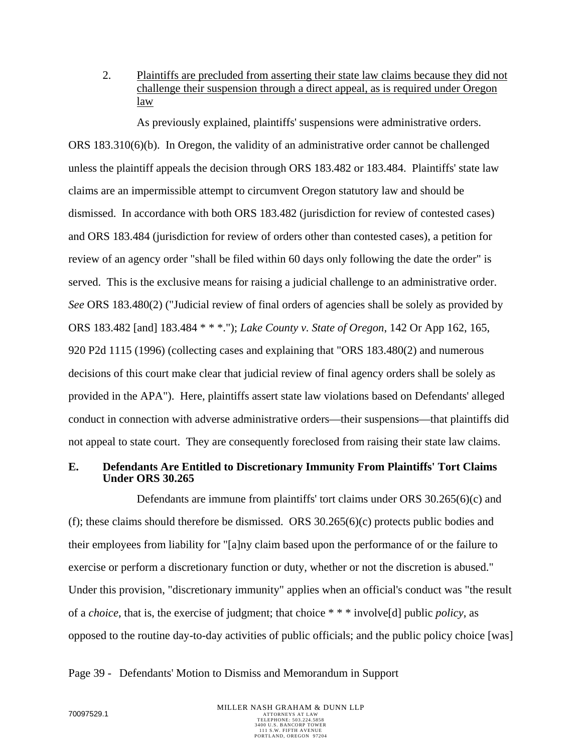2. Plaintiffs are precluded from asserting their state law claims because they did not challenge their suspension through a direct appeal, as is required under Oregon law

As previously explained, plaintiffs' suspensions were administrative orders. ORS 183.310(6)(b). In Oregon, the validity of an administrative order cannot be challenged unless the plaintiff appeals the decision through ORS 183.482 or 183.484. Plaintiffs' state law claims are an impermissible attempt to circumvent Oregon statutory law and should be dismissed. In accordance with both ORS 183.482 (jurisdiction for review of contested cases) and ORS 183.484 (jurisdiction for review of orders other than contested cases), a petition for review of an agency order "shall be filed within 60 days only following the date the order" is served. This is the exclusive means for raising a judicial challenge to an administrative order. *See* ORS 183.480(2) ("Judicial review of final orders of agencies shall be solely as provided by ORS 183.482 [and] 183.484 * * *."); *Lake County v. State of Oregon*, 142 Or App 162, 165, 920 P2d 1115 (1996) (collecting cases and explaining that "ORS 183.480(2) and numerous decisions of this court make clear that judicial review of final agency orders shall be solely as provided in the APA"). Here, plaintiffs assert state law violations based on Defendants' alleged conduct in connection with adverse administrative orders—their suspensions—that plaintiffs did not appeal to state court. They are consequently foreclosed from raising their state law claims.

**E. Defendants Are Entitled to Discretionary Immunity From Plaintiffs' Tort Claims Under ORS 30.265**

Defendants are immune from plaintiffs' tort claims under ORS 30.265(6)(c) and (f); these claims should therefore be dismissed. ORS 30.265(6)(c) protects public bodies and their employees from liability for "[a]ny claim based upon the performance of or the failure to exercise or perform a discretionary function or duty, whether or not the discretion is abused." Under this provision, "discretionary immunity" applies when an official's conduct was "the result of a *choice*, that is, the exercise of judgment; that choice * * * involve[d] public *policy*, as opposed to the routine day-to-day activities of public officials; and the public policy choice [was]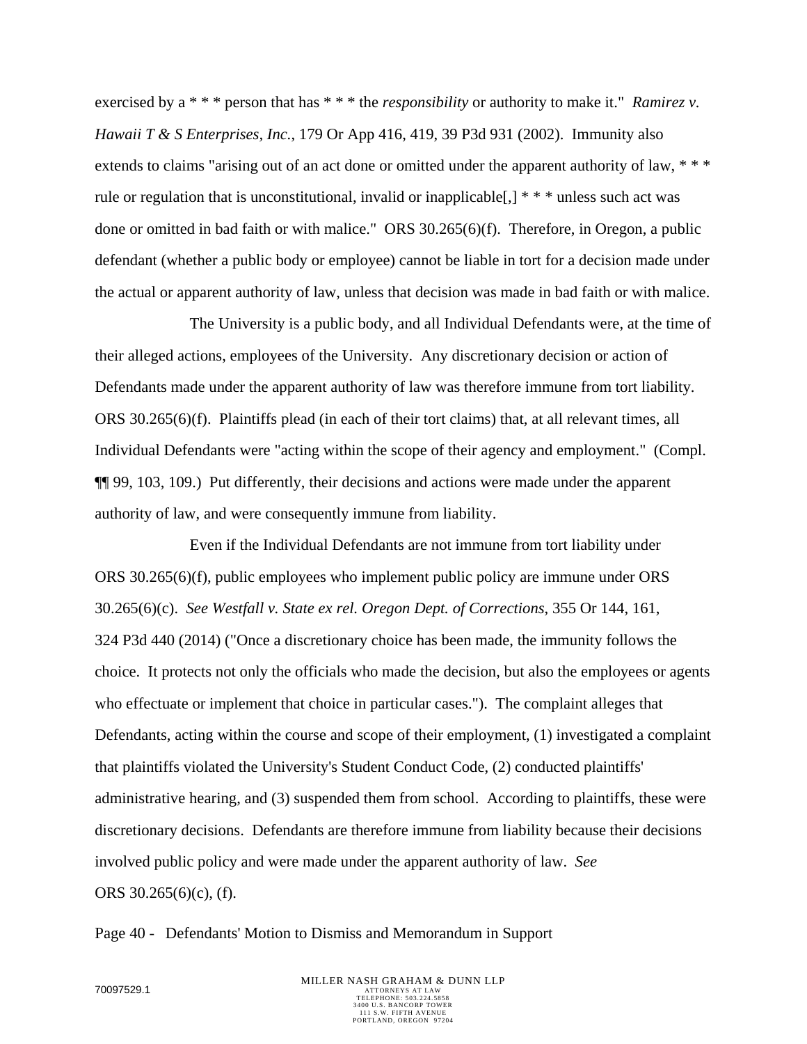exercised by a * * * person that has * * * the *responsibility* or authority to make it." *Ramirez v. Hawaii T & S Enterprises, Inc.*, 179 Or App 416, 419, 39 P3d 931 (2002). Immunity also extends to claims "arising out of an act done or omitted under the apparent authority of law, * * * rule or regulation that is unconstitutional, invalid or inapplicable[,] * * * unless such act was done or omitted in bad faith or with malice." ORS 30.265(6)(f). Therefore, in Oregon, a public defendant (whether a public body or employee) cannot be liable in tort for a decision made under the actual or apparent authority of law, unless that decision was made in bad faith or with malice.

The University is a public body, and all Individual Defendants were, at the time of their alleged actions, employees of the University. Any discretionary decision or action of Defendants made under the apparent authority of law was therefore immune from tort liability. ORS 30.265(6)(f). Plaintiffs plead (in each of their tort claims) that, at all relevant times, all Individual Defendants were "acting within the scope of their agency and employment." (Compl. ¶¶ 99, 103, 109.) Put differently, their decisions and actions were made under the apparent authority of law, and were consequently immune from liability.

Even if the Individual Defendants are not immune from tort liability under ORS 30.265(6)(f), public employees who implement public policy are immune under ORS 30.265(6)(c). *See Westfall v. State ex rel. Oregon Dept. of Corrections*, 355 Or 144, 161, 324 P3d 440 (2014) ("Once a discretionary choice has been made, the immunity follows the choice. It protects not only the officials who made the decision, but also the employees or agents who effectuate or implement that choice in particular cases."). The complaint alleges that Defendants, acting within the course and scope of their employment, (1) investigated a complaint that plaintiffs violated the University's Student Conduct Code, (2) conducted plaintiffs' administrative hearing, and (3) suspended them from school. According to plaintiffs, these were discretionary decisions. Defendants are therefore immune from liability because their decisions involved public policy and were made under the apparent authority of law. *See* ORS 30.265(6)(c), (f).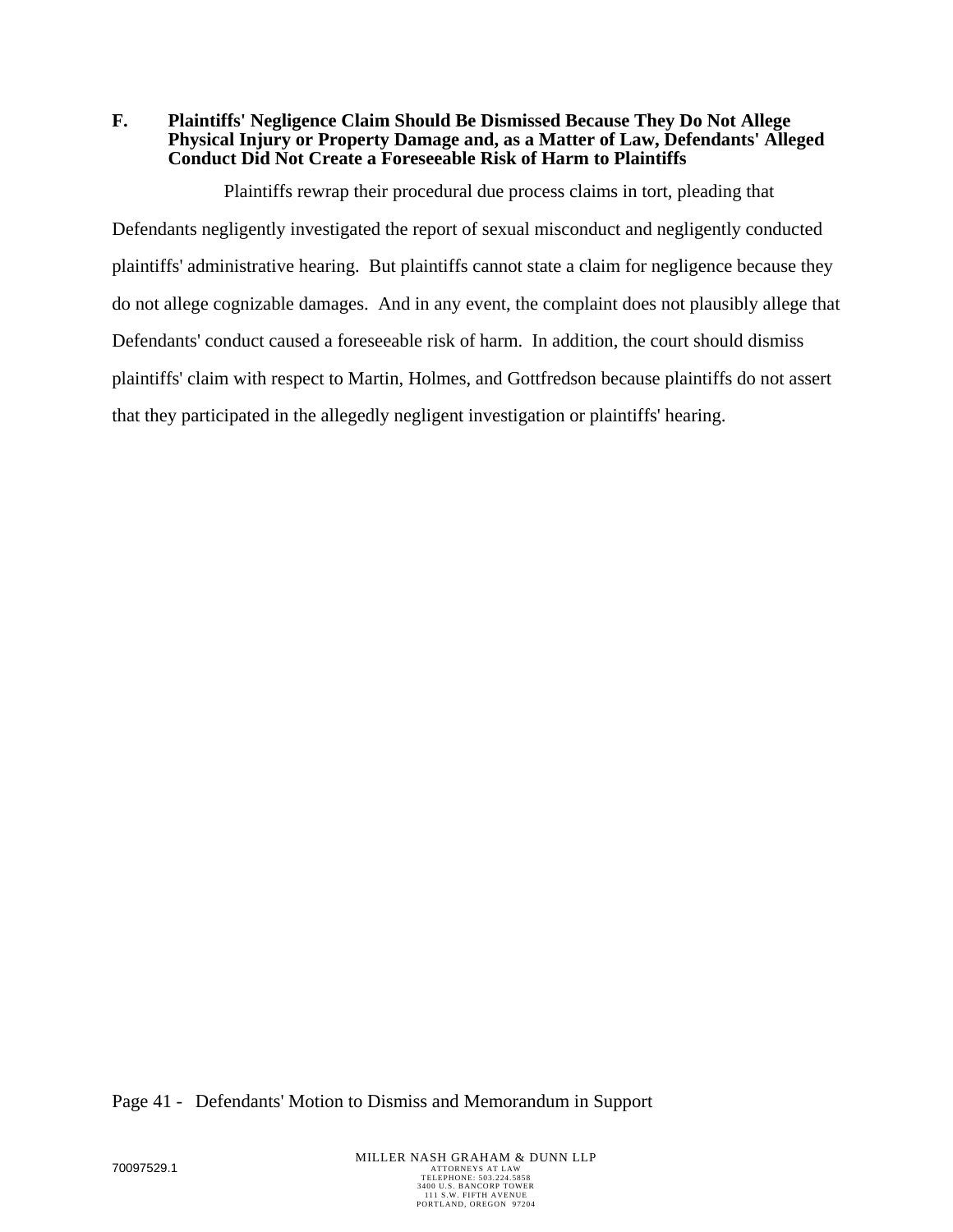### F. Plaintiffs' Negligence Claim Should Be Dismissed Because They Do Not Allege Physical Injury or Property Damage and, as a Matter of Law, Defendants' Alleged Conduct Did Not Create a Foreseeable Risk of Harm to Plaintiffs

Plaintiffs rewrap their procedural due process claims in tort, pleading that Defendants negligently investigated the report of sexual misconduct and negligently conducted plaintiffs' administrative hearing. But plaintiffs cannot state a claim for negligence because they do not allege cognizable damages. And in any event, the complaint does not plausibly allege that Defendants' conduct caused a foreseeable risk of harm. In addition, the court should dismiss plaintiffs' claim with respect to Martin, Holmes, and Gottfredson because plaintiffs do not assert that they participated in the allegedly negligent investigation or plaintiffs' hearing.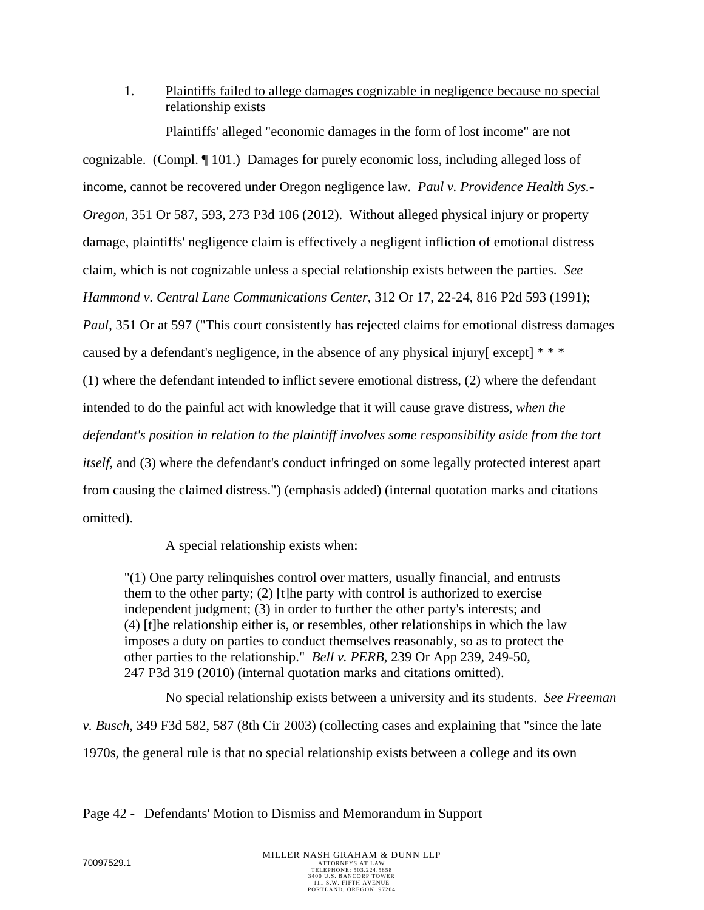1. Plaintiffs failed to allege damages cognizable in negligence because no special relationship exists

Plaintiffs' alleged "economic damages in the form of lost income" are not cognizable. (Compl. ¶ 101.) Damages for purely economic loss, including alleged loss of income, cannot be recovered under Oregon negligence law. *Paul v. Providence Health Sys.-Oregon*, 351 Or 587, 593, 273 P3d 106 (2012). Without alleged physical injury or property damage, plaintiffs' negligence claim is effectively a negligent infliction of emotional distress claim, which is not cognizable unless a special relationship exists between the parties. *See Hammond v. Central Lane Communications Center*, 312 Or 17, 22-24, 816 P2d 593 (1991); *Paul*, 351 Or at 597 ("This court consistently has rejected claims for emotional distress damages caused by a defendant's negligence, in the absence of any physical injury[ except] * * * (1) where the defendant intended to inflict severe emotional distress, (2) where the defendant intended to do the painful act with knowledge that it will cause grave distress, *when the defendant's position in relation to the plaintiff involves some responsibility aside from the tort itself*, and (3) where the defendant's conduct infringed on some legally protected interest apart from causing the claimed distress.") (emphasis added) (internal quotation marks and citations omitted).

A special relationship exists when:

> "(1) One party relinquishes control over matters, usually financial, and entrusts them to the other party; (2) [t]he party with control is authorized to exercise independent judgment; (3) in order to further the other party's interests; and (4) [t]he relationship either is, or resembles, other relationships in which the law imposes a duty on parties to conduct themselves reasonably, so as to protect the other parties to the relationship." *Bell v. PERB*, 239 Or App 239, 249-50, 247 P3d 319 (2010) (internal quotation marks and citations omitted).

No special relationship exists between a university and its students. *See Freeman v. Busch*, 349 F3d 582, 587 (8th Cir 2003) (collecting cases and explaining that "since the late 1970s, the general rule is that no special relationship exists between a college and its own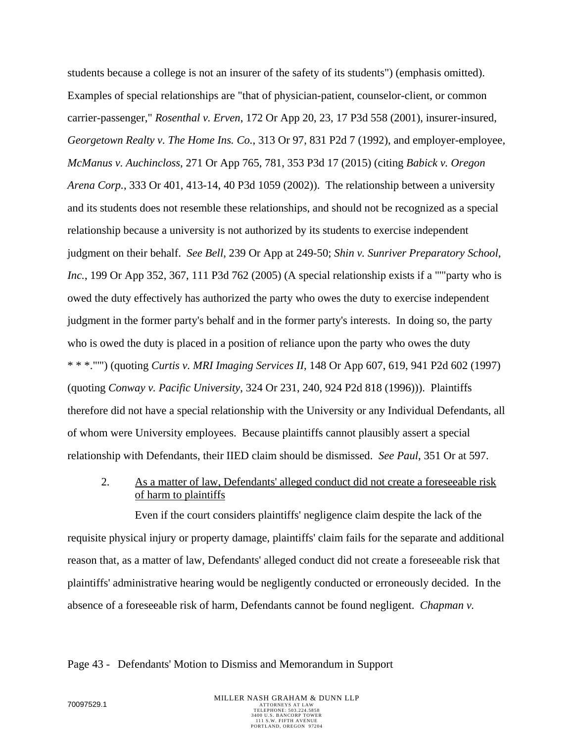students because a college is not an insurer of the safety of its students") (emphasis omitted). Examples of special relationships are "that of physician-patient, counselor-client, or common carrier-passenger," *Rosenthal v. Erven*, 172 Or App 20, 23, 17 P3d 558 (2001), insurer-insured, *Georgetown Realty v. The Home Ins. Co.*, 313 Or 97, 831 P2d 7 (1992), and employer-employee, *McManus v. Auchincloss*, 271 Or App 765, 781, 353 P3d 17 (2015) (citing *Babick v. Oregon Arena Corp.*, 333 Or 401, 413-14, 40 P3d 1059 (2002)). The relationship between a university and its students does not resemble these relationships, and should not be recognized as a special relationship because a university is not authorized by its students to exercise independent judgment on their behalf. *See Bell*, 239 Or App at 249-50; *Shin v. Sunriver Preparatory School, Inc.*, 199 Or App 352, 367, 111 P3d 762 (2005) (A special relationship exists if a """party who is owed the duty effectively has authorized the party who owes the duty to exercise independent judgment in the former party's behalf and in the former party's interests. In doing so, the party who is owed the duty is placed in a position of reliance upon the party who owes the duty * * *.""") (quoting *Curtis v. MRI Imaging Services II*, 148 Or App 607, 619, 941 P2d 602 (1997) (quoting *Conway v. Pacific University*, 324 Or 231, 240, 924 P2d 818 (1996))). Plaintiffs therefore did not have a special relationship with the University or any Individual Defendants, all of whom were University employees. Because plaintiffs cannot plausibly assert a special relationship with Defendants, their IIED claim should be dismissed. *See Paul*, 351 Or at 597.

2. As a matter of law, Defendants' alleged conduct did not create a foreseeable risk of harm to plaintiffs

Even if the court considers plaintiffs' negligence claim despite the lack of the requisite physical injury or property damage, plaintiffs' claim fails for the separate and additional reason that, as a matter of law, Defendants' alleged conduct did not create a foreseeable risk that plaintiffs' administrative hearing would be negligently conducted or erroneously decided. In the absence of a foreseeable risk of harm, Defendants cannot be found negligent. *Chapman v.*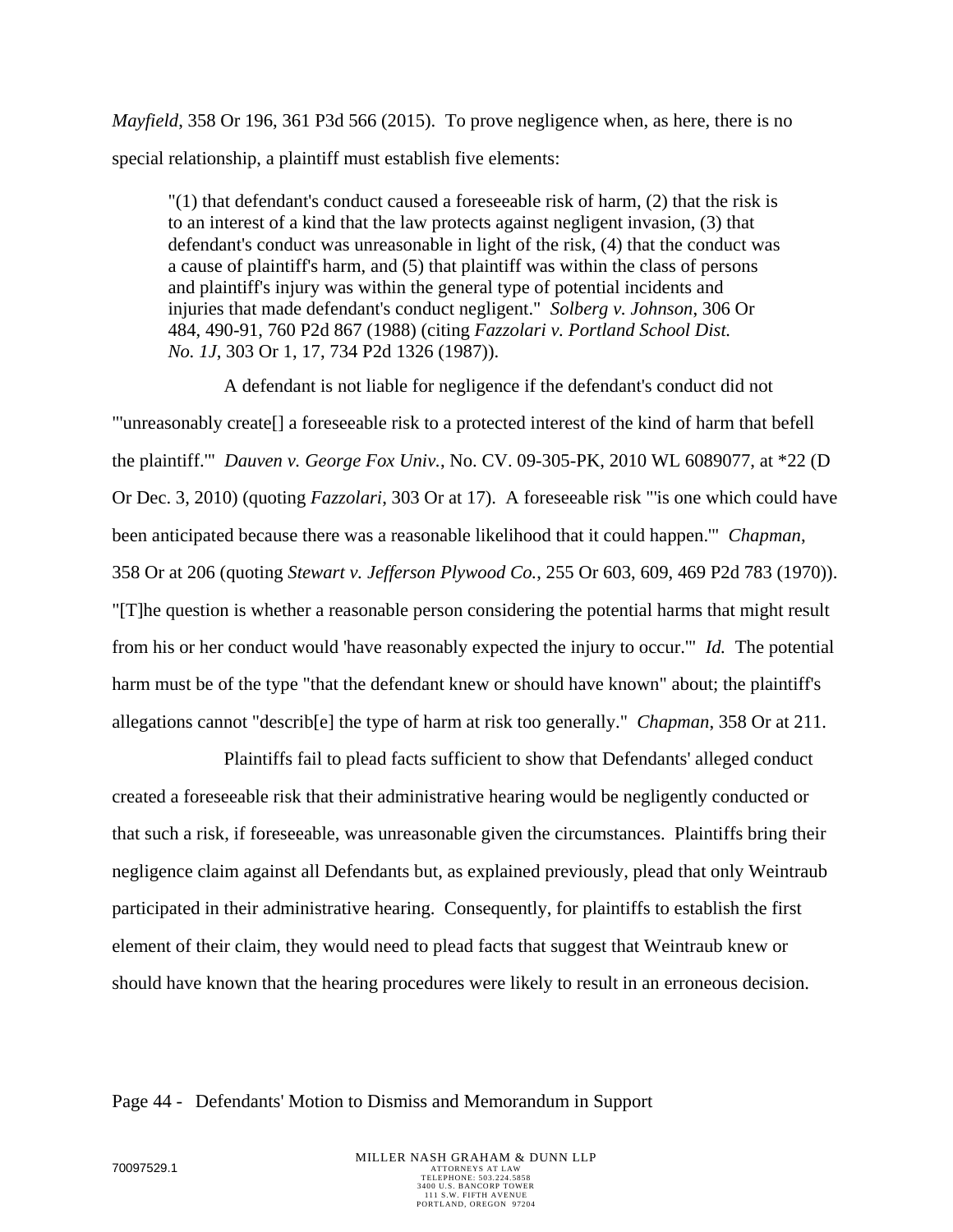*Mayfield*, 358 Or 196, 361 P3d 566 (2015). To prove negligence when, as here, there is no special relationship, a plaintiff must establish five elements:

> "(1) that defendant's conduct caused a foreseeable risk of harm, (2) that the risk is to an interest of a kind that the law protects against negligent invasion, (3) that defendant's conduct was unreasonable in light of the risk, (4) that the conduct was a cause of plaintiff's harm, and (5) that plaintiff was within the class of persons and plaintiff's injury was within the general type of potential incidents and injuries that made defendant's conduct negligent." *Solberg v. Johnson*, 306 Or 484, 490-91, 760 P2d 867 (1988) (citing *Fazzolari v. Portland School Dist. No. 1J*, 303 Or 1, 17, 734 P2d 1326 (1987)).

A defendant is not liable for negligence if the defendant's conduct did not "'unreasonably create[] a foreseeable risk to a protected interest of the kind of harm that befell the plaintiff.'" *Dauven v. George Fox Univ.*, No. CV. 09-305-PK, 2010 WL 6089077, at *22 (D Or Dec. 3, 2010) (quoting *Fazzolari*, 303 Or at 17). A foreseeable risk "'is one which could have been anticipated because there was a reasonable likelihood that it could happen.'" *Chapman*, 358 Or at 206 (quoting *Stewart v. Jefferson Plywood Co.*, 255 Or 603, 609, 469 P2d 783 (1970)). "[T]he question is whether a reasonable person considering the potential harms that might result from his or her conduct would 'have reasonably expected the injury to occur.'" *Id.* The potential harm must be of the type "that the defendant knew or should have known" about; the plaintiff's allegations cannot "describ[e] the type of harm at risk too generally." *Chapman*, 358 Or at 211.

Plaintiffs fail to plead facts sufficient to show that Defendants' alleged conduct created a foreseeable risk that their administrative hearing would be negligently conducted or that such a risk, if foreseeable, was unreasonable given the circumstances. Plaintiffs bring their negligence claim against all Defendants but, as explained previously, plead that only Weintraub participated in their administrative hearing. Consequently, for plaintiffs to establish the first element of their claim, they would need to plead facts that suggest that Weintraub knew or should have known that the hearing procedures were likely to result in an erroneous decision.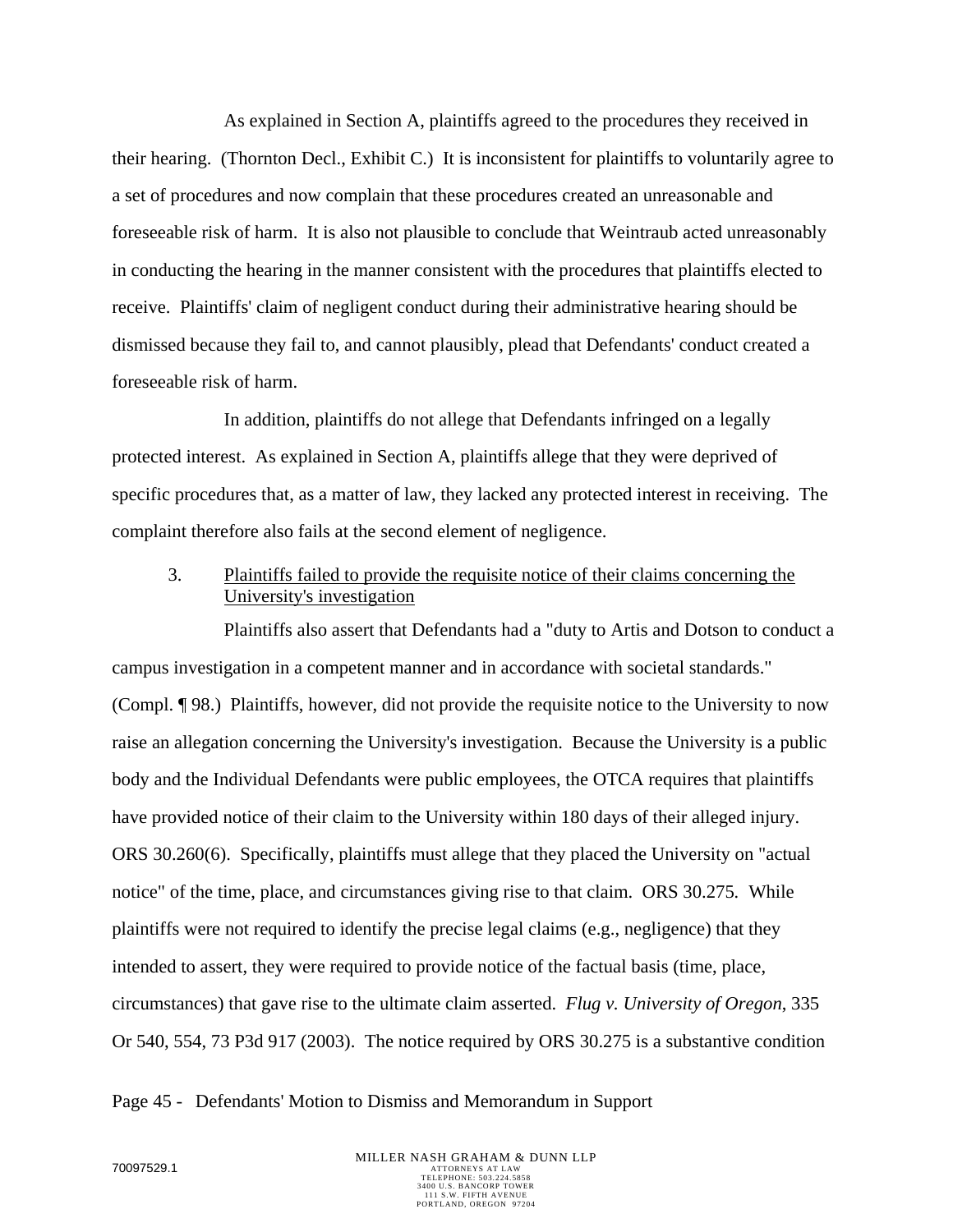As explained in Section A, plaintiffs agreed to the procedures they received in their hearing. (Thornton Decl., Exhibit C.) It is inconsistent for plaintiffs to voluntarily agree to a set of procedures and now complain that these procedures created an unreasonable and foreseeable risk of harm. It is also not plausible to conclude that Weintraub acted unreasonably in conducting the hearing in the manner consistent with the procedures that plaintiffs elected to receive. Plaintiffs' claim of negligent conduct during their administrative hearing should be dismissed because they fail to, and cannot plausibly, plead that Defendants' conduct created a foreseeable risk of harm.

In addition, plaintiffs do not allege that Defendants infringed on a legally protected interest. As explained in Section A, plaintiffs allege that they were deprived of specific procedures that, as a matter of law, they lacked any protected interest in receiving. The complaint therefore also fails at the second element of negligence.

3. Plaintiffs failed to provide the requisite notice of their claims concerning the University's investigation

Plaintiffs also assert that Defendants had a "duty to Artis and Dotson to conduct a campus investigation in a competent manner and in accordance with societal standards." (Compl. ¶ 98.) Plaintiffs, however, did not provide the requisite notice to the University to now raise an allegation concerning the University's investigation. Because the University is a public body and the Individual Defendants were public employees, the OTCA requires that plaintiffs have provided notice of their claim to the University within 180 days of their alleged injury. ORS 30.260(6). Specifically, plaintiffs must allege that they placed the University on "actual notice" of the time, place, and circumstances giving rise to that claim. ORS 30.275. While plaintiffs were not required to identify the precise legal claims (e.g., negligence) that they intended to assert, they were required to provide notice of the factual basis (time, place, circumstances) that gave rise to the ultimate claim asserted. *Flug v. University of Oregon*, 335 Or 540, 554, 73 P3d 917 (2003). The notice required by ORS 30.275 is a substantive condition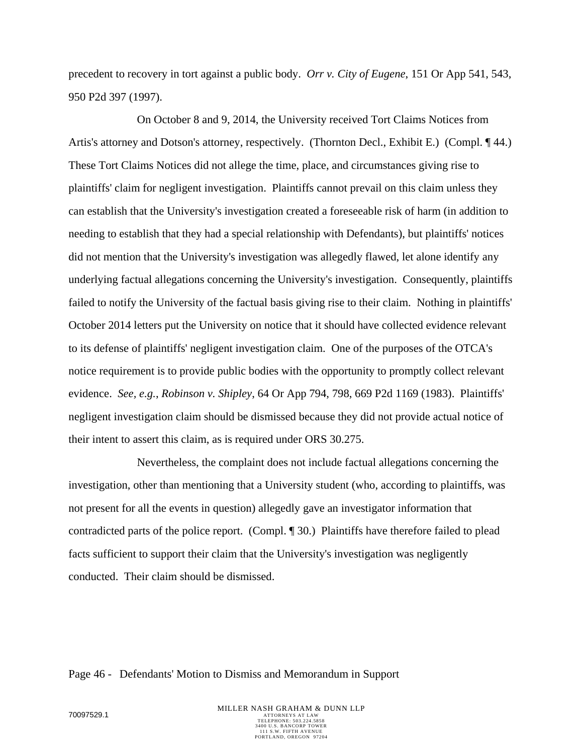precedent to recovery in tort against a public body. *Orr v. City of Eugene*, 151 Or App 541, 543, 950 P2d 397 (1997).

On October 8 and 9, 2014, the University received Tort Claims Notices from Artis's attorney and Dotson's attorney, respectively. (Thornton Decl., Exhibit E.) (Compl. ¶ 44.) These Tort Claims Notices did not allege the time, place, and circumstances giving rise to plaintiffs' claim for negligent investigation. Plaintiffs cannot prevail on this claim unless they can establish that the University's investigation created a foreseeable risk of harm (in addition to needing to establish that they had a special relationship with Defendants), but plaintiffs' notices did not mention that the University's investigation was allegedly flawed, let alone identify any underlying factual allegations concerning the University's investigation. Consequently, plaintiffs failed to notify the University of the factual basis giving rise to their claim. Nothing in plaintiffs' October 2014 letters put the University on notice that it should have collected evidence relevant to its defense of plaintiffs' negligent investigation claim. One of the purposes of the OTCA's notice requirement is to provide public bodies with the opportunity to promptly collect relevant evidence. *See, e.g.*, *Robinson v. Shipley*, 64 Or App 794, 798, 669 P2d 1169 (1983). Plaintiffs' negligent investigation claim should be dismissed because they did not provide actual notice of their intent to assert this claim, as is required under ORS 30.275.

Nevertheless, the complaint does not include factual allegations concerning the investigation, other than mentioning that a University student (who, according to plaintiffs, was not present for all the events in question) allegedly gave an investigator information that contradicted parts of the police report. (Compl. ¶ 30.) Plaintiffs have therefore failed to plead facts sufficient to support their claim that the University's investigation was negligently conducted. Their claim should be dismissed.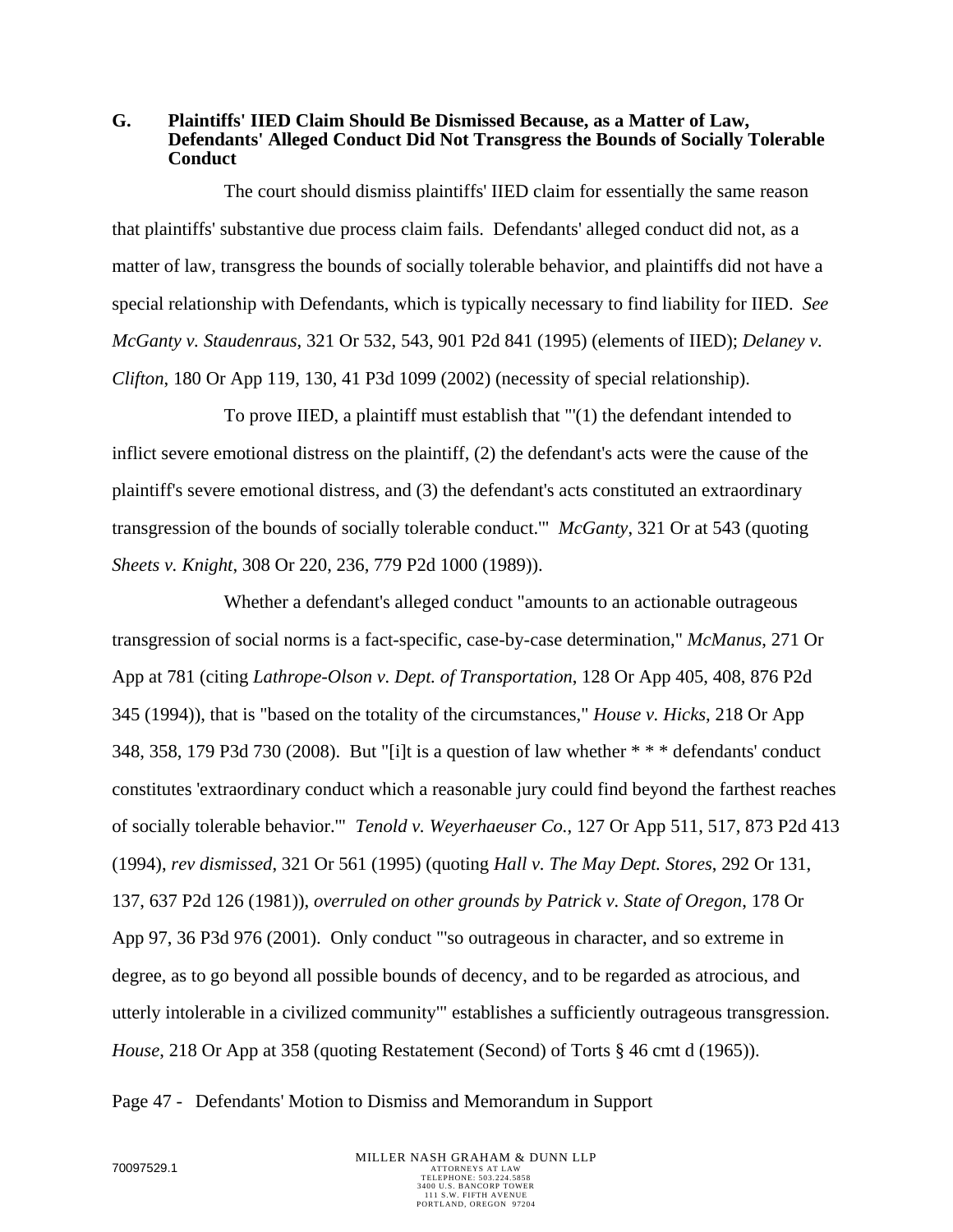**G. Plaintiffs' IIED Claim Should Be Dismissed Because, as a Matter of Law, Defendants' Alleged Conduct Did Not Transgress the Bounds of Socially Tolerable Conduct**

The court should dismiss plaintiffs' IIED claim for essentially the same reason that plaintiffs' substantive due process claim fails. Defendants' alleged conduct did not, as a matter of law, transgress the bounds of socially tolerable behavior, and plaintiffs did not have a special relationship with Defendants, which is typically necessary to find liability for IIED. *See McGanty v. Staudenraus*, 321 Or 532, 543, 901 P2d 841 (1995) (elements of IIED); *Delaney v. Clifton*, 180 Or App 119, 130, 41 P3d 1099 (2002) (necessity of special relationship).

To prove IIED, a plaintiff must establish that "'(1) the defendant intended to inflict severe emotional distress on the plaintiff, (2) the defendant's acts were the cause of the plaintiff's severe emotional distress, and (3) the defendant's acts constituted an extraordinary transgression of the bounds of socially tolerable conduct.'" *McGanty*, 321 Or at 543 (quoting *Sheets v. Knight*, 308 Or 220, 236, 779 P2d 1000 (1989)).

Whether a defendant's alleged conduct "amounts to an actionable outrageous transgression of social norms is a fact-specific, case-by-case determination," *McManus*, 271 Or App at 781 (citing *Lathrope-Olson v. Dept. of Transportation*, 128 Or App 405, 408, 876 P2d 345 (1994)), that is "based on the totality of the circumstances," *House v. Hicks*, 218 Or App 348, 358, 179 P3d 730 (2008). But "[i]t is a question of law whether * * * defendants' conduct constitutes 'extraordinary conduct which a reasonable jury could find beyond the farthest reaches of socially tolerable behavior.'" *Tenold v. Weyerhaeuser Co.*, 127 Or App 511, 517, 873 P2d 413 (1994), *rev dismissed*, 321 Or 561 (1995) (quoting *Hall v. The May Dept. Stores*, 292 Or 131, 137, 637 P2d 126 (1981)), *overruled on other grounds by Patrick v. State of Oregon*, 178 Or App 97, 36 P3d 976 (2001). Only conduct "'so outrageous in character, and so extreme in degree, as to go beyond all possible bounds of decency, and to be regarded as atrocious, and utterly intolerable in a civilized community'" establishes a sufficiently outrageous transgression. *House*, 218 Or App at 358 (quoting Restatement (Second) of Torts § 46 cmt d (1965)).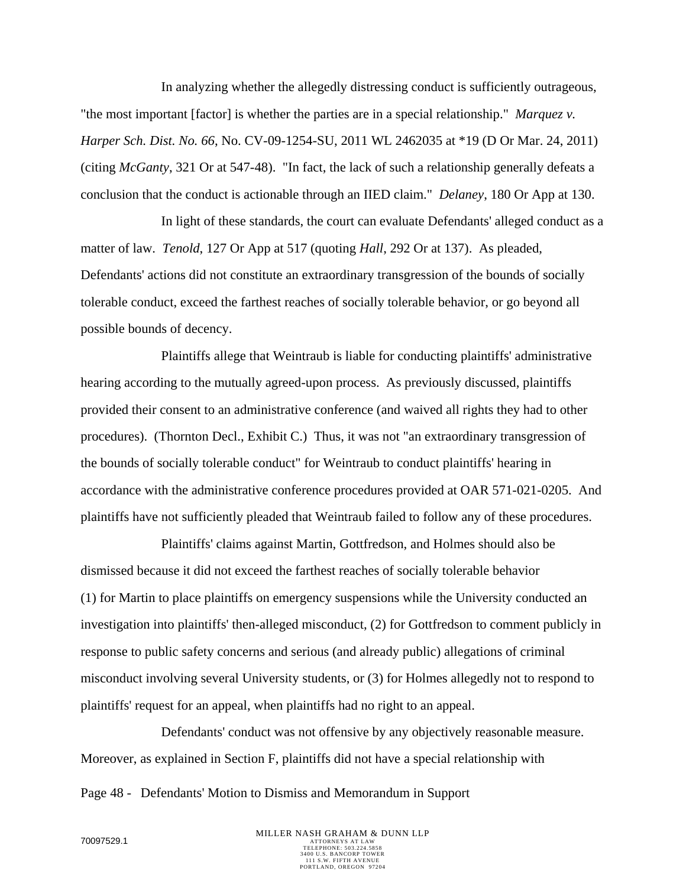In analyzing whether the allegedly distressing conduct is sufficiently outrageous, "the most important [factor] is whether the parties are in a special relationship." *Marquez v. Harper Sch. Dist. No. 66*, No. CV-09-1254-SU, 2011 WL 2462035 at *19 (D Or Mar. 24, 2011) (citing *McGanty*, 321 Or at 547-48). "In fact, the lack of such a relationship generally defeats a conclusion that the conduct is actionable through an IIED claim." *Delaney*, 180 Or App at 130.

In light of these standards, the court can evaluate Defendants' alleged conduct as a matter of law. *Tenold*, 127 Or App at 517 (quoting *Hall*, 292 Or at 137). As pleaded, Defendants' actions did not constitute an extraordinary transgression of the bounds of socially tolerable conduct, exceed the farthest reaches of socially tolerable behavior, or go beyond all possible bounds of decency.

Plaintiffs allege that Weintraub is liable for conducting plaintiffs' administrative hearing according to the mutually agreed-upon process. As previously discussed, plaintiffs provided their consent to an administrative conference (and waived all rights they had to other procedures). (Thornton Decl., Exhibit C.) Thus, it was not "an extraordinary transgression of the bounds of socially tolerable conduct" for Weintraub to conduct plaintiffs' hearing in accordance with the administrative conference procedures provided at OAR 571-021-0205. And plaintiffs have not sufficiently pleaded that Weintraub failed to follow any of these procedures.

Plaintiffs' claims against Martin, Gottfredson, and Holmes should also be dismissed because it did not exceed the farthest reaches of socially tolerable behavior (1) for Martin to place plaintiffs on emergency suspensions while the University conducted an investigation into plaintiffs' then-alleged misconduct, (2) for Gottfredson to comment publicly in response to public safety concerns and serious (and already public) allegations of criminal misconduct involving several University students, or (3) for Holmes allegedly not to respond to plaintiffs' request for an appeal, when plaintiffs had no right to an appeal.

Defendants' conduct was not offensive by any objectively reasonable measure. Moreover, as explained in Section F, plaintiffs did not have a special relationship with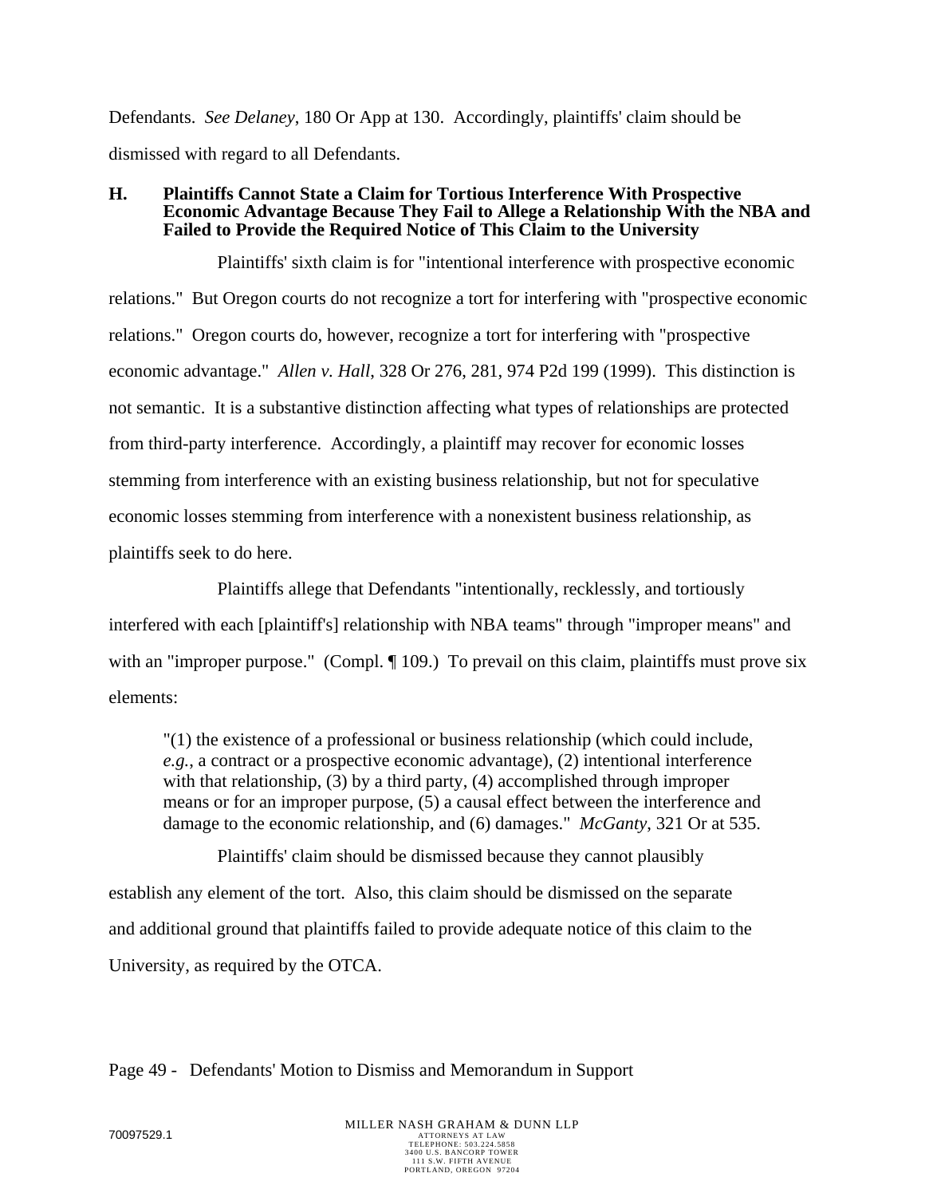Defendants. *See Delaney*, 180 Or App at 130. Accordingly, plaintiffs' claim should be dismissed with regard to all Defendants.

### H. Plaintiffs Cannot State a Claim for Tortious Interference With Prospective Economic Advantage Because They Fail to Allege a Relationship With the NBA and Failed to Provide the Required Notice of This Claim to the University

Plaintiffs' sixth claim is for "intentional interference with prospective economic relations." But Oregon courts do not recognize a tort for interfering with "prospective economic relations." Oregon courts do, however, recognize a tort for interfering with "prospective economic advantage." *Allen v. Hall*, 328 Or 276, 281, 974 P2d 199 (1999). This distinction is not semantic. It is a substantive distinction affecting what types of relationships are protected from third-party interference. Accordingly, a plaintiff may recover for economic losses stemming from interference with an existing business relationship, but not for speculative economic losses stemming from interference with a nonexistent business relationship, as plaintiffs seek to do here.

Plaintiffs allege that Defendants "intentionally, recklessly, and tortiously interfered with each [plaintiff's] relationship with NBA teams" through "improper means" and with an "improper purpose." (Compl. ¶ 109.) To prevail on this claim, plaintiffs must prove six elements:

> "(1) the existence of a professional or business relationship (which could include, *e.g.*, a contract or a prospective economic advantage), (2) intentional interference with that relationship, (3) by a third party, (4) accomplished through improper means or for an improper purpose, (5) a causal effect between the interference and damage to the economic relationship, and (6) damages." *McGanty*, 321 Or at 535.

Plaintiffs' claim should be dismissed because they cannot plausibly establish any element of the tort. Also, this claim should be dismissed on the separate and additional ground that plaintiffs failed to provide adequate notice of this claim to the University, as required by the OTCA.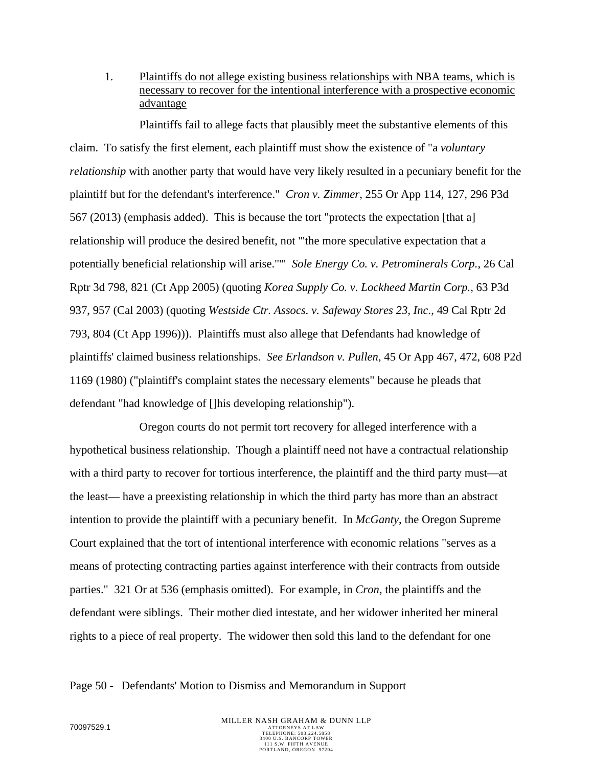1. <u>Plaintiffs do not allege existing business relationships with NBA teams, which is necessary to recover for the intentional interference with a prospective economic advantage</u>

Plaintiffs fail to allege facts that plausibly meet the substantive elements of this claim. To satisfy the first element, each plaintiff must show the existence of "a *voluntary relationship* with another party that would have very likely resulted in a pecuniary benefit for the plaintiff but for the defendant's interference." *Cron v. Zimmer*, 255 Or App 114, 127, 296 P3d 567 (2013) (emphasis added). This is because the tort "protects the expectation [that a] relationship will produce the desired benefit, not "'the more speculative expectation that a potentially beneficial relationship will arise."'" *Sole Energy Co. v. Petrominerals Corp.*, 26 Cal Rptr 3d 798, 821 (Ct App 2005) (quoting *Korea Supply Co. v. Lockheed Martin Corp.*, 63 P3d 937, 957 (Cal 2003) (quoting *Westside Ctr. Assocs. v. Safeway Stores 23, Inc.*, 49 Cal Rptr 2d 793, 804 (Ct App 1996))). Plaintiffs must also allege that Defendants had knowledge of plaintiffs' claimed business relationships. *See Erlandson v. Pullen*, 45 Or App 467, 472, 608 P2d 1169 (1980) ("plaintiff's complaint states the necessary elements" because he pleads that defendant "had knowledge of []his developing relationship").

Oregon courts do not permit tort recovery for alleged interference with a hypothetical business relationship. Though a plaintiff need not have a contractual relationship with a third party to recover for tortious interference, the plaintiff and the third party must—at the least— have a preexisting relationship in which the third party has more than an abstract intention to provide the plaintiff with a pecuniary benefit. In *McGanty*, the Oregon Supreme Court explained that the tort of intentional interference with economic relations "serves as a means of protecting contracting parties against interference with their contracts from outside parties." 321 Or at 536 (emphasis omitted). For example, in *Cron*, the plaintiffs and the defendant were siblings. Their mother died intestate, and her widower inherited her mineral rights to a piece of real property. The widower then sold this land to the defendant for one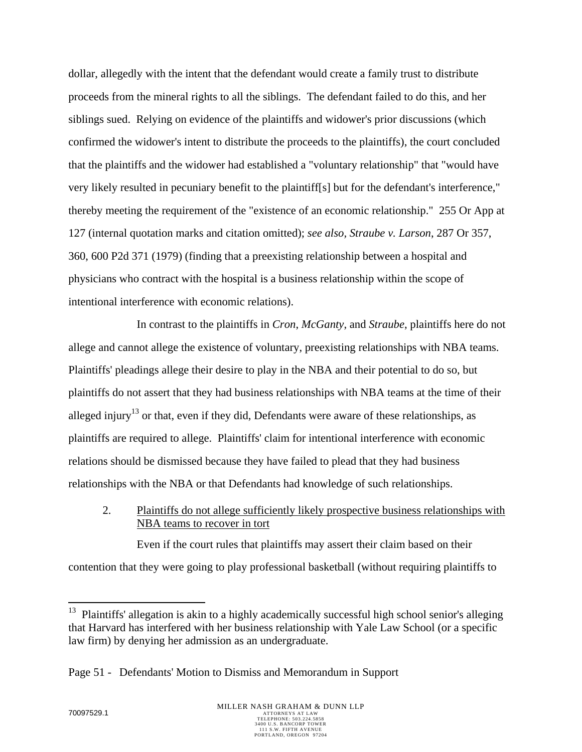dollar, allegedly with the intent that the defendant would create a family trust to distribute proceeds from the mineral rights to all the siblings. The defendant failed to do this, and her siblings sued. Relying on evidence of the plaintiffs and widower's prior discussions (which confirmed the widower's intent to distribute the proceeds to the plaintiffs), the court concluded that the plaintiffs and the widower had established a "voluntary relationship" that "would have very likely resulted in pecuniary benefit to the plaintiff[s] but for the defendant's interference," thereby meeting the requirement of the "existence of an economic relationship." 255 Or App at 127 (internal quotation marks and citation omitted); *see also*, *Straube v. Larson*, 287 Or 357, 360, 600 P2d 371 (1979) (finding that a preexisting relationship between a hospital and physicians who contract with the hospital is a business relationship within the scope of intentional interference with economic relations).

In contrast to the plaintiffs in *Cron*, *McGanty*, and *Straube*, plaintiffs here do not allege and cannot allege the existence of voluntary, preexisting relationships with NBA teams. Plaintiffs' pleadings allege their desire to play in the NBA and their potential to do so, but plaintiffs do not assert that they had business relationships with NBA teams at the time of their alleged injury[13] or that, even if they did, Defendants were aware of these relationships, as plaintiffs are required to allege. Plaintiffs' claim for intentional interference with economic relations should be dismissed because they have failed to plead that they had business relationships with the NBA or that Defendants had knowledge of such relationships.

2. Plaintiffs do not allege sufficiently likely prospective business relationships with NBA teams to recover in tort

Even if the court rules that plaintiffs may assert their claim based on their contention that they were going to play professional basketball (without requiring plaintiffs to

[13] Plaintiffs' allegation is akin to a highly academically successful high school senior's alleging that Harvard has interfered with her business relationship with Yale Law School (or a specific law firm) by denying her admission as an undergraduate.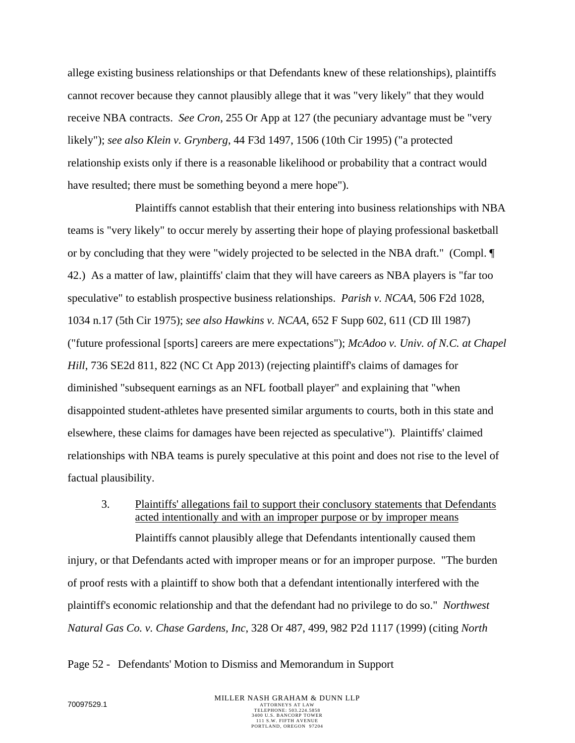allege existing business relationships or that Defendants knew of these relationships), plaintiffs cannot recover because they cannot plausibly allege that it was "very likely" that they would receive NBA contracts. *See Cron*, 255 Or App at 127 (the pecuniary advantage must be "very likely"); *see also Klein v. Grynberg*, 44 F3d 1497, 1506 (10th Cir 1995) ("a protected relationship exists only if there is a reasonable likelihood or probability that a contract would have resulted; there must be something beyond a mere hope").

Plaintiffs cannot establish that their entering into business relationships with NBA teams is "very likely" to occur merely by asserting their hope of playing professional basketball or by concluding that they were "widely projected to be selected in the NBA draft." (Compl. ¶ 42.) As a matter of law, plaintiffs' claim that they will have careers as NBA players is "far too speculative" to establish prospective business relationships. *Parish v. NCAA*, 506 F2d 1028, 1034 n.17 (5th Cir 1975); *see also Hawkins v. NCAA*, 652 F Supp 602, 611 (CD Ill 1987) ("future professional [sports] careers are mere expectations"); *McAdoo v. Univ. of N.C. at Chapel Hill*, 736 SE2d 811, 822 (NC Ct App 2013) (rejecting plaintiff's claims of damages for diminished "subsequent earnings as an NFL football player" and explaining that "when disappointed student-athletes have presented similar arguments to courts, both in this state and elsewhere, these claims for damages have been rejected as speculative"). Plaintiffs' claimed relationships with NBA teams is purely speculative at this point and does not rise to the level of factual plausibility.

3. Plaintiffs' allegations fail to support their conclusory statements that Defendants acted intentionally and with an improper purpose or by improper means

Plaintiffs cannot plausibly allege that Defendants intentionally caused them injury, or that Defendants acted with improper means or for an improper purpose. "The burden of proof rests with a plaintiff to show both that a defendant intentionally interfered with the plaintiff's economic relationship and that the defendant had no privilege to do so." *Northwest Natural Gas Co. v. Chase Gardens, Inc*, 328 Or 487, 499, 982 P2d 1117 (1999) (citing *North*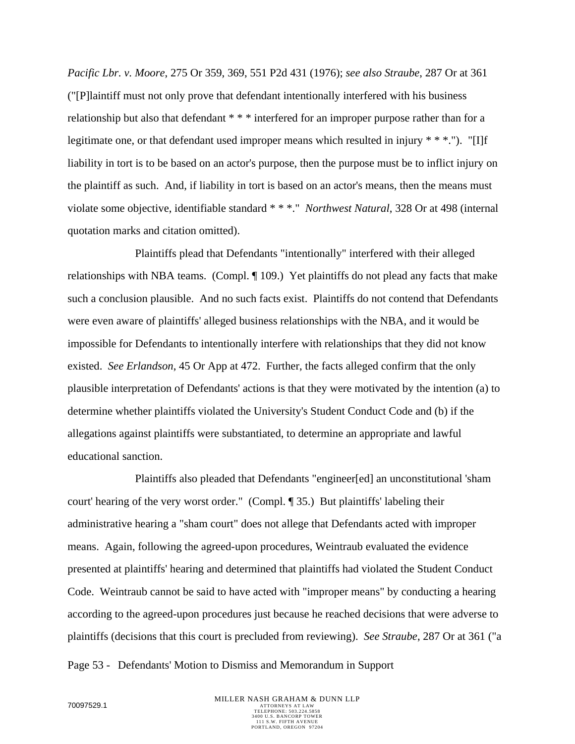*Pacific Lbr. v. Moore*, 275 Or 359, 369, 551 P2d 431 (1976); *see also Straube*, 287 Or at 361 ("[P]laintiff must not only prove that defendant intentionally interfered with his business relationship but also that defendant * * * interfered for an improper purpose rather than for a legitimate one, or that defendant used improper means which resulted in injury * * *."). "[I]f liability in tort is to be based on an actor's purpose, then the purpose must be to inflict injury on the plaintiff as such. And, if liability in tort is based on an actor's means, then the means must violate some objective, identifiable standard * * *." *Northwest Natural*, 328 Or at 498 (internal quotation marks and citation omitted).

Plaintiffs plead that Defendants "intentionally" interfered with their alleged relationships with NBA teams. (Compl. ¶ 109.) Yet plaintiffs do not plead any facts that make such a conclusion plausible. And no such facts exist. Plaintiffs do not contend that Defendants were even aware of plaintiffs' alleged business relationships with the NBA, and it would be impossible for Defendants to intentionally interfere with relationships that they did not know existed. *See Erlandson*, 45 Or App at 472. Further, the facts alleged confirm that the only plausible interpretation of Defendants' actions is that they were motivated by the intention (a) to determine whether plaintiffs violated the University's Student Conduct Code and (b) if the allegations against plaintiffs were substantiated, to determine an appropriate and lawful educational sanction.

Plaintiffs also pleaded that Defendants "engineer[ed] an unconstitutional 'sham court' hearing of the very worst order." (Compl. ¶ 35.) But plaintiffs' labeling their administrative hearing a "sham court" does not allege that Defendants acted with improper means. Again, following the agreed-upon procedures, Weintraub evaluated the evidence presented at plaintiffs' hearing and determined that plaintiffs had violated the Student Conduct Code. Weintraub cannot be said to have acted with "improper means" by conducting a hearing according to the agreed-upon procedures just because he reached decisions that were adverse to plaintiffs (decisions that this court is precluded from reviewing). *See Straube*, 287 Or at 361 ("a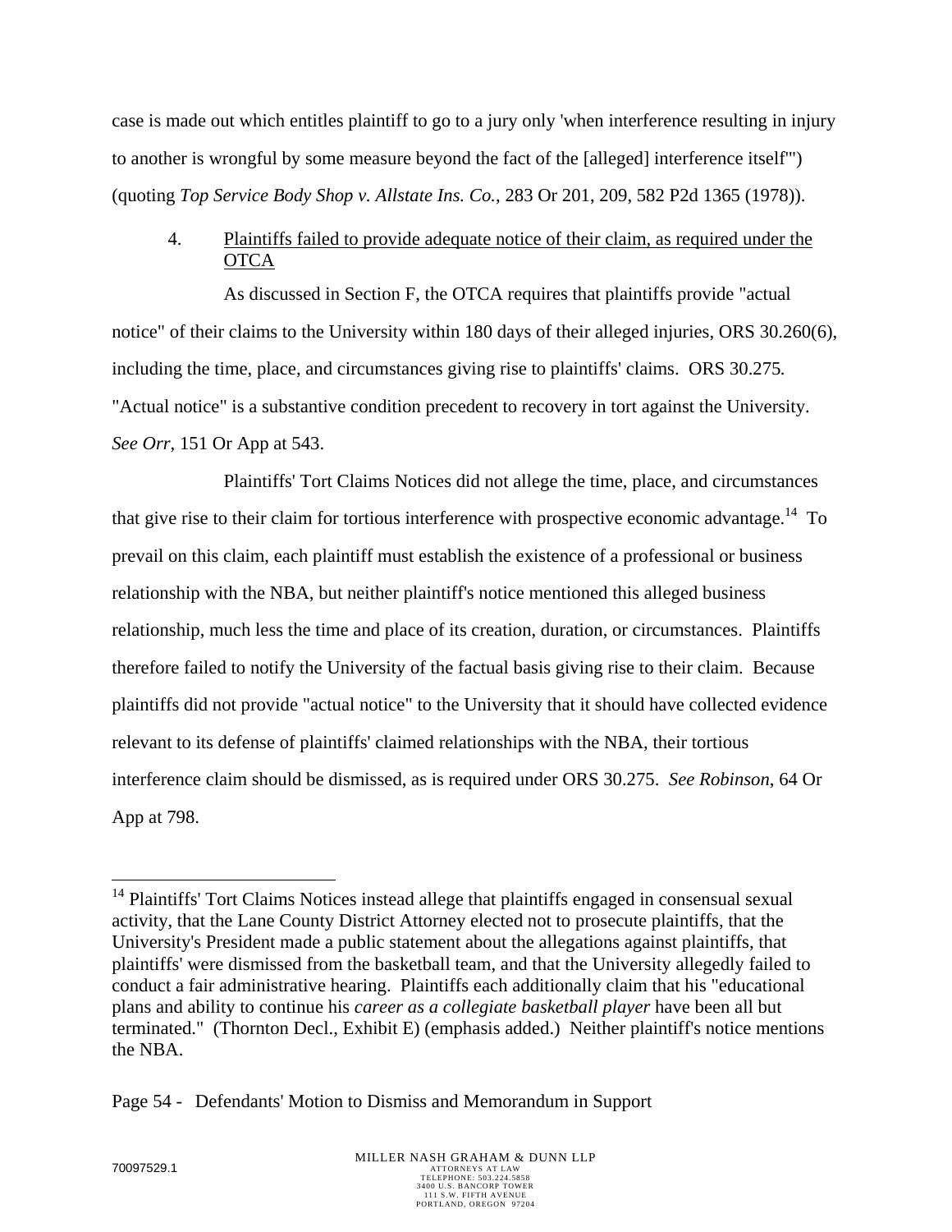case is made out which entitles plaintiff to go to a jury only 'when interference resulting in injury to another is wrongful by some measure beyond the fact of the [alleged] interference itself'") (quoting *Top Service Body Shop v. Allstate Ins. Co.*, 283 Or 201, 209, 582 P2d 1365 (1978)).

4. Plaintiffs failed to provide adequate notice of their claim, as required under the OTCA

As discussed in Section F, the OTCA requires that plaintiffs provide "actual notice" of their claims to the University within 180 days of their alleged injuries, ORS 30.260(6), including the time, place, and circumstances giving rise to plaintiffs' claims. ORS 30.275. "Actual notice" is a substantive condition precedent to recovery in tort against the University. *See Orr*, 151 Or App at 543.

Plaintiffs' Tort Claims Notices did not allege the time, place, and circumstances that give rise to their claim for tortious interference with prospective economic advantage.[14] To prevail on this claim, each plaintiff must establish the existence of a professional or business relationship with the NBA, but neither plaintiff's notice mentioned this alleged business relationship, much less the time and place of its creation, duration, or circumstances. Plaintiffs therefore failed to notify the University of the factual basis giving rise to their claim. Because plaintiffs did not provide "actual notice" to the University that it should have collected evidence relevant to its defense of plaintiffs' claimed relationships with the NBA, their tortious interference claim should be dismissed, as is required under ORS 30.275. *See Robinson*, 64 Or App at 798.

[14] Plaintiffs' Tort Claims Notices instead allege that plaintiffs engaged in consensual sexual activity, that the Lane County District Attorney elected not to prosecute plaintiffs, that the University's President made a public statement about the allegations against plaintiffs, that plaintiffs' were dismissed from the basketball team, and that the University allegedly failed to conduct a fair administrative hearing. Plaintiffs each additionally claim that his "educational plans and ability to continue his *career as a collegiate basketball player* have been all but terminated." (Thornton Decl., Exhibit E) (emphasis added.) Neither plaintiff's notice mentions the NBA.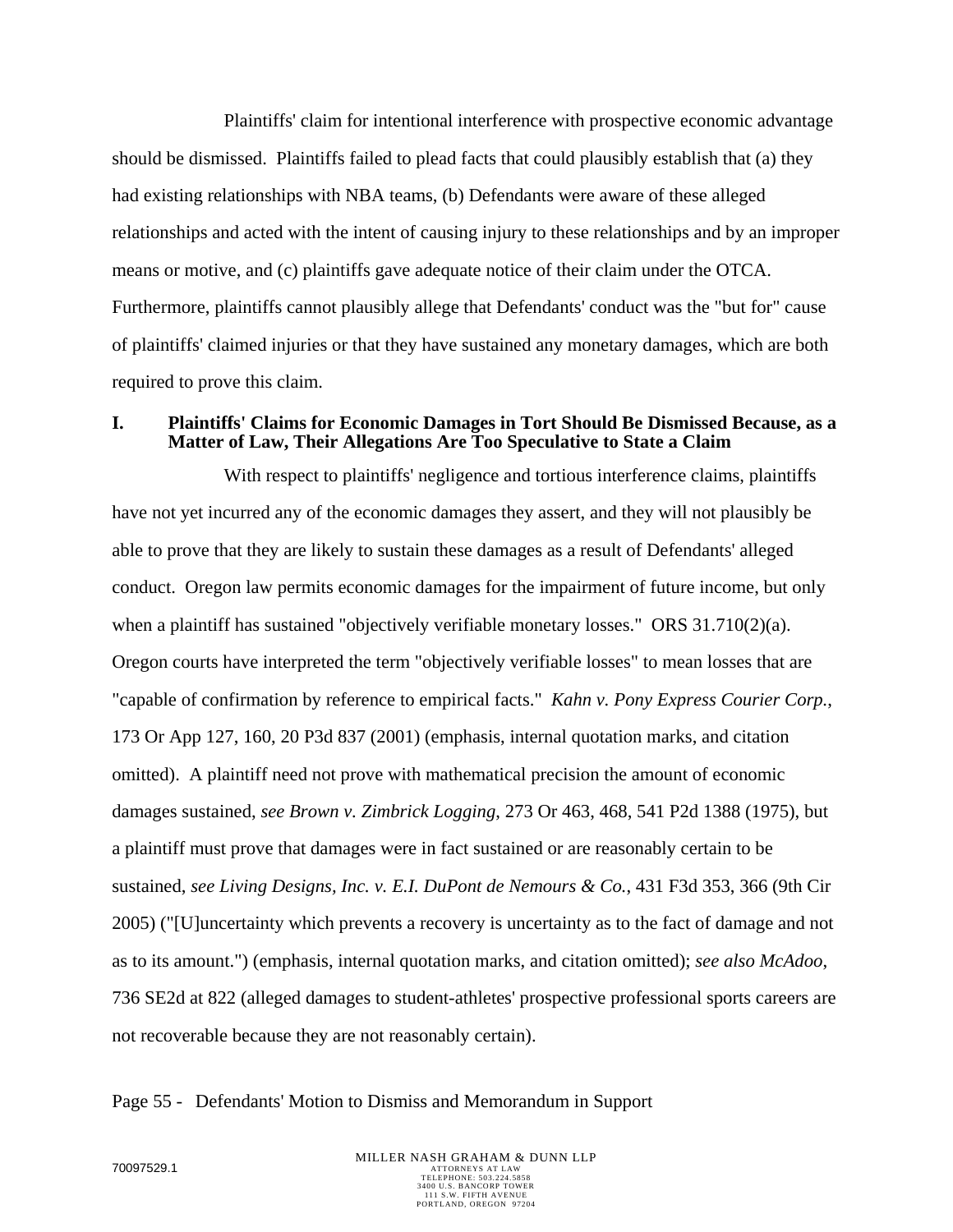Plaintiffs' claim for intentional interference with prospective economic advantage should be dismissed. Plaintiffs failed to plead facts that could plausibly establish that (a) they had existing relationships with NBA teams, (b) Defendants were aware of these alleged relationships and acted with the intent of causing injury to these relationships and by an improper means or motive, and (c) plaintiffs gave adequate notice of their claim under the OTCA. Furthermore, plaintiffs cannot plausibly allege that Defendants' conduct was the "but for" cause of plaintiffs' claimed injuries or that they have sustained any monetary damages, which are both required to prove this claim.

## I. Plaintiffs' Claims for Economic Damages in Tort Should Be Dismissed Because, as a Matter of Law, Their Allegations Are Too Speculative to State a Claim

With respect to plaintiffs' negligence and tortious interference claims, plaintiffs have not yet incurred any of the economic damages they assert, and they will not plausibly be able to prove that they are likely to sustain these damages as a result of Defendants' alleged conduct. Oregon law permits economic damages for the impairment of future income, but only when a plaintiff has sustained "objectively verifiable monetary losses." ORS 31.710(2)(a). Oregon courts have interpreted the term "objectively verifiable losses" to mean losses that are "capable of confirmation by reference to empirical facts." *Kahn v. Pony Express Courier Corp.*, 173 Or App 127, 160, 20 P3d 837 (2001) (emphasis, internal quotation marks, and citation omitted). A plaintiff need not prove with mathematical precision the amount of economic damages sustained, *see Brown v. Zimbrick Logging*, 273 Or 463, 468, 541 P2d 1388 (1975), but a plaintiff must prove that damages were in fact sustained or are reasonably certain to be sustained, *see Living Designs, Inc. v. E.I. DuPont de Nemours & Co.*, 431 F3d 353, 366 (9th Cir 2005) ("[U]ncertainty which prevents a recovery is uncertainty as to the fact of damage and not as to its amount.") (emphasis, internal quotation marks, and citation omitted); *see also McAdoo*, 736 SE2d at 822 (alleged damages to student-athletes' prospective professional sports careers are not recoverable because they are not reasonably certain).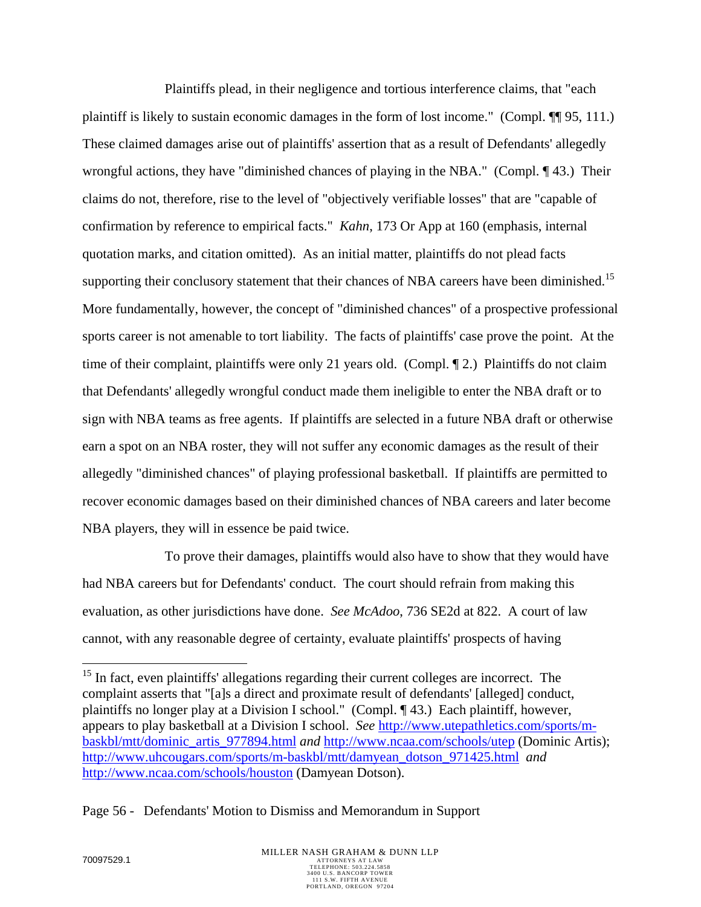Plaintiffs plead, in their negligence and tortious interference claims, that "each plaintiff is likely to sustain economic damages in the form of lost income." (Compl. ¶¶ 95, 111.) These claimed damages arise out of plaintiffs' assertion that as a result of Defendants' allegedly wrongful actions, they have "diminished chances of playing in the NBA." (Compl. ¶ 43.) Their claims do not, therefore, rise to the level of "objectively verifiable losses" that are "capable of confirmation by reference to empirical facts." *Kahn*, 173 Or App at 160 (emphasis, internal quotation marks, and citation omitted). As an initial matter, plaintiffs do not plead facts supporting their conclusory statement that their chances of NBA careers have been diminished.[15] More fundamentally, however, the concept of "diminished chances" of a prospective professional sports career is not amenable to tort liability. The facts of plaintiffs' case prove the point. At the time of their complaint, plaintiffs were only 21 years old. (Compl. ¶ 2.) Plaintiffs do not claim that Defendants' allegedly wrongful conduct made them ineligible to enter the NBA draft or to sign with NBA teams as free agents. If plaintiffs are selected in a future NBA draft or otherwise earn a spot on an NBA roster, they will not suffer any economic damages as the result of their allegedly "diminished chances" of playing professional basketball. If plaintiffs are permitted to recover economic damages based on their diminished chances of NBA careers and later become NBA players, they will in essence be paid twice.

To prove their damages, plaintiffs would also have to show that they would have had NBA careers but for Defendants' conduct. The court should refrain from making this evaluation, as other jurisdictions have done. *See McAdoo*, 736 SE2d at 822. A court of law cannot, with any reasonable degree of certainty, evaluate plaintiffs' prospects of having

---

[15] In fact, even plaintiffs' allegations regarding their current colleges are incorrect. The complaint asserts that "[a]s a direct and proximate result of defendants' [alleged] conduct, plaintiffs no longer play at a Division I school." (Compl. ¶ 43.) Each plaintiff, however, appears to play basketball at a Division I school. *See* http://www.utepathletics.com/sports/m-baskbl/mtt/dominic_artis_977894.html *and* http://www.ncaa.com/schools/utep (Dominic Artis); http://www.uhcougars.com/sports/m-baskbl/mtt/damyean_dotson_971425.html *and* http://www.ncaa.com/schools/houston (Damyean Dotson).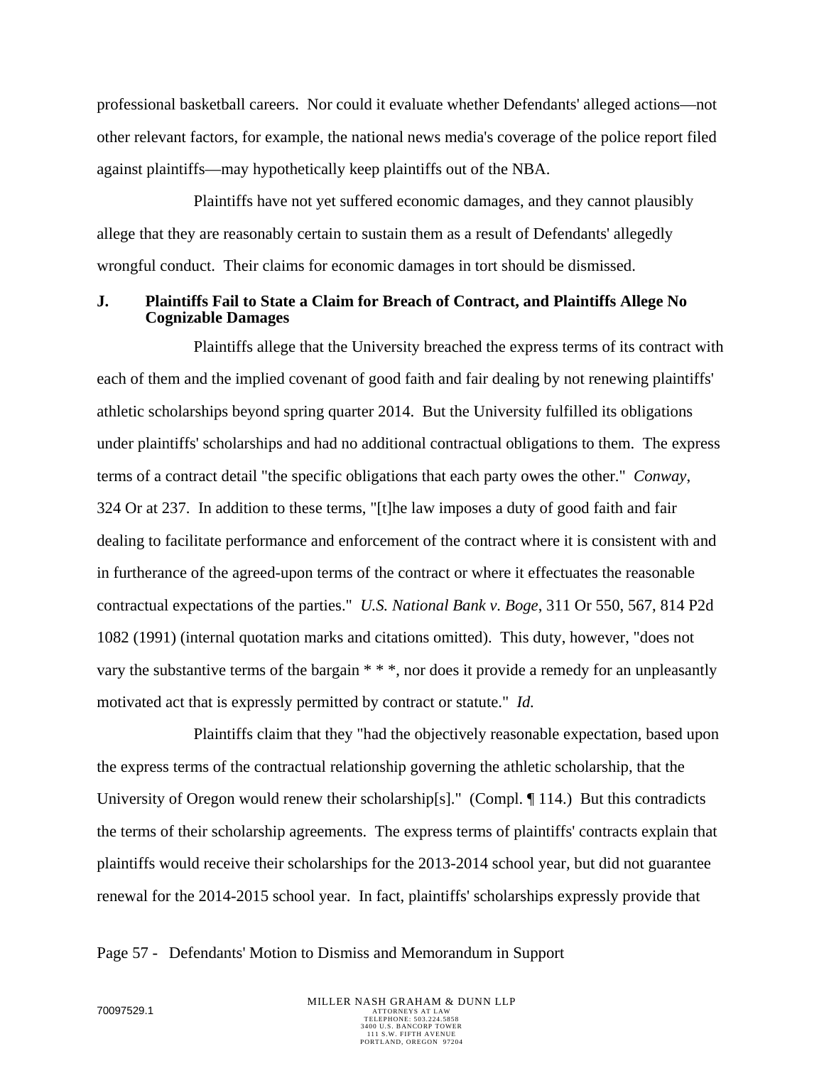professional basketball careers. Nor could it evaluate whether Defendants' alleged actions—not other relevant factors, for example, the national news media's coverage of the police report filed against plaintiffs—may hypothetically keep plaintiffs out of the NBA.

Plaintiffs have not yet suffered economic damages, and they cannot plausibly allege that they are reasonably certain to sustain them as a result of Defendants' allegedly wrongful conduct. Their claims for economic damages in tort should be dismissed.

### J. Plaintiffs Fail to State a Claim for Breach of Contract, and Plaintiffs Allege No Cognizable Damages

Plaintiffs allege that the University breached the express terms of its contract with each of them and the implied covenant of good faith and fair dealing by not renewing plaintiffs' athletic scholarships beyond spring quarter 2014. But the University fulfilled its obligations under plaintiffs' scholarships and had no additional contractual obligations to them. The express terms of a contract detail "the specific obligations that each party owes the other." *Conway*, 324 Or at 237. In addition to these terms, "[t]he law imposes a duty of good faith and fair dealing to facilitate performance and enforcement of the contract where it is consistent with and in furtherance of the agreed-upon terms of the contract or where it effectuates the reasonable contractual expectations of the parties." *U.S. National Bank v. Boge*, 311 Or 550, 567, 814 P2d 1082 (1991) (internal quotation marks and citations omitted). This duty, however, "does not vary the substantive terms of the bargain * * *, nor does it provide a remedy for an unpleasantly motivated act that is expressly permitted by contract or statute." *Id.*

Plaintiffs claim that they "had the objectively reasonable expectation, based upon the express terms of the contractual relationship governing the athletic scholarship, that the University of Oregon would renew their scholarship[s]." (Compl. ¶ 114.) But this contradicts the terms of their scholarship agreements. The express terms of plaintiffs' contracts explain that plaintiffs would receive their scholarships for the 2013-2014 school year, but did not guarantee renewal for the 2014-2015 school year. In fact, plaintiffs' scholarships expressly provide that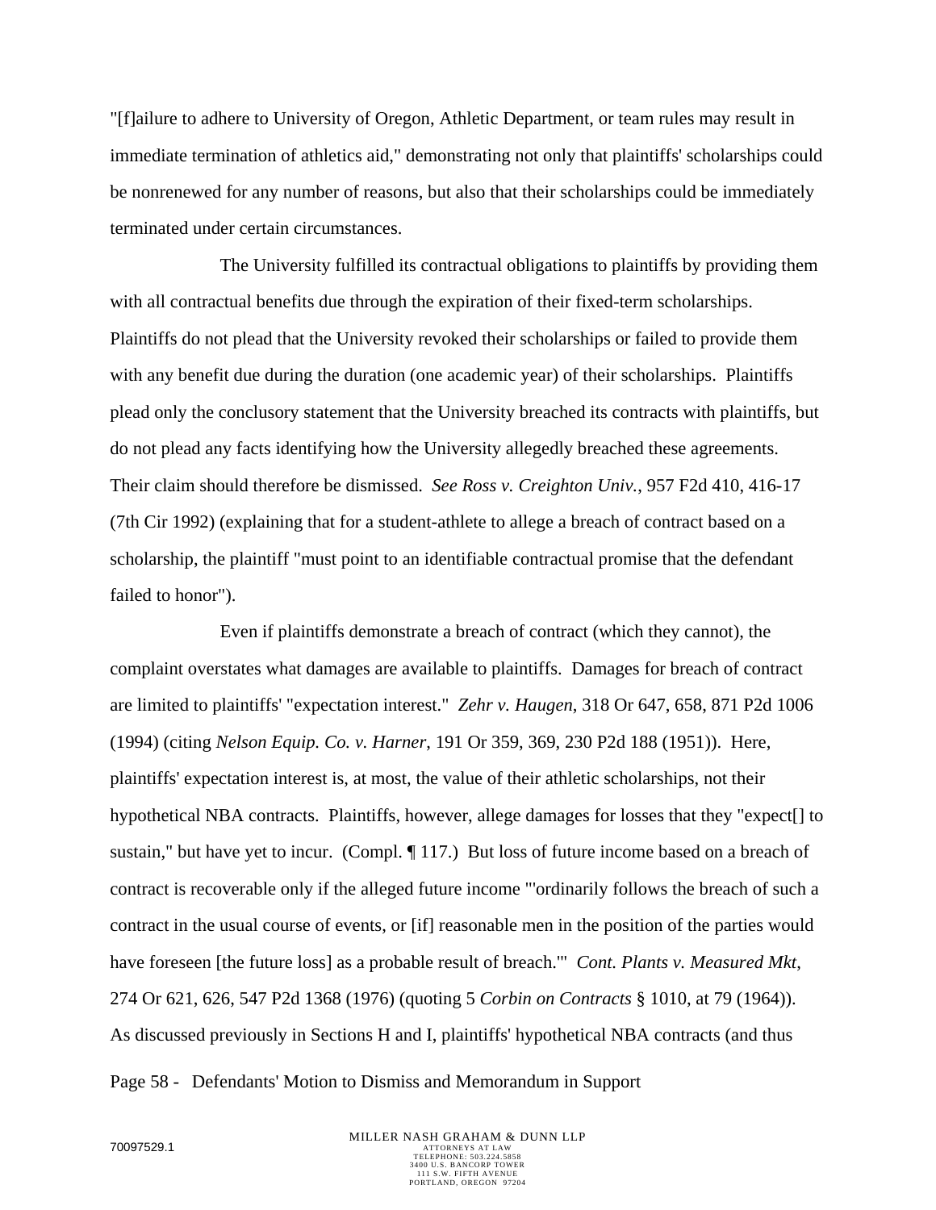"[f]ailure to adhere to University of Oregon, Athletic Department, or team rules may result in immediate termination of athletics aid," demonstrating not only that plaintiffs' scholarships could be nonrenewed for any number of reasons, but also that their scholarships could be immediately terminated under certain circumstances.

The University fulfilled its contractual obligations to plaintiffs by providing them with all contractual benefits due through the expiration of their fixed-term scholarships. Plaintiffs do not plead that the University revoked their scholarships or failed to provide them with any benefit due during the duration (one academic year) of their scholarships. Plaintiffs plead only the conclusory statement that the University breached its contracts with plaintiffs, but do not plead any facts identifying how the University allegedly breached these agreements. Their claim should therefore be dismissed. *See Ross v. Creighton Univ.*, 957 F2d 410, 416-17 (7th Cir 1992) (explaining that for a student-athlete to allege a breach of contract based on a scholarship, the plaintiff "must point to an identifiable contractual promise that the defendant failed to honor").

Even if plaintiffs demonstrate a breach of contract (which they cannot), the complaint overstates what damages are available to plaintiffs. Damages for breach of contract are limited to plaintiffs' "expectation interest." *Zehr v. Haugen*, 318 Or 647, 658, 871 P2d 1006 (1994) (citing *Nelson Equip. Co. v. Harner*, 191 Or 359, 369, 230 P2d 188 (1951)). Here, plaintiffs' expectation interest is, at most, the value of their athletic scholarships, not their hypothetical NBA contracts. Plaintiffs, however, allege damages for losses that they "expect[] to sustain," but have yet to incur. (Compl. ¶ 117.) But loss of future income based on a breach of contract is recoverable only if the alleged future income "'ordinarily follows the breach of such a contract in the usual course of events, or [if] reasonable men in the position of the parties would have foreseen [the future loss] as a probable result of breach.'" *Cont. Plants v. Measured Mkt*, 274 Or 621, 626, 547 P2d 1368 (1976) (quoting 5 *Corbin on Contracts* § 1010, at 79 (1964)). As discussed previously in Sections H and I, plaintiffs' hypothetical NBA contracts (and thus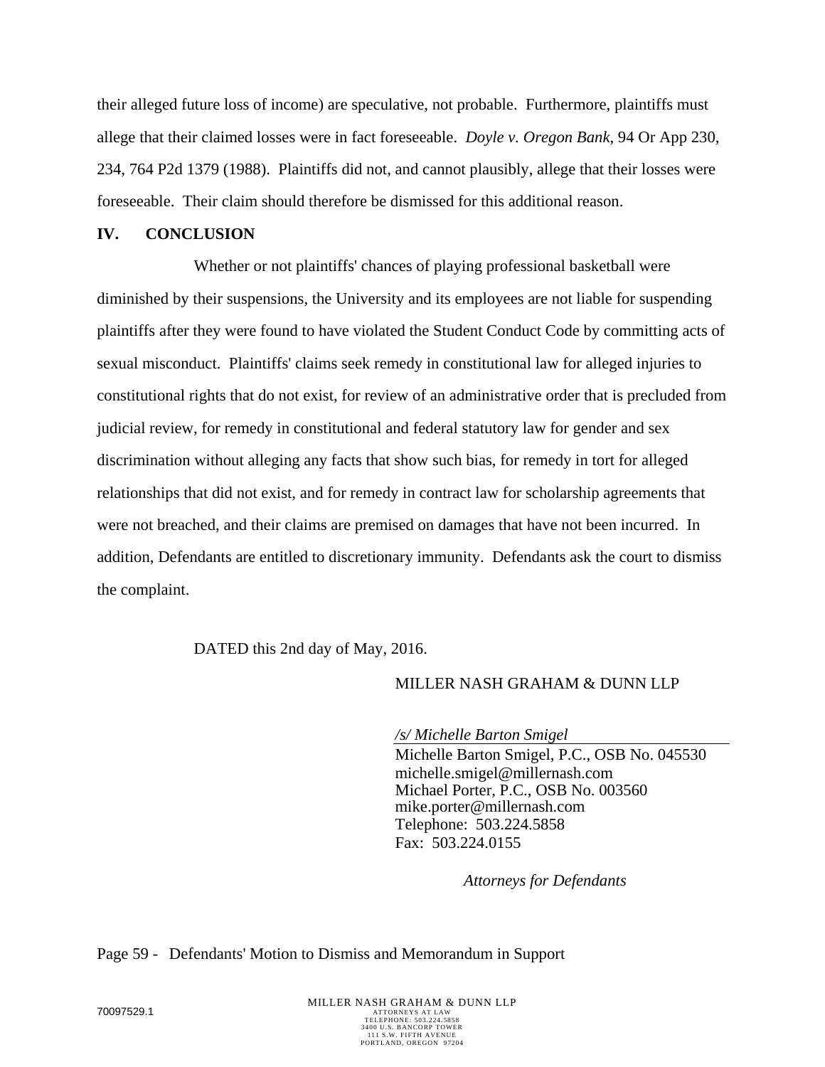their alleged future loss of income) are speculative, not probable. Furthermore, plaintiffs must allege that their claimed losses were in fact foreseeable. *Doyle v. Oregon Bank*, 94 Or App 230, 234, 764 P2d 1379 (1988). Plaintiffs did not, and cannot plausibly, allege that their losses were foreseeable. Their claim should therefore be dismissed for this additional reason.

## IV. CONCLUSION

Whether or not plaintiffs' chances of playing professional basketball were diminished by their suspensions, the University and its employees are not liable for suspending plaintiffs after they were found to have violated the Student Conduct Code by committing acts of sexual misconduct. Plaintiffs' claims seek remedy in constitutional law for alleged injuries to constitutional rights that do not exist, for review of an administrative order that is precluded from judicial review, for remedy in constitutional and federal statutory law for gender and sex discrimination without alleging any facts that show such bias, for remedy in tort for alleged relationships that did not exist, and for remedy in contract law for scholarship agreements that were not breached, and their claims are premised on damages that have not been incurred. In addition, Defendants are entitled to discretionary immunity. Defendants ask the court to dismiss the complaint.

DATED this 2nd day of May, 2016.

MILLER NASH GRAHAM & DUNN LLP

*/s/ Michelle Barton Smigel*
Michelle Barton Smigel, P.C., OSB No. 045530
michelle.smigel@millernash.com
Michael Porter, P.C., OSB No. 003560
mike.porter@millernash.com
Telephone: 503.224.5858
Fax: 503.224.0155

*Attorneys for Defendants*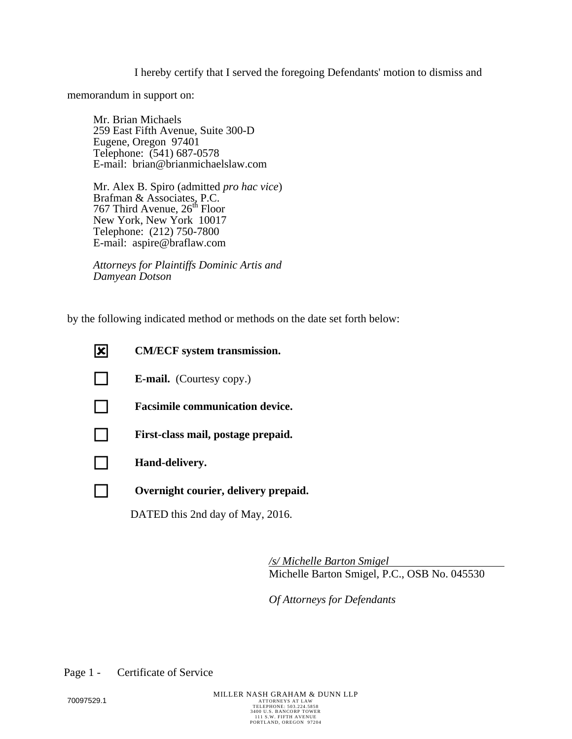I hereby certify that I served the foregoing Defendants' motion to dismiss and memorandum in support on:

Mr. Brian Michaels
259 East Fifth Avenue, Suite 300-D
Eugene, Oregon 97401
Telephone: (541) 687-0578
E-mail: brian@brianmichaelslaw.com

Mr. Alex B. Spiro (admitted *pro hac vice*)
Brafman & Associates, P.C.
767 Third Avenue, 26th Floor
New York, New York 10017
Telephone: (212) 750-7800
E-mail: aspire@braflaw.com

*Attorneys for Plaintiffs Dominic Artis and Damyean Dotson*

by the following indicated method or methods on the date set forth below:

☒ **CM/ECF system transmission.**

☐ **E-mail.** (Courtesy copy.)

☐ **Facsimile communication device.**

☐ **First-class mail, postage prepaid.**

☐ **Hand-delivery.**

☐ **Overnight courier, delivery prepaid.**

DATED this 2nd day of May, 2016.

*/s/ Michelle Barton Smigel*
Michelle Barton Smigel, P.C., OSB No. 045530

*Of Attorneys for Defendants*

Page 1 - Certificate of Service

70097529.1

MILLER NASH GRAHAM & DUNN LLP
ATTORNEYS AT LAW
TELEPHONE: 503.224.5858
3400 U.S. BANCORP TOWER
111 S.W. FIFTH AVENUE
PORTLAND, OREGON 97204